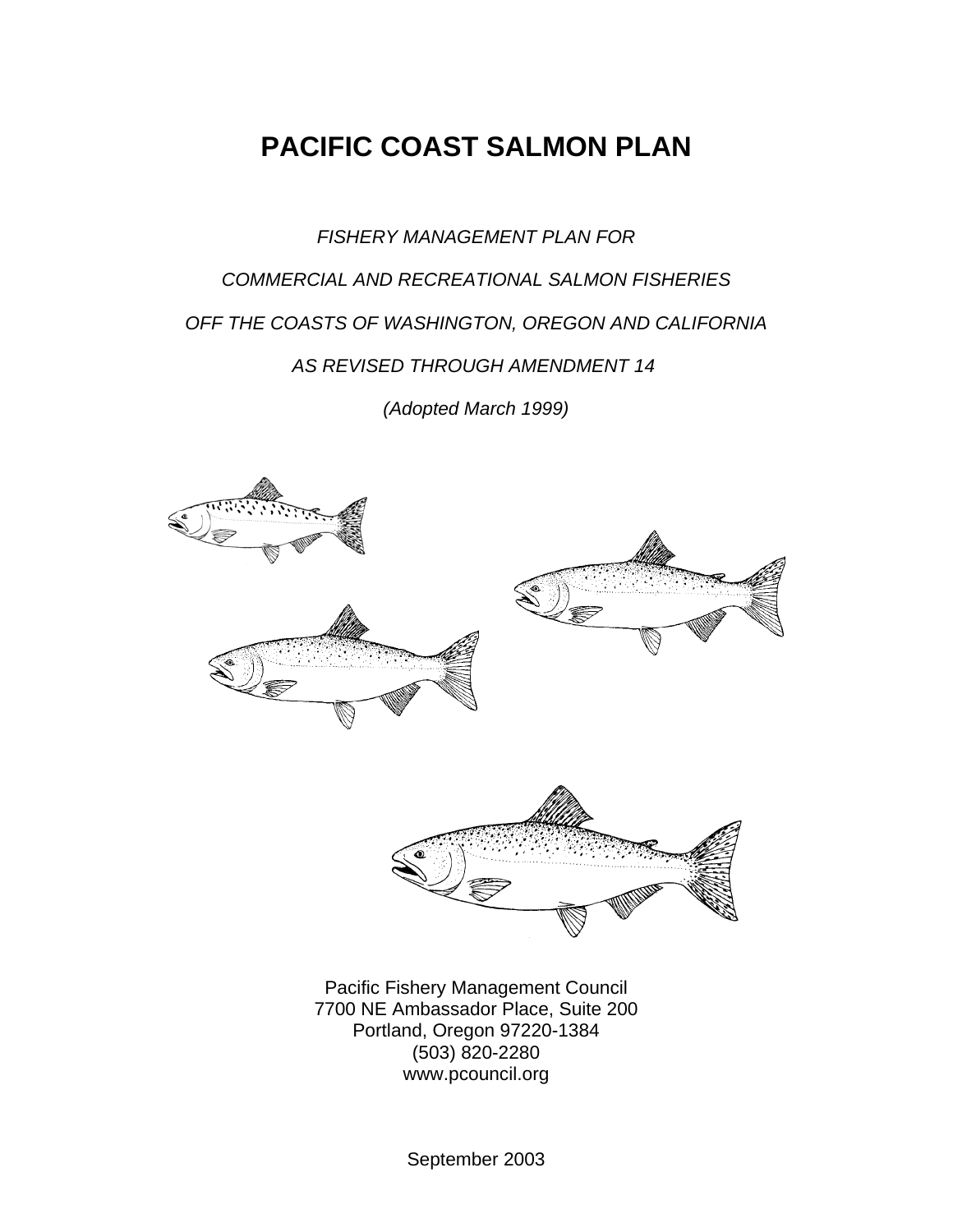# PACIFIC COAST SALMON PLAN

*FISHERY MANAGEMENT PLAN FOR*

*COMMERCIAL AND RECREATIONAL SALMON FISHERIES*

*OFF THE COASTS OF WASHINGTON, OREGON AND CALIFORNIA*

*AS REVISED THROUGH AMENDMENT 14*

*(Adopted March 1999)*

Pacific Fishery Management Council
7700 NE Ambassador Place, Suite 200
Portland, Oregon 97220-1384
(503) 820-2280
www.pcouncil.org

September 2003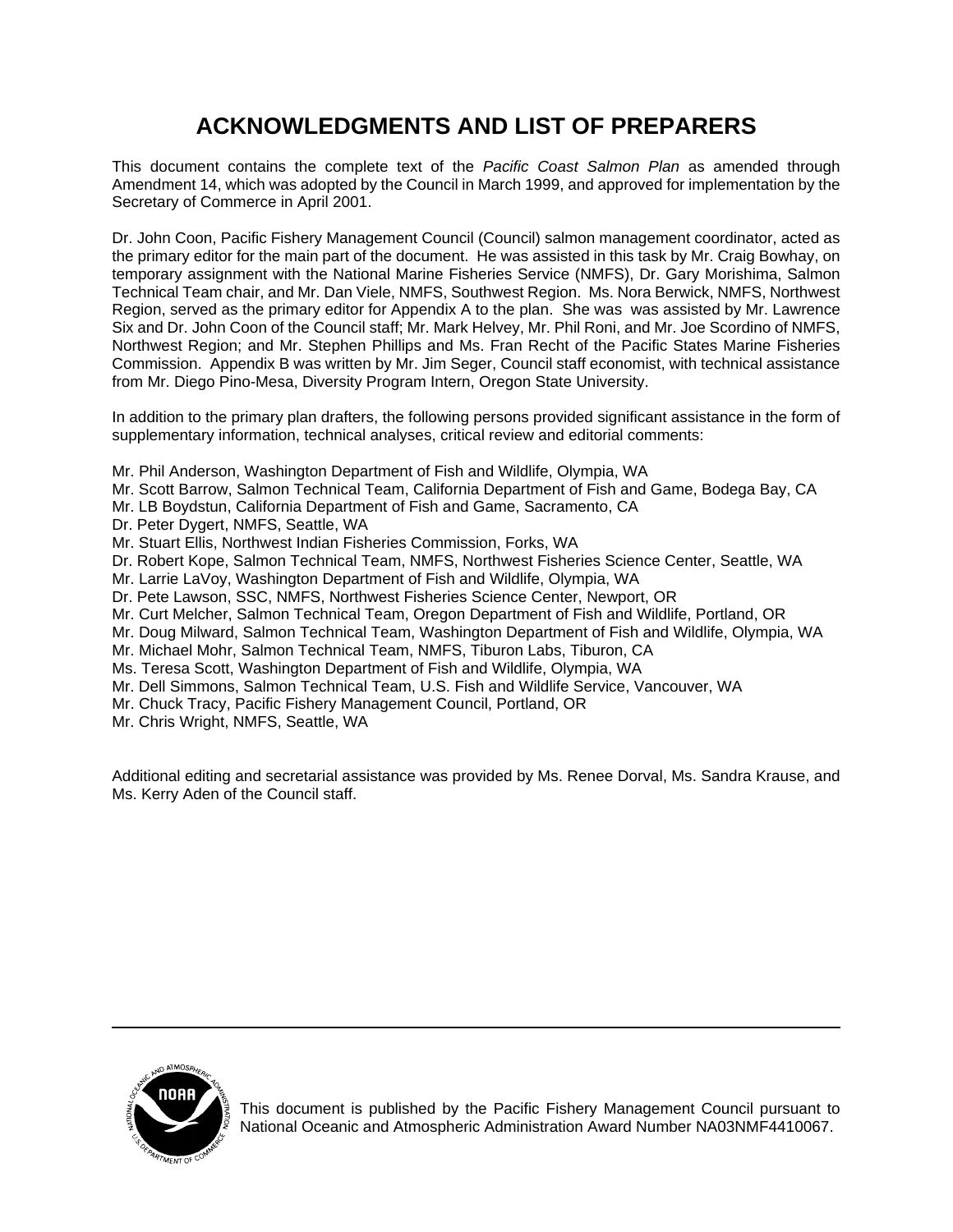# ACKNOWLEDGMENTS AND LIST OF PREPARERS

This document contains the complete text of the *Pacific Coast Salmon Plan* as amended through Amendment 14, which was adopted by the Council in March 1999, and approved for implementation by the Secretary of Commerce in April 2001.

Dr. John Coon, Pacific Fishery Management Council (Council) salmon management coordinator, acted as the primary editor for the main part of the document. He was assisted in this task by Mr. Craig Bowhay, on temporary assignment with the National Marine Fisheries Service (NMFS), Dr. Gary Morishima, Salmon Technical Team chair, and Mr. Dan Viele, NMFS, Southwest Region. Ms. Nora Berwick, NMFS, Northwest Region, served as the primary editor for Appendix A to the plan. She was was assisted by Mr. Lawrence Six and Dr. John Coon of the Council staff; Mr. Mark Helvey, Mr. Phil Roni, and Mr. Joe Scordino of NMFS, Northwest Region; and Mr. Stephen Phillips and Ms. Fran Recht of the Pacific States Marine Fisheries Commission. Appendix B was written by Mr. Jim Seger, Council staff economist, with technical assistance from Mr. Diego Pino-Mesa, Diversity Program Intern, Oregon State University.

In addition to the primary plan drafters, the following persons provided significant assistance in the form of supplementary information, technical analyses, critical review and editorial comments:

Mr. Phil Anderson, Washington Department of Fish and Wildlife, Olympia, WA
Mr. Scott Barrow, Salmon Technical Team, California Department of Fish and Game, Bodega Bay, CA
Mr. LB Boydstun, California Department of Fish and Game, Sacramento, CA
Dr. Peter Dygert, NMFS, Seattle, WA
Mr. Stuart Ellis, Northwest Indian Fisheries Commission, Forks, WA
Dr. Robert Kope, Salmon Technical Team, NMFS, Northwest Fisheries Science Center, Seattle, WA
Mr. Larrie LaVoy, Washington Department of Fish and Wildlife, Olympia, WA
Dr. Pete Lawson, SSC, NMFS, Northwest Fisheries Science Center, Newport, OR
Mr. Curt Melcher, Salmon Technical Team, Oregon Department of Fish and Wildlife, Portland, OR
Mr. Doug Milward, Salmon Technical Team, Washington Department of Fish and Wildlife, Olympia, WA
Mr. Michael Mohr, Salmon Technical Team, NMFS, Tiburon Labs, Tiburon, CA
Ms. Teresa Scott, Washington Department of Fish and Wildlife, Olympia, WA
Mr. Dell Simmons, Salmon Technical Team, U.S. Fish and Wildlife Service, Vancouver, WA
Mr. Chuck Tracy, Pacific Fishery Management Council, Portland, OR
Mr. Chris Wright, NMFS, Seattle, WA

Additional editing and secretarial assistance was provided by Ms. Renee Dorval, Ms. Sandra Krause, and Ms. Kerry Aden of the Council staff.

---

This document is published by the Pacific Fishery Management Council pursuant to National Oceanic and Atmospheric Administration Award Number NA03NMF4410067.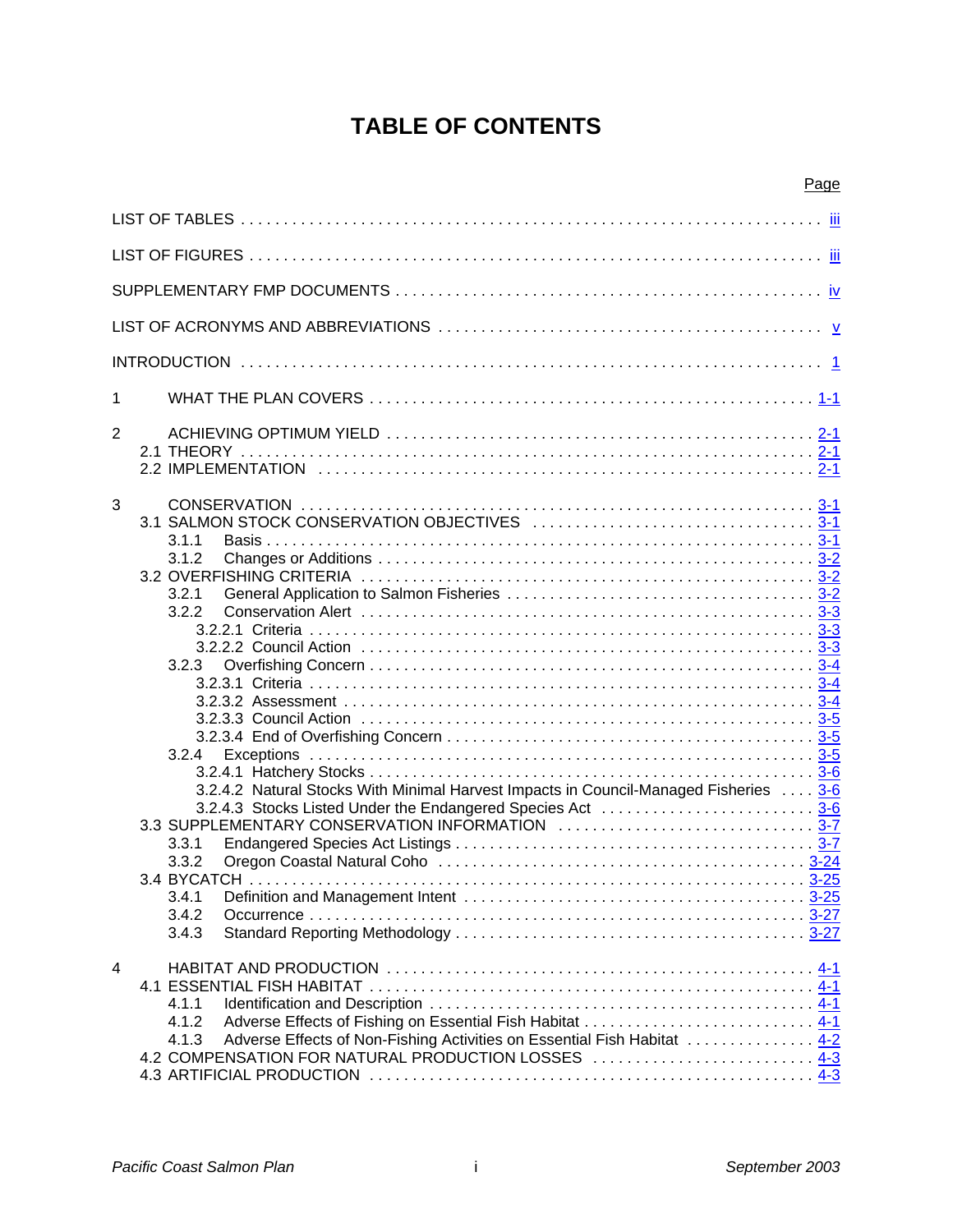# TABLE OF CONTENTS

| | Page |
|---|---|
| LIST OF TABLES | iii |
| LIST OF FIGURES | iii |
| SUPPLEMENTARY FMP DOCUMENTS | iv |
| LIST OF ACRONYMS AND ABBREVIATIONS | v |
| INTRODUCTION | 1 |
| 1 WHAT THE PLAN COVERS | 1-1 |
| 2 ACHIEVING OPTIMUM YIELD | 2-1 |
| 2.1 THEORY | 2-1 |
| 2.2 IMPLEMENTATION | 2-1 |
| 3 CONSERVATION | 3-1 |
| 3.1 SALMON STOCK CONSERVATION OBJECTIVES | 3-1 |
| 3.1.1 Basis | 3-1 |
| 3.1.2 Changes or Additions | 3-2 |
| 3.2 OVERFISHING CRITERIA | 3-2 |
| 3.2.1 General Application to Salmon Fisheries | 3-2 |
| 3.2.2 Conservation Alert | 3-3 |
| 3.2.2.1 Criteria | 3-3 |
| 3.2.2.2 Council Action | 3-3 |
| 3.2.3 Overfishing Concern | 3-4 |
| 3.2.3.1 Criteria | 3-4 |
| 3.2.3.2 Assessment | 3-4 |
| 3.2.3.3 Council Action | 3-5 |
| 3.2.3.4 End of Overfishing Concern | 3-5 |
| 3.2.4 Exceptions | 3-5 |
| 3.2.4.1 Hatchery Stocks | 3-6 |
| 3.2.4.2 Natural Stocks With Minimal Harvest Impacts in Council-Managed Fisheries | 3-6 |
| 3.2.4.3 Stocks Listed Under the Endangered Species Act | 3-6 |
| 3.3 SUPPLEMENTARY CONSERVATION INFORMATION | 3-7 |
| 3.3.1 Endangered Species Act Listings | 3-7 |
| 3.3.2 Oregon Coastal Natural Coho | 3-24 |
| 3.4 BYCATCH | 3-25 |
| 3.4.1 Definition and Management Intent | 3-25 |
| 3.4.2 Occurrence | 3-27 |
| 3.4.3 Standard Reporting Methodology | 3-27 |
| 4 HABITAT AND PRODUCTION | 4-1 |
| 4.1 ESSENTIAL FISH HABITAT | 4-1 |
| 4.1.1 Identification and Description | 4-1 |
| 4.1.2 Adverse Effects of Fishing on Essential Fish Habitat | 4-1 |
| 4.1.3 Adverse Effects of Non-Fishing Activities on Essential Fish Habitat | 4-2 |
| 4.2 COMPENSATION FOR NATURAL PRODUCTION LOSSES | 4-3 |
| 4.3 ARTIFICIAL PRODUCTION | 4-3 |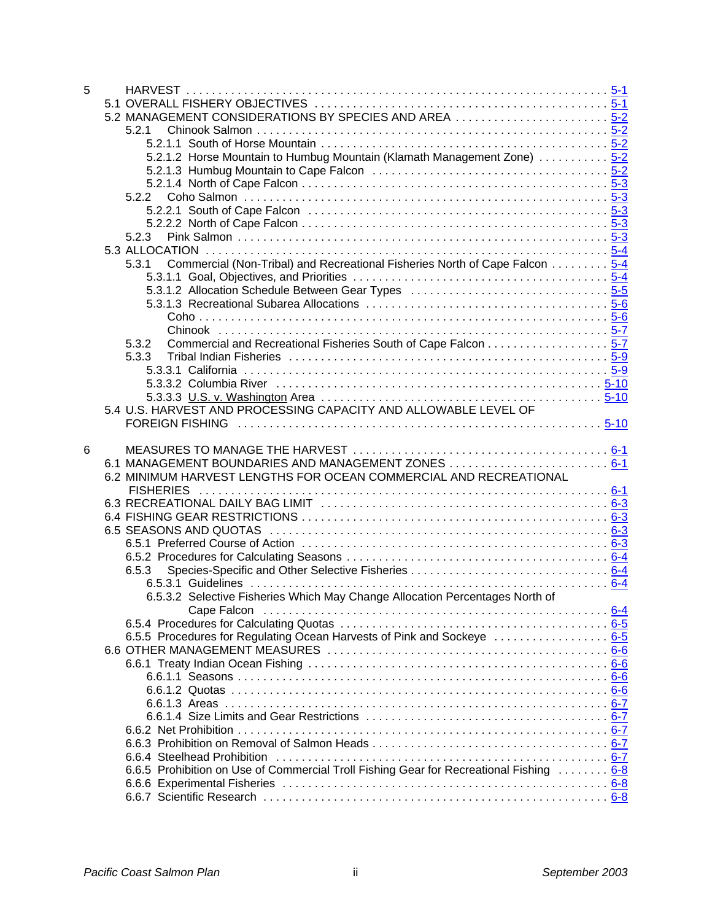5 HARVEST ..... 5-1

5.1 OVERALL FISHERY OBJECTIVES ..... 5-1

5.2 MANAGEMENT CONSIDERATIONS BY SPECIES AND AREA ..... 5-2

5.2.1 Chinook Salmon ..... 5-2

5.2.1.1 South of Horse Mountain ..... 5-2

5.2.1.2 Horse Mountain to Humbug Mountain (Klamath Management Zone) ..... 5-2

5.2.1.3 Humbug Mountain to Cape Falcon ..... 5-2

5.2.1.4 North of Cape Falcon ..... 5-3

5.2.2 Coho Salmon ..... 5-3

5.2.2.1 South of Cape Falcon ..... 5-3

5.2.2.2 North of Cape Falcon ..... 5-3

5.2.3 Pink Salmon ..... 5-3

5.3 ALLOCATION ..... 5-4

5.3.1 Commercial (Non-Tribal) and Recreational Fisheries North of Cape Falcon ..... 5-4

5.3.1.1 Goal, Objectives, and Priorities ..... 5-4

5.3.1.2 Allocation Schedule Between Gear Types ..... 5-5

5.3.1.3 Recreational Subarea Allocations ..... 5-6

Coho ..... 5-6

Chinook ..... 5-7

5.3.2 Commercial and Recreational Fisheries South of Cape Falcon ..... 5-7

5.3.3 Tribal Indian Fisheries ..... 5-9

5.3.3.1 California ..... 5-9

5.3.3.2 Columbia River ..... 5-10

5.3.3.3 U.S. v. Washington Area ..... 5-10

5.4 U.S. HARVEST AND PROCESSING CAPACITY AND ALLOWABLE LEVEL OF FOREIGN FISHING ..... 5-10

6 MEASURES TO MANAGE THE HARVEST ..... 6-1

6.1 MANAGEMENT BOUNDARIES AND MANAGEMENT ZONES ..... 6-1

6.2 MINIMUM HARVEST LENGTHS FOR OCEAN COMMERCIAL AND RECREATIONAL FISHERIES ..... 6-1

6.3 RECREATIONAL DAILY BAG LIMIT ..... 6-3

6.4 FISHING GEAR RESTRICTIONS ..... 6-3

6.5 SEASONS AND QUOTAS ..... 6-3

6.5.1 Preferred Course of Action ..... 6-3

6.5.2 Procedures for Calculating Seasons ..... 6-4

6.5.3 Species-Specific and Other Selective Fisheries ..... 6-4

6.5.3.1 Guidelines ..... 6-4

6.5.3.2 Selective Fisheries Which May Change Allocation Percentages North of Cape Falcon ..... 6-4

6.5.4 Procedures for Calculating Quotas ..... 6-5

6.5.5 Procedures for Regulating Ocean Harvests of Pink and Sockeye ..... 6-5

6.6 OTHER MANAGEMENT MEASURES ..... 6-6

6.6.1 Treaty Indian Ocean Fishing ..... 6-6

6.6.1.1 Seasons ..... 6-6

6.6.1.2 Quotas ..... 6-6

6.6.1.3 Areas ..... 6-7

6.6.1.4 Size Limits and Gear Restrictions ..... 6-7

6.6.2 Net Prohibition ..... 6-7

6.6.3 Prohibition on Removal of Salmon Heads ..... 6-7

6.6.4 Steelhead Prohibition ..... 6-7

6.6.5 Prohibition on Use of Commercial Troll Fishing Gear for Recreational Fishing ..... 6-8

6.6.6 Experimental Fisheries ..... 6-8

6.6.7 Scientific Research ..... 6-8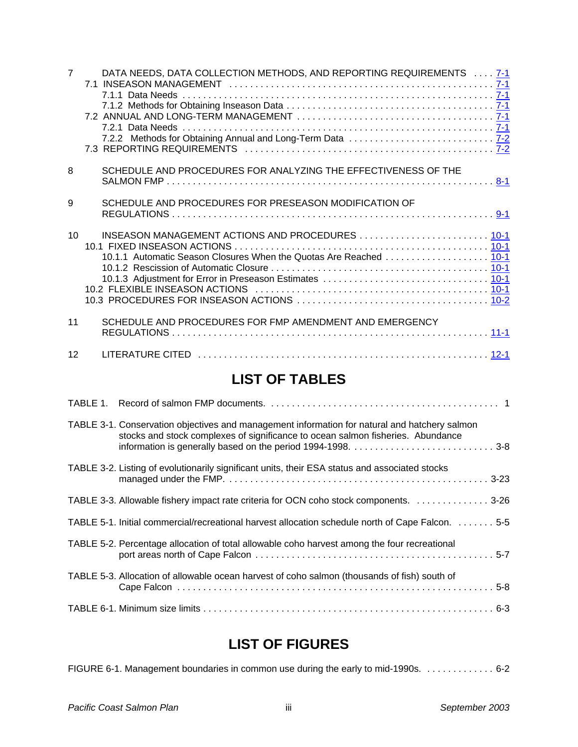7 DATA NEEDS, DATA COLLECTION METHODS, AND REPORTING REQUIREMENTS . . . . 7-1
- 7.1 INSEASON MANAGEMENT . . . . 7-1
  - 7.1.1 Data Needs . . . . 7-1
  - 7.1.2 Methods for Obtaining Inseason Data . . . . 7-1
- 7.2 ANNUAL AND LONG-TERM MANAGEMENT . . . . 7-1
  - 7.2.1 Data Needs . . . . 7-1
  - 7.2.2 Methods for Obtaining Annual and Long-Term Data . . . . 7-2
- 7.3 REPORTING REQUIREMENTS . . . . 7-2

8 SCHEDULE AND PROCEDURES FOR ANALYZING THE EFFECTIVENESS OF THE SALMON FMP . . . . 8-1

9 SCHEDULE AND PROCEDURES FOR PRESEASON MODIFICATION OF REGULATIONS . . . . 9-1

10 INSEASON MANAGEMENT ACTIONS AND PROCEDURES . . . . 10-1
- 10.1 FIXED INSEASON ACTIONS . . . . 10-1
  - 10.1.1 Automatic Season Closures When the Quotas Are Reached . . . . 10-1
  - 10.1.2 Rescission of Automatic Closure . . . . 10-1
  - 10.1.3 Adjustment for Error in Preseason Estimates . . . . 10-1
- 10.2 FLEXIBLE INSEASON ACTIONS . . . . 10-1
- 10.3 PROCEDURES FOR INSEASON ACTIONS . . . . 10-2

11 SCHEDULE AND PROCEDURES FOR FMP AMENDMENT AND EMERGENCY REGULATIONS . . . . 11-1

12 LITERATURE CITED . . . . 12-1

## LIST OF TABLES

TABLE 1. Record of salmon FMP documents. . . . . 1

TABLE 3-1. Conservation objectives and management information for natural and hatchery salmon stocks and stock complexes of significance to ocean salmon fisheries. Abundance information is generally based on the period 1994-1998. . . . . 3-8

TABLE 3-2. Listing of evolutionarily significant units, their ESA status and associated stocks managed under the FMP. . . . . 3-23

TABLE 3-3. Allowable fishery impact rate criteria for OCN coho stock components. . . . . 3-26

TABLE 5-1. Initial commercial/recreational harvest allocation schedule north of Cape Falcon. . . . . 5-5

TABLE 5-2. Percentage allocation of total allowable coho harvest among the four recreational port areas north of Cape Falcon . . . . 5-7

TABLE 5-3. Allocation of allowable ocean harvest of coho salmon (thousands of fish) south of Cape Falcon . . . . 5-8

TABLE 6-1. Minimum size limits . . . . 6-3

## LIST OF FIGURES

FIGURE 6-1. Management boundaries in common use during the early to mid-1990s. . . . . 6-2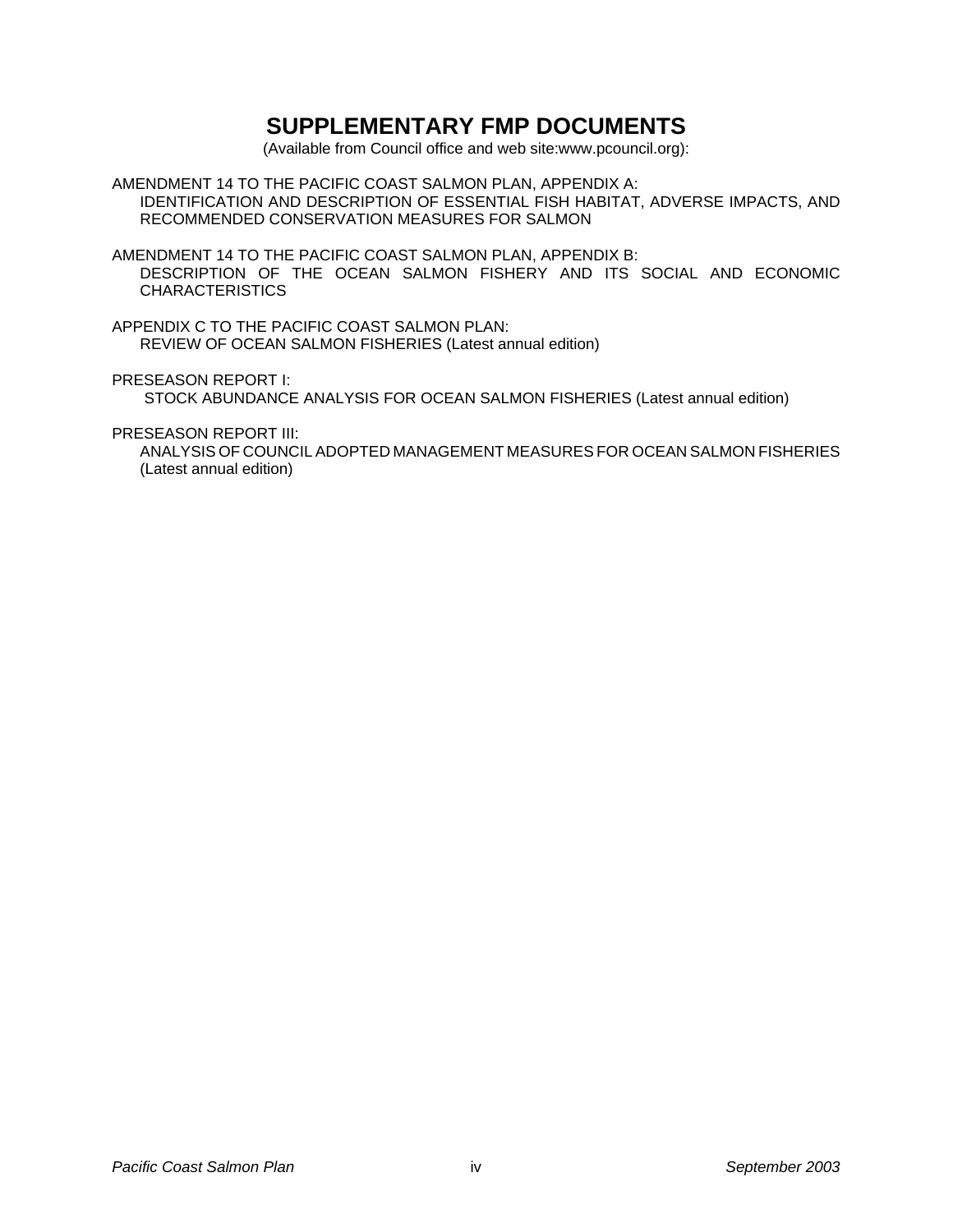# SUPPLEMENTARY FMP DOCUMENTS

(Available from Council office and web site:www.pcouncil.org):

AMENDMENT 14 TO THE PACIFIC COAST SALMON PLAN, APPENDIX A:
IDENTIFICATION AND DESCRIPTION OF ESSENTIAL FISH HABITAT, ADVERSE IMPACTS, AND RECOMMENDED CONSERVATION MEASURES FOR SALMON

AMENDMENT 14 TO THE PACIFIC COAST SALMON PLAN, APPENDIX B:
DESCRIPTION OF THE OCEAN SALMON FISHERY AND ITS SOCIAL AND ECONOMIC CHARACTERISTICS

APPENDIX C TO THE PACIFIC COAST SALMON PLAN:
REVIEW OF OCEAN SALMON FISHERIES (Latest annual edition)

PRESEASON REPORT I:
STOCK ABUNDANCE ANALYSIS FOR OCEAN SALMON FISHERIES (Latest annual edition)

PRESEASON REPORT III:
ANALYSIS OF COUNCIL ADOPTED MANAGEMENT MEASURES FOR OCEAN SALMON FISHERIES (Latest annual edition)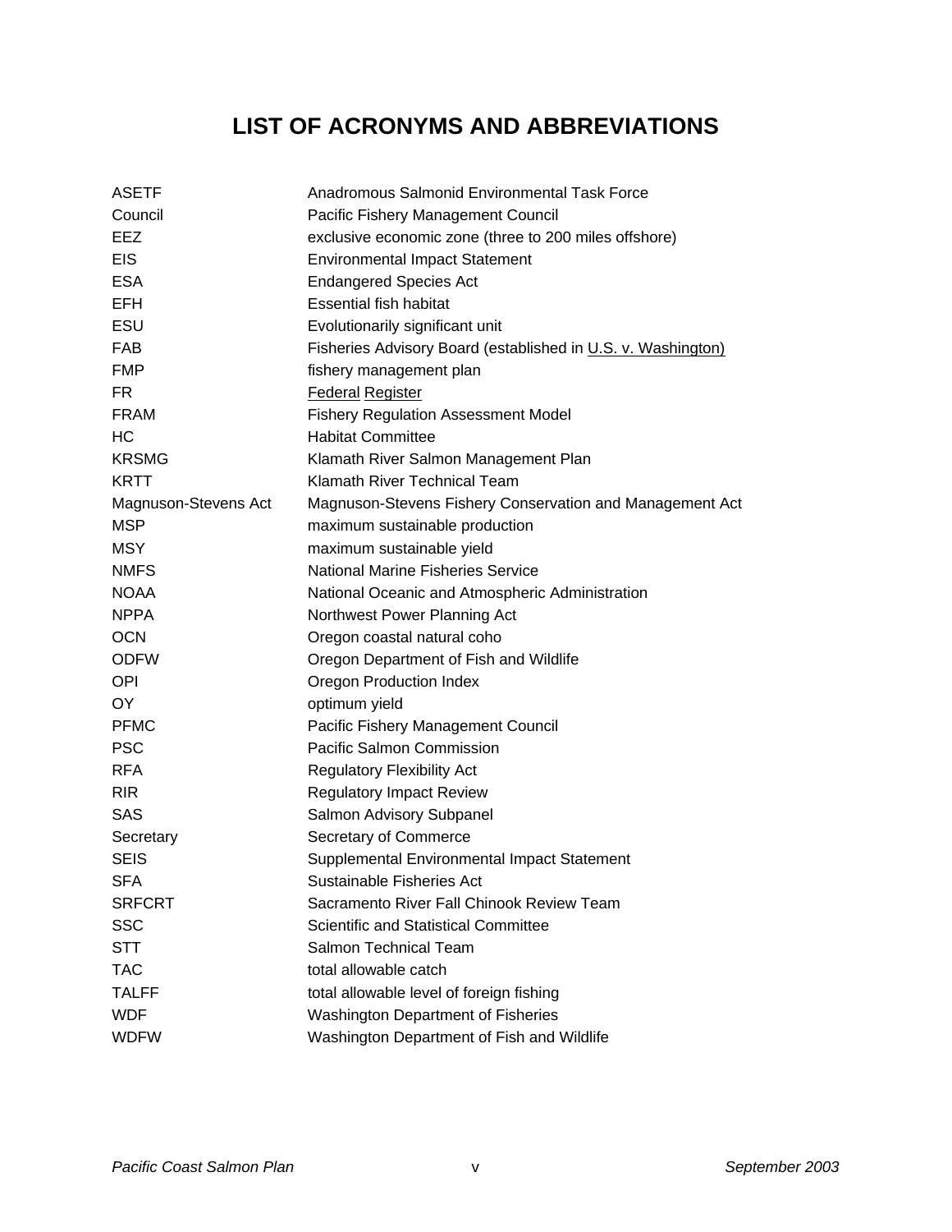# LIST OF ACRONYMS AND ABBREVIATIONS

| | |
|---|---|
| ASETF | Anadromous Salmonid Environmental Task Force |
| Council | Pacific Fishery Management Council |
| EEZ | exclusive economic zone (three to 200 miles offshore) |
| EIS | Environmental Impact Statement |
| ESA | Endangered Species Act |
| EFH | Essential fish habitat |
| ESU | Evolutionarily significant unit |
| FAB | Fisheries Advisory Board (established in U.S. v. Washington) |
| FMP | fishery management plan |
| FR | Federal Register |
| FRAM | Fishery Regulation Assessment Model |
| HC | Habitat Committee |
| KRSMG | Klamath River Salmon Management Plan |
| KRTT | Klamath River Technical Team |
| Magnuson-Stevens Act | Magnuson-Stevens Fishery Conservation and Management Act |
| MSP | maximum sustainable production |
| MSY | maximum sustainable yield |
| NMFS | National Marine Fisheries Service |
| NOAA | National Oceanic and Atmospheric Administration |
| NPPA | Northwest Power Planning Act |
| OCN | Oregon coastal natural coho |
| ODFW | Oregon Department of Fish and Wildlife |
| OPI | Oregon Production Index |
| OY | optimum yield |
| PFMC | Pacific Fishery Management Council |
| PSC | Pacific Salmon Commission |
| RFA | Regulatory Flexibility Act |
| RIR | Regulatory Impact Review |
| SAS | Salmon Advisory Subpanel |
| Secretary | Secretary of Commerce |
| SEIS | Supplemental Environmental Impact Statement |
| SFA | Sustainable Fisheries Act |
| SRFCRT | Sacramento River Fall Chinook Review Team |
| SSC | Scientific and Statistical Committee |
| STT | Salmon Technical Team |
| TAC | total allowable catch |
| TALFF | total allowable level of foreign fishing |
| WDF | Washington Department of Fisheries |
| WDFW | Washington Department of Fish and Wildlife |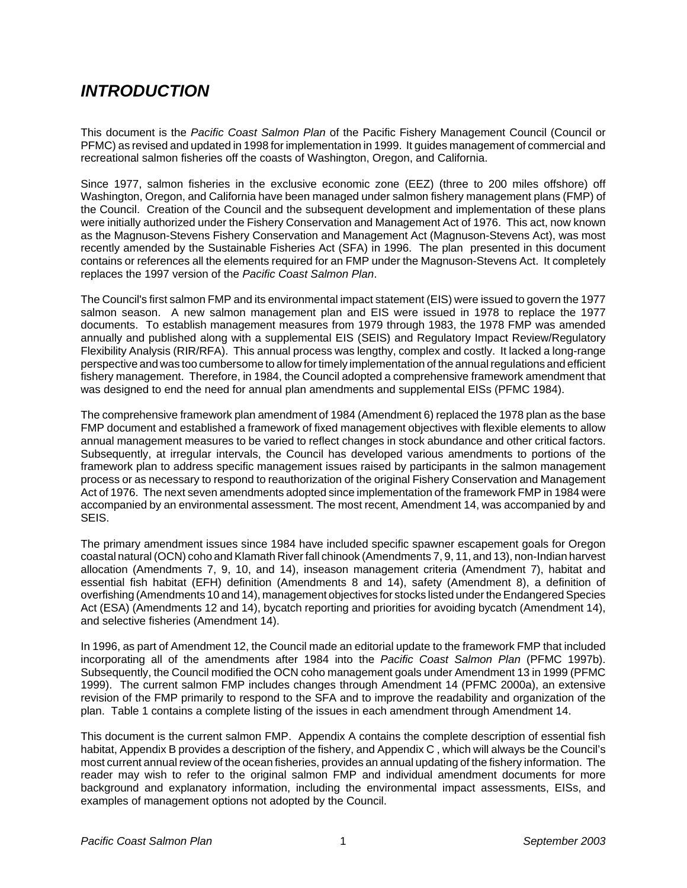# *INTRODUCTION*

This document is the *Pacific Coast Salmon Plan* of the Pacific Fishery Management Council (Council or PFMC) as revised and updated in 1998 for implementation in 1999. It guides management of commercial and recreational salmon fisheries off the coasts of Washington, Oregon, and California.

Since 1977, salmon fisheries in the exclusive economic zone (EEZ) (three to 200 miles offshore) off Washington, Oregon, and California have been managed under salmon fishery management plans (FMP) of the Council. Creation of the Council and the subsequent development and implementation of these plans were initially authorized under the Fishery Conservation and Management Act of 1976. This act, now known as the Magnuson-Stevens Fishery Conservation and Management Act (Magnuson-Stevens Act), was most recently amended by the Sustainable Fisheries Act (SFA) in 1996. The plan presented in this document contains or references all the elements required for an FMP under the Magnuson-Stevens Act. It completely replaces the 1997 version of the *Pacific Coast Salmon Plan*.

The Council's first salmon FMP and its environmental impact statement (EIS) were issued to govern the 1977 salmon season. A new salmon management plan and EIS were issued in 1978 to replace the 1977 documents. To establish management measures from 1979 through 1983, the 1978 FMP was amended annually and published along with a supplemental EIS (SEIS) and Regulatory Impact Review/Regulatory Flexibility Analysis (RIR/RFA). This annual process was lengthy, complex and costly. It lacked a long-range perspective and was too cumbersome to allow for timely implementation of the annual regulations and efficient fishery management. Therefore, in 1984, the Council adopted a comprehensive framework amendment that was designed to end the need for annual plan amendments and supplemental EISs (PFMC 1984).

The comprehensive framework plan amendment of 1984 (Amendment 6) replaced the 1978 plan as the base FMP document and established a framework of fixed management objectives with flexible elements to allow annual management measures to be varied to reflect changes in stock abundance and other critical factors. Subsequently, at irregular intervals, the Council has developed various amendments to portions of the framework plan to address specific management issues raised by participants in the salmon management process or as necessary to respond to reauthorization of the original Fishery Conservation and Management Act of 1976. The next seven amendments adopted since implementation of the framework FMP in 1984 were accompanied by an environmental assessment. The most recent, Amendment 14, was accompanied by and SEIS.

The primary amendment issues since 1984 have included specific spawner escapement goals for Oregon coastal natural (OCN) coho and Klamath River fall chinook (Amendments 7, 9, 11, and 13), non-Indian harvest allocation (Amendments 7, 9, 10, and 14), inseason management criteria (Amendment 7), habitat and essential fish habitat (EFH) definition (Amendments 8 and 14), safety (Amendment 8), a definition of overfishing (Amendments 10 and 14), management objectives for stocks listed under the Endangered Species Act (ESA) (Amendments 12 and 14), bycatch reporting and priorities for avoiding bycatch (Amendment 14), and selective fisheries (Amendment 14).

In 1996, as part of Amendment 12, the Council made an editorial update to the framework FMP that included incorporating all of the amendments after 1984 into the *Pacific Coast Salmon Plan* (PFMC 1997b). Subsequently, the Council modified the OCN coho management goals under Amendment 13 in 1999 (PFMC 1999). The current salmon FMP includes changes through Amendment 14 (PFMC 2000a), an extensive revision of the FMP primarily to respond to the SFA and to improve the readability and organization of the plan. Table 1 contains a complete listing of the issues in each amendment through Amendment 14.

This document is the current salmon FMP. Appendix A contains the complete description of essential fish habitat, Appendix B provides a description of the fishery, and Appendix C , which will always be the Council's most current annual review of the ocean fisheries, provides an annual updating of the fishery information. The reader may wish to refer to the original salmon FMP and individual amendment documents for more background and explanatory information, including the environmental impact assessments, EISs, and examples of management options not adopted by the Council.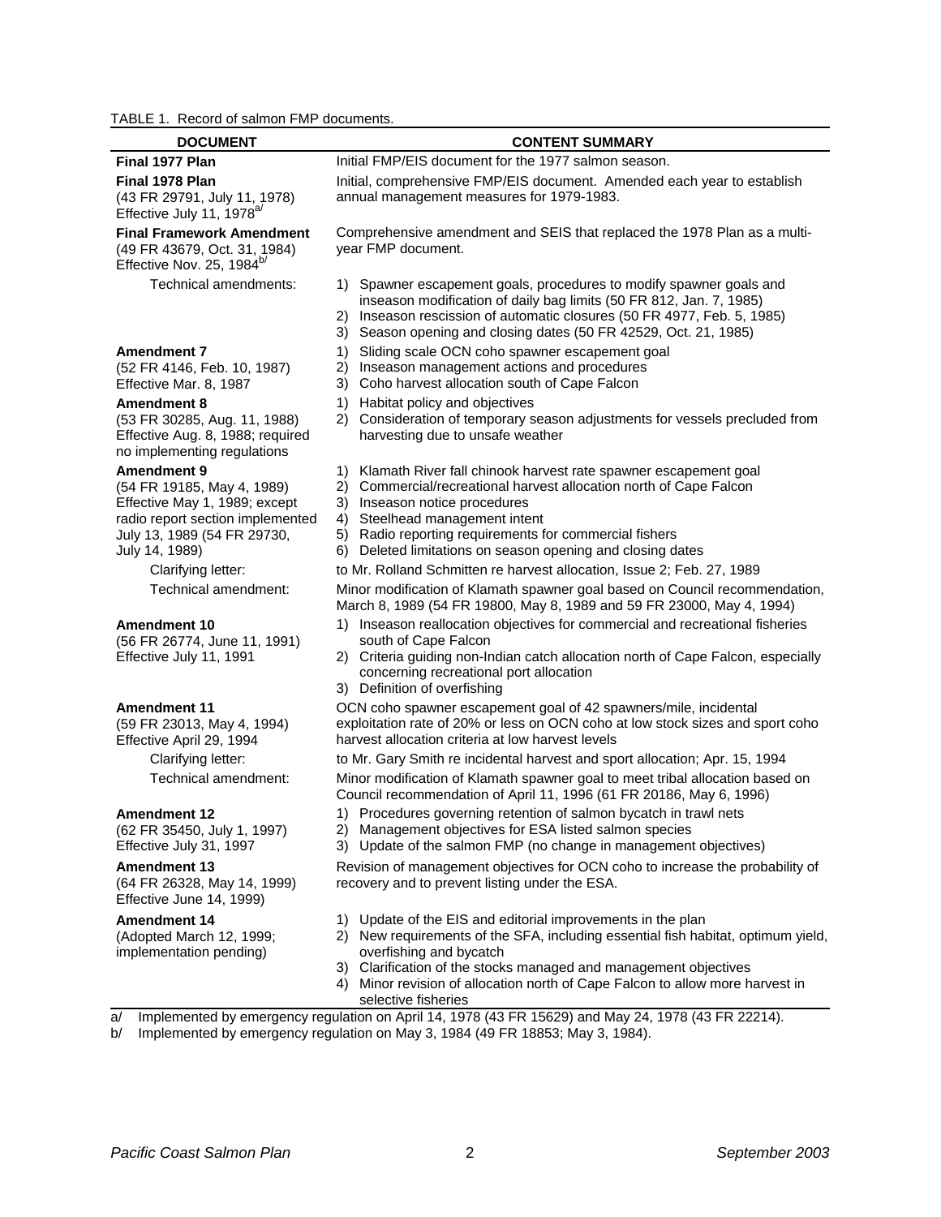TABLE 1. Record of salmon FMP documents.

| DOCUMENT | CONTENT SUMMARY |
|---|---|
| **Final 1977 Plan** | Initial FMP/EIS document for the 1977 salmon season. |
| **Final 1978 Plan** (43 FR 29791, July 11, 1978) Effective July 11, 1978[a/] | Initial, comprehensive FMP/EIS document. Amended each year to establish annual management measures for 1979-1983. |
| **Final Framework Amendment** (49 FR 43679, Oct. 31, 1984) Effective Nov. 25, 1984[b/] | Comprehensive amendment and SEIS that replaced the 1978 Plan as a multi-year FMP document. |
| Technical amendments: | 1) Spawner escapement goals, procedures to modify spawner goals and inseason modification of daily bag limits (50 FR 812, Jan. 7, 1985) 2) Inseason rescission of automatic closures (50 FR 4977, Feb. 5, 1985) 3) Season opening and closing dates (50 FR 42529, Oct. 21, 1985) |
| **Amendment 7** (52 FR 4146, Feb. 10, 1987) Effective Mar. 8, 1987 | 1) Sliding scale OCN coho spawner escapement goal 2) Inseason management actions and procedures 3) Coho harvest allocation south of Cape Falcon |
| **Amendment 8** (53 FR 30285, Aug. 11, 1988) Effective Aug. 8, 1988; required no implementing regulations | 1) Habitat policy and objectives 2) Consideration of temporary season adjustments for vessels precluded from harvesting due to unsafe weather |
| **Amendment 9** (54 FR 19185, May 4, 1989) Effective May 1, 1989; except radio report section implemented July 13, 1989 (54 FR 29730, July 14, 1989) | 1) Klamath River fall chinook harvest rate spawner escapement goal 2) Commercial/recreational harvest allocation north of Cape Falcon 3) Inseason notice procedures 4) Steelhead management intent 5) Radio reporting requirements for commercial fishers 6) Deleted limitations on season opening and closing dates |
| Clarifying letter: | to Mr. Rolland Schmitten re harvest allocation, Issue 2; Feb. 27, 1989 |
| Technical amendment: | Minor modification of Klamath spawner goal based on Council recommendation, March 8, 1989 (54 FR 19800, May 8, 1989 and 59 FR 23000, May 4, 1994) |
| **Amendment 10** (56 FR 26774, June 11, 1991) Effective July 11, 1991 | 1) Inseason reallocation objectives for commercial and recreational fisheries south of Cape Falcon 2) Criteria guiding non-Indian catch allocation north of Cape Falcon, especially concerning recreational port allocation 3) Definition of overfishing |
| **Amendment 11** (59 FR 23013, May 4, 1994) Effective April 29, 1994 | OCN coho spawner escapement goal of 42 spawners/mile, incidental exploitation rate of 20% or less on OCN coho at low stock sizes and sport coho harvest allocation criteria at low harvest levels |
| Clarifying letter: | to Mr. Gary Smith re incidental harvest and sport allocation; Apr. 15, 1994 |
| Technical amendment: | Minor modification of Klamath spawner goal to meet tribal allocation based on Council recommendation of April 11, 1996 (61 FR 20186, May 6, 1996) |
| **Amendment 12** (62 FR 35450, July 1, 1997) Effective July 31, 1997 | 1) Procedures governing retention of salmon bycatch in trawl nets 2) Management objectives for ESA listed salmon species 3) Update of the salmon FMP (no change in management objectives) |
| **Amendment 13** (64 FR 26328, May 14, 1999) Effective June 14, 1999) | Revision of management objectives for OCN coho to increase the probability of recovery and to prevent listing under the ESA. |
| **Amendment 14** (Adopted March 12, 1999; implementation pending) | 1) Update of the EIS and editorial improvements in the plan 2) New requirements of the SFA, including essential fish habitat, optimum yield, overfishing and bycatch 3) Clarification of the stocks managed and management objectives 4) Minor revision of allocation north of Cape Falcon to allow more harvest in selective fisheries |

a/ Implemented by emergency regulation on April 14, 1978 (43 FR 15629) and May 24, 1978 (43 FR 22214).

b/ Implemented by emergency regulation on May 3, 1984 (49 FR 18853; May 3, 1984).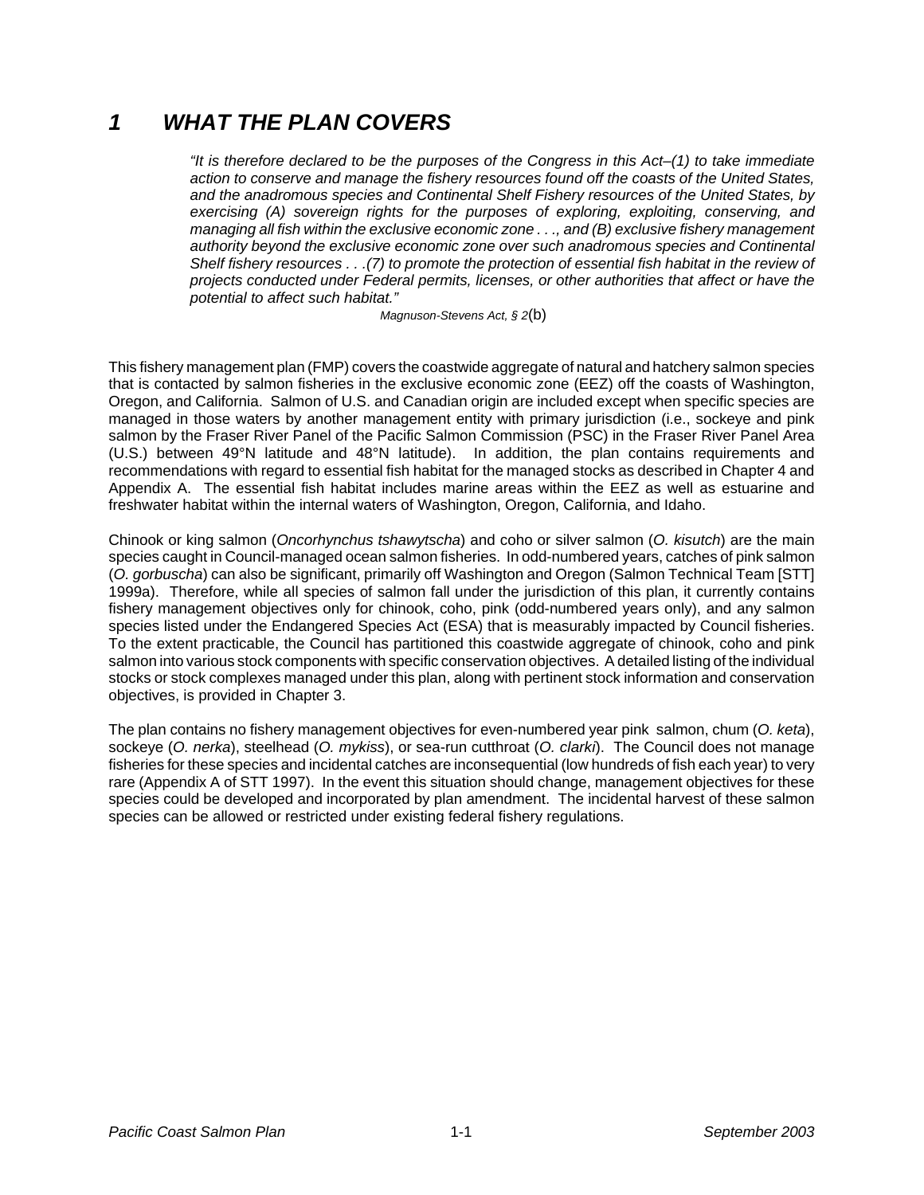# *1 WHAT THE PLAN COVERS*

> *"It is therefore declared to be the purposes of the Congress in this Act–(1) to take immediate action to conserve and manage the fishery resources found off the coasts of the United States, and the anadromous species and Continental Shelf Fishery resources of the United States, by exercising (A) sovereign rights for the purposes of exploring, exploiting, conserving, and managing all fish within the exclusive economic zone . . ., and (B) exclusive fishery management authority beyond the exclusive economic zone over such anadromous species and Continental Shelf fishery resources . . .(7) to promote the protection of essential fish habitat in the review of projects conducted under Federal permits, licenses, or other authorities that affect or have the potential to affect such habitat."*
>
> *Magnuson-Stevens Act, § 2*(b)

This fishery management plan (FMP) covers the coastwide aggregate of natural and hatchery salmon species that is contacted by salmon fisheries in the exclusive economic zone (EEZ) off the coasts of Washington, Oregon, and California. Salmon of U.S. and Canadian origin are included except when specific species are managed in those waters by another management entity with primary jurisdiction (i.e., sockeye and pink salmon by the Fraser River Panel of the Pacific Salmon Commission (PSC) in the Fraser River Panel Area (U.S.) between 49°N latitude and 48°N latitude). In addition, the plan contains requirements and recommendations with regard to essential fish habitat for the managed stocks as described in Chapter 4 and Appendix A. The essential fish habitat includes marine areas within the EEZ as well as estuarine and freshwater habitat within the internal waters of Washington, Oregon, California, and Idaho.

Chinook or king salmon (*Oncorhynchus tshawytscha*) and coho or silver salmon (*O. kisutch*) are the main species caught in Council-managed ocean salmon fisheries. In odd-numbered years, catches of pink salmon (*O. gorbuscha*) can also be significant, primarily off Washington and Oregon (Salmon Technical Team [STT] 1999a). Therefore, while all species of salmon fall under the jurisdiction of this plan, it currently contains fishery management objectives only for chinook, coho, pink (odd-numbered years only), and any salmon species listed under the Endangered Species Act (ESA) that is measurably impacted by Council fisheries. To the extent practicable, the Council has partitioned this coastwide aggregate of chinook, coho and pink salmon into various stock components with specific conservation objectives. A detailed listing of the individual stocks or stock complexes managed under this plan, along with pertinent stock information and conservation objectives, is provided in Chapter 3.

The plan contains no fishery management objectives for even-numbered year pink salmon, chum (*O. keta*), sockeye (*O. nerka*), steelhead (*O. mykiss*), or sea-run cutthroat (*O. clarki*). The Council does not manage fisheries for these species and incidental catches are inconsequential (low hundreds of fish each year) to very rare (Appendix A of STT 1997). In the event this situation should change, management objectives for these species could be developed and incorporated by plan amendment. The incidental harvest of these salmon species can be allowed or restricted under existing federal fishery regulations.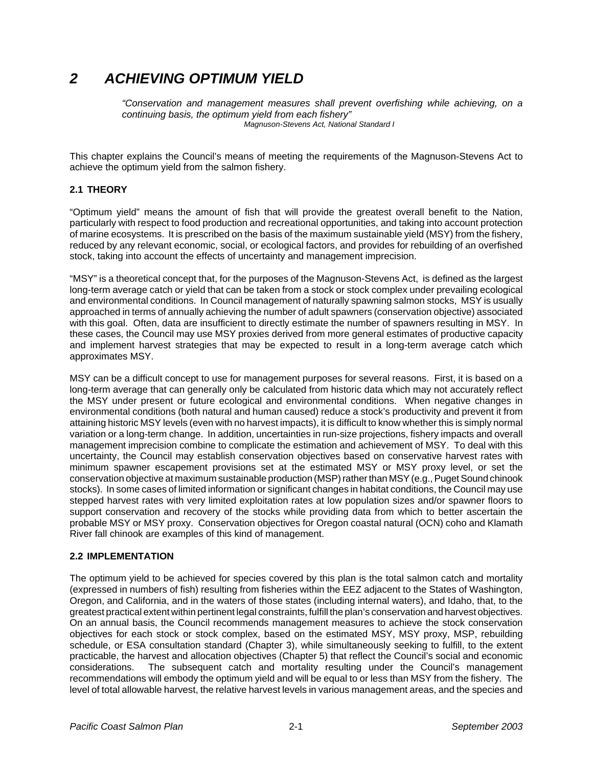# *2 ACHIEVING OPTIMUM YIELD*

> *"Conservation and management measures shall prevent overfishing while achieving, on a continuing basis, the optimum yield from each fishery"*
>
> *Magnuson-Stevens Act, National Standard I*

This chapter explains the Council's means of meeting the requirements of the Magnuson-Stevens Act to achieve the optimum yield from the salmon fishery.

## 2.1 THEORY

"Optimum yield" means the amount of fish that will provide the greatest overall benefit to the Nation, particularly with respect to food production and recreational opportunities, and taking into account protection of marine ecosystems. It is prescribed on the basis of the maximum sustainable yield (MSY) from the fishery, reduced by any relevant economic, social, or ecological factors, and provides for rebuilding of an overfished stock, taking into account the effects of uncertainty and management imprecision.

"MSY" is a theoretical concept that, for the purposes of the Magnuson-Stevens Act, is defined as the largest long-term average catch or yield that can be taken from a stock or stock complex under prevailing ecological and environmental conditions. In Council management of naturally spawning salmon stocks, MSY is usually approached in terms of annually achieving the number of adult spawners (conservation objective) associated with this goal. Often, data are insufficient to directly estimate the number of spawners resulting in MSY. In these cases, the Council may use MSY proxies derived from more general estimates of productive capacity and implement harvest strategies that may be expected to result in a long-term average catch which approximates MSY.

MSY can be a difficult concept to use for management purposes for several reasons. First, it is based on a long-term average that can generally only be calculated from historic data which may not accurately reflect the MSY under present or future ecological and environmental conditions. When negative changes in environmental conditions (both natural and human caused) reduce a stock's productivity and prevent it from attaining historic MSY levels (even with no harvest impacts), it is difficult to know whether this is simply normal variation or a long-term change. In addition, uncertainties in run-size projections, fishery impacts and overall management imprecision combine to complicate the estimation and achievement of MSY. To deal with this uncertainty, the Council may establish conservation objectives based on conservative harvest rates with minimum spawner escapement provisions set at the estimated MSY or MSY proxy level, or set the conservation objective at maximum sustainable production (MSP) rather than MSY (e.g., Puget Sound chinook stocks). In some cases of limited information or significant changes in habitat conditions, the Council may use stepped harvest rates with very limited exploitation rates at low population sizes and/or spawner floors to support conservation and recovery of the stocks while providing data from which to better ascertain the probable MSY or MSY proxy. Conservation objectives for Oregon coastal natural (OCN) coho and Klamath River fall chinook are examples of this kind of management.

## 2.2 IMPLEMENTATION

The optimum yield to be achieved for species covered by this plan is the total salmon catch and mortality (expressed in numbers of fish) resulting from fisheries within the EEZ adjacent to the States of Washington, Oregon, and California, and in the waters of those states (including internal waters), and Idaho, that, to the greatest practical extent within pertinent legal constraints, fulfill the plan's conservation and harvest objectives. On an annual basis, the Council recommends management measures to achieve the stock conservation objectives for each stock or stock complex, based on the estimated MSY, MSY proxy, MSP, rebuilding schedule, or ESA consultation standard (Chapter 3), while simultaneously seeking to fulfill, to the extent practicable, the harvest and allocation objectives (Chapter 5) that reflect the Council's social and economic considerations. The subsequent catch and mortality resulting under the Council's management recommendations will embody the optimum yield and will be equal to or less than MSY from the fishery. The level of total allowable harvest, the relative harvest levels in various management areas, and the species and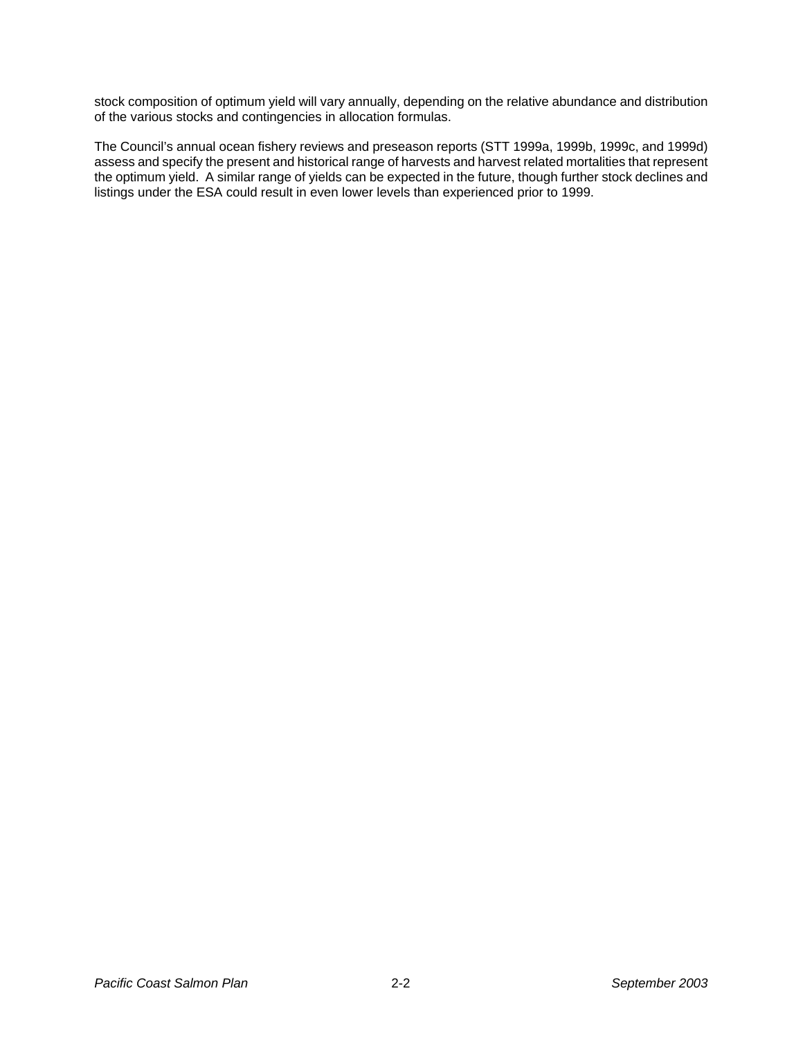stock composition of optimum yield will vary annually, depending on the relative abundance and distribution of the various stocks and contingencies in allocation formulas.

The Council's annual ocean fishery reviews and preseason reports (STT 1999a, 1999b, 1999c, and 1999d) assess and specify the present and historical range of harvests and harvest related mortalities that represent the optimum yield. A similar range of yields can be expected in the future, though further stock declines and listings under the ESA could result in even lower levels than experienced prior to 1999.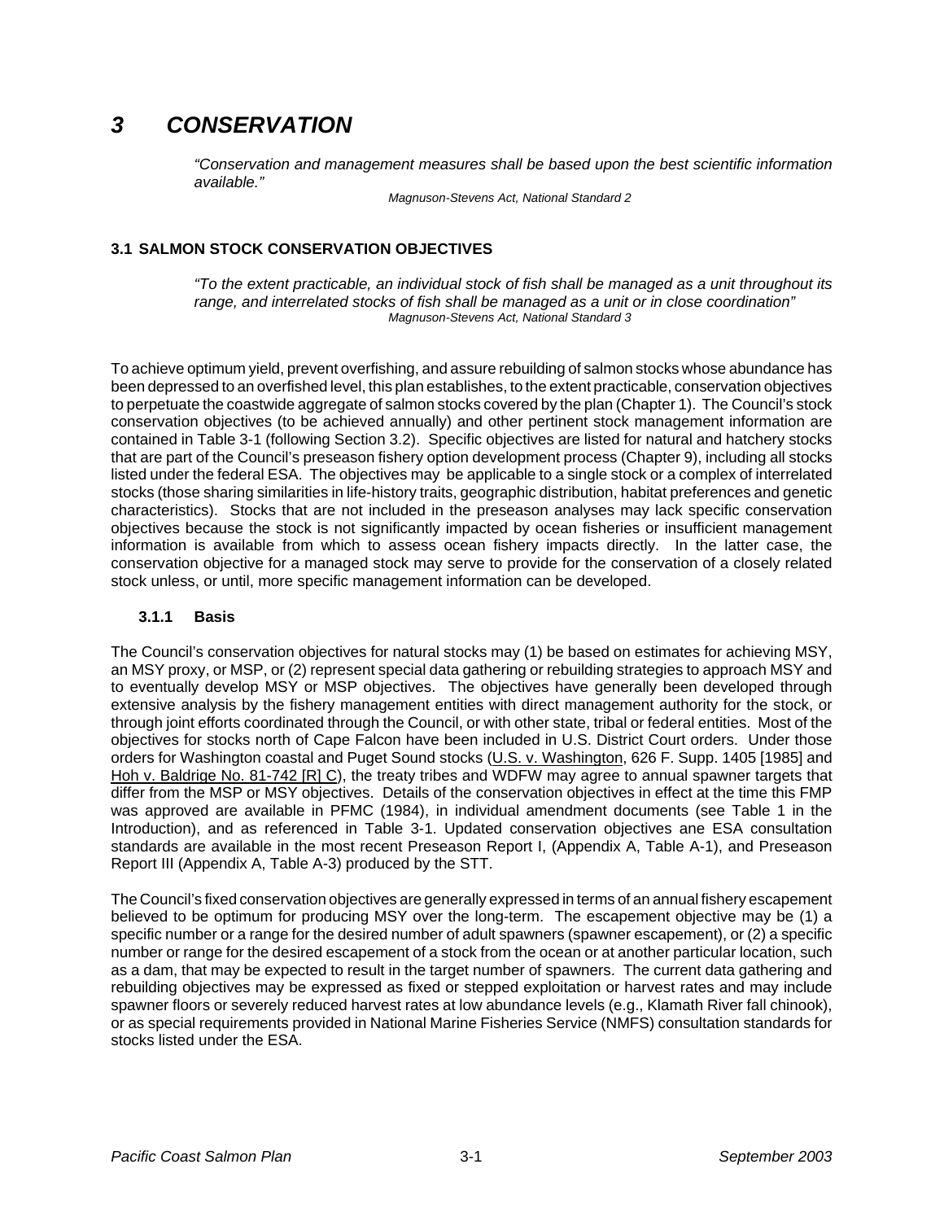# 3 CONSERVATION

> *"Conservation and management measures shall be based upon the best scientific information available."*
>
> *Magnuson-Stevens Act, National Standard 2*

### 3.1 SALMON STOCK CONSERVATION OBJECTIVES

> *"To the extent practicable, an individual stock of fish shall be managed as a unit throughout its range, and interrelated stocks of fish shall be managed as a unit or in close coordination"*
>
> *Magnuson-Stevens Act, National Standard 3*

To achieve optimum yield, prevent overfishing, and assure rebuilding of salmon stocks whose abundance has been depressed to an overfished level, this plan establishes, to the extent practicable, conservation objectives to perpetuate the coastwide aggregate of salmon stocks covered by the plan (Chapter 1). The Council's stock conservation objectives (to be achieved annually) and other pertinent stock management information are contained in Table 3-1 (following Section 3.2). Specific objectives are listed for natural and hatchery stocks that are part of the Council's preseason fishery option development process (Chapter 9), including all stocks listed under the federal ESA. The objectives may be applicable to a single stock or a complex of interrelated stocks (those sharing similarities in life-history traits, geographic distribution, habitat preferences and genetic characteristics). Stocks that are not included in the preseason analyses may lack specific conservation objectives because the stock is not significantly impacted by ocean fisheries or insufficient management information is available from which to assess ocean fishery impacts directly. In the latter case, the conservation objective for a managed stock may serve to provide for the conservation of a closely related stock unless, or until, more specific management information can be developed.

#### 3.1.1 Basis

The Council's conservation objectives for natural stocks may (1) be based on estimates for achieving MSY, an MSY proxy, or MSP, or (2) represent special data gathering or rebuilding strategies to approach MSY and to eventually develop MSY or MSP objectives. The objectives have generally been developed through extensive analysis by the fishery management entities with direct management authority for the stock, or through joint efforts coordinated through the Council, or with other state, tribal or federal entities. Most of the objectives for stocks north of Cape Falcon have been included in U.S. District Court orders. Under those orders for Washington coastal and Puget Sound stocks (U.S. v. Washington, 626 F. Supp. 1405 [1985] and Hoh v. Baldrige No. 81-742 [R] C), the treaty tribes and WDFW may agree to annual spawner targets that differ from the MSP or MSY objectives. Details of the conservation objectives in effect at the time this FMP was approved are available in PFMC (1984), in individual amendment documents (see Table 1 in the Introduction), and as referenced in Table 3-1. Updated conservation objectives ane ESA consultation standards are available in the most recent Preseason Report I, (Appendix A, Table A-1), and Preseason Report III (Appendix A, Table A-3) produced by the STT.

The Council's fixed conservation objectives are generally expressed in terms of an annual fishery escapement believed to be optimum for producing MSY over the long-term. The escapement objective may be (1) a specific number or a range for the desired number of adult spawners (spawner escapement), or (2) a specific number or range for the desired escapement of a stock from the ocean or at another particular location, such as a dam, that may be expected to result in the target number of spawners. The current data gathering and rebuilding objectives may be expressed as fixed or stepped exploitation or harvest rates and may include spawner floors or severely reduced harvest rates at low abundance levels (e.g., Klamath River fall chinook), or as special requirements provided in National Marine Fisheries Service (NMFS) consultation standards for stocks listed under the ESA.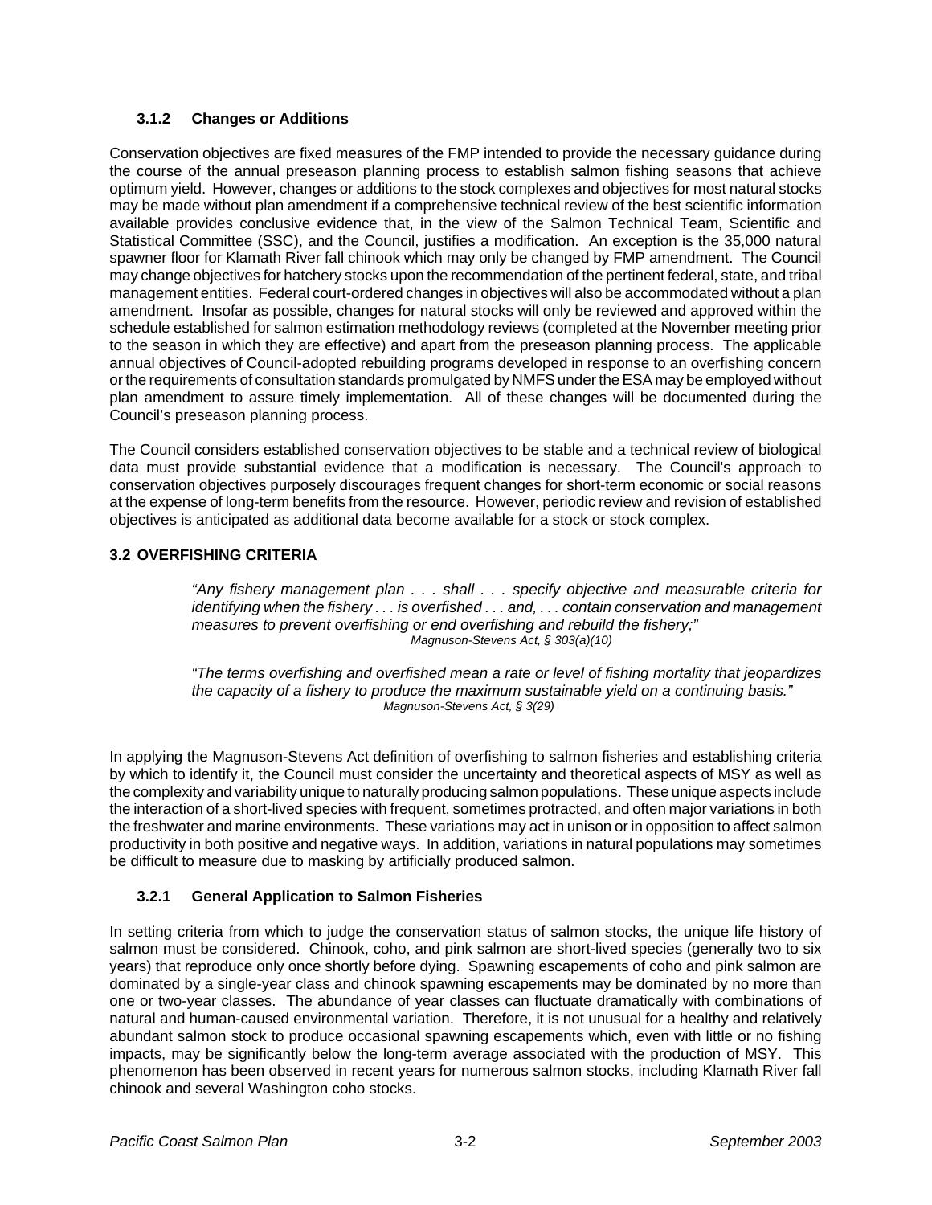### 3.1.2 Changes or Additions

Conservation objectives are fixed measures of the FMP intended to provide the necessary guidance during the course of the annual preseason planning process to establish salmon fishing seasons that achieve optimum yield. However, changes or additions to the stock complexes and objectives for most natural stocks may be made without plan amendment if a comprehensive technical review of the best scientific information available provides conclusive evidence that, in the view of the Salmon Technical Team, Scientific and Statistical Committee (SSC), and the Council, justifies a modification. An exception is the 35,000 natural spawner floor for Klamath River fall chinook which may only be changed by FMP amendment. The Council may change objectives for hatchery stocks upon the recommendation of the pertinent federal, state, and tribal management entities. Federal court-ordered changes in objectives will also be accommodated without a plan amendment. Insofar as possible, changes for natural stocks will only be reviewed and approved within the schedule established for salmon estimation methodology reviews (completed at the November meeting prior to the season in which they are effective) and apart from the preseason planning process. The applicable annual objectives of Council-adopted rebuilding programs developed in response to an overfishing concern or the requirements of consultation standards promulgated by NMFS under the ESA may be employed without plan amendment to assure timely implementation. All of these changes will be documented during the Council's preseason planning process.

The Council considers established conservation objectives to be stable and a technical review of biological data must provide substantial evidence that a modification is necessary. The Council's approach to conservation objectives purposely discourages frequent changes for short-term economic or social reasons at the expense of long-term benefits from the resource. However, periodic review and revision of established objectives is anticipated as additional data become available for a stock or stock complex.

## 3.2 OVERFISHING CRITERIA

> *"Any fishery management plan . . . shall . . . specify objective and measurable criteria for identifying when the fishery . . . is overfished . . . and, . . . contain conservation and management measures to prevent overfishing or end overfishing and rebuild the fishery;"*
>
> *Magnuson-Stevens Act, § 303(a)(10)*

> *"The terms overfishing and overfished mean a rate or level of fishing mortality that jeopardizes the capacity of a fishery to produce the maximum sustainable yield on a continuing basis."*
>
> *Magnuson-Stevens Act, § 3(29)*

In applying the Magnuson-Stevens Act definition of overfishing to salmon fisheries and establishing criteria by which to identify it, the Council must consider the uncertainty and theoretical aspects of MSY as well as the complexity and variability unique to naturally producing salmon populations. These unique aspects include the interaction of a short-lived species with frequent, sometimes protracted, and often major variations in both the freshwater and marine environments. These variations may act in unison or in opposition to affect salmon productivity in both positive and negative ways. In addition, variations in natural populations may sometimes be difficult to measure due to masking by artificially produced salmon.

### 3.2.1 General Application to Salmon Fisheries

In setting criteria from which to judge the conservation status of salmon stocks, the unique life history of salmon must be considered. Chinook, coho, and pink salmon are short-lived species (generally two to six years) that reproduce only once shortly before dying. Spawning escapements of coho and pink salmon are dominated by a single-year class and chinook spawning escapements may be dominated by no more than one or two-year classes. The abundance of year classes can fluctuate dramatically with combinations of natural and human-caused environmental variation. Therefore, it is not unusual for a healthy and relatively abundant salmon stock to produce occasional spawning escapements which, even with little or no fishing impacts, may be significantly below the long-term average associated with the production of MSY. This phenomenon has been observed in recent years for numerous salmon stocks, including Klamath River fall chinook and several Washington coho stocks.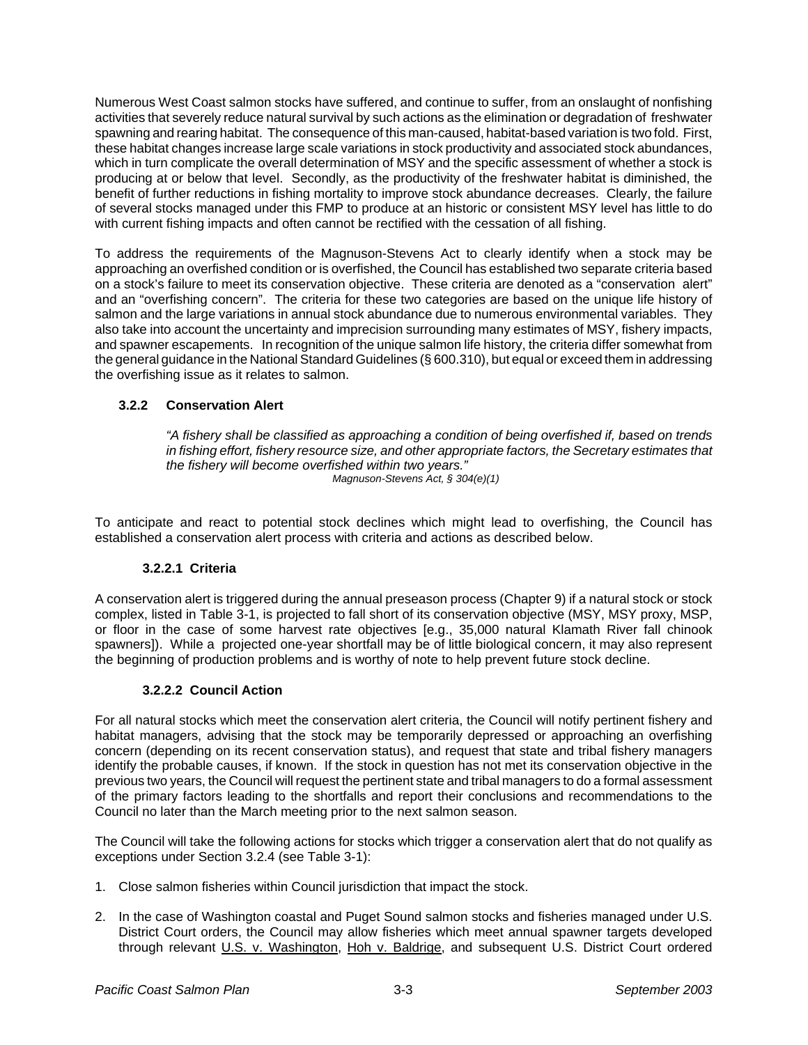Numerous West Coast salmon stocks have suffered, and continue to suffer, from an onslaught of nonfishing activities that severely reduce natural survival by such actions as the elimination or degradation of freshwater spawning and rearing habitat. The consequence of this man-caused, habitat-based variation is two fold. First, these habitat changes increase large scale variations in stock productivity and associated stock abundances, which in turn complicate the overall determination of MSY and the specific assessment of whether a stock is producing at or below that level. Secondly, as the productivity of the freshwater habitat is diminished, the benefit of further reductions in fishing mortality to improve stock abundance decreases. Clearly, the failure of several stocks managed under this FMP to produce at an historic or consistent MSY level has little to do with current fishing impacts and often cannot be rectified with the cessation of all fishing.

To address the requirements of the Magnuson-Stevens Act to clearly identify when a stock may be approaching an overfished condition or is overfished, the Council has established two separate criteria based on a stock's failure to meet its conservation objective. These criteria are denoted as a "conservation alert" and an "overfishing concern". The criteria for these two categories are based on the unique life history of salmon and the large variations in annual stock abundance due to numerous environmental variables. They also take into account the uncertainty and imprecision surrounding many estimates of MSY, fishery impacts, and spawner escapements. In recognition of the unique salmon life history, the criteria differ somewhat from the general guidance in the National Standard Guidelines (§ 600.310), but equal or exceed them in addressing the overfishing issue as it relates to salmon.

### 3.2.2 Conservation Alert

> *"A fishery shall be classified as approaching a condition of being overfished if, based on trends in fishing effort, fishery resource size, and other appropriate factors, the Secretary estimates that the fishery will become overfished within two years."*
>
> *Magnuson-Stevens Act, § 304(e)(1)*

To anticipate and react to potential stock declines which might lead to overfishing, the Council has established a conservation alert process with criteria and actions as described below.

#### 3.2.2.1 Criteria

A conservation alert is triggered during the annual preseason process (Chapter 9) if a natural stock or stock complex, listed in Table 3-1, is projected to fall short of its conservation objective (MSY, MSY proxy, MSP, or floor in the case of some harvest rate objectives [e.g., 35,000 natural Klamath River fall chinook spawners]). While a projected one-year shortfall may be of little biological concern, it may also represent the beginning of production problems and is worthy of note to help prevent future stock decline.

#### 3.2.2.2 Council Action

For all natural stocks which meet the conservation alert criteria, the Council will notify pertinent fishery and habitat managers, advising that the stock may be temporarily depressed or approaching an overfishing concern (depending on its recent conservation status), and request that state and tribal fishery managers identify the probable causes, if known. If the stock in question has not met its conservation objective in the previous two years, the Council will request the pertinent state and tribal managers to do a formal assessment of the primary factors leading to the shortfalls and report their conclusions and recommendations to the Council no later than the March meeting prior to the next salmon season.

The Council will take the following actions for stocks which trigger a conservation alert that do not qualify as exceptions under Section 3.2.4 (see Table 3-1):

1. Close salmon fisheries within Council jurisdiction that impact the stock.
2. In the case of Washington coastal and Puget Sound salmon stocks and fisheries managed under U.S. District Court orders, the Council may allow fisheries which meet annual spawner targets developed through relevant U.S. v. Washington, Hoh v. Baldrige, and subsequent U.S. District Court ordered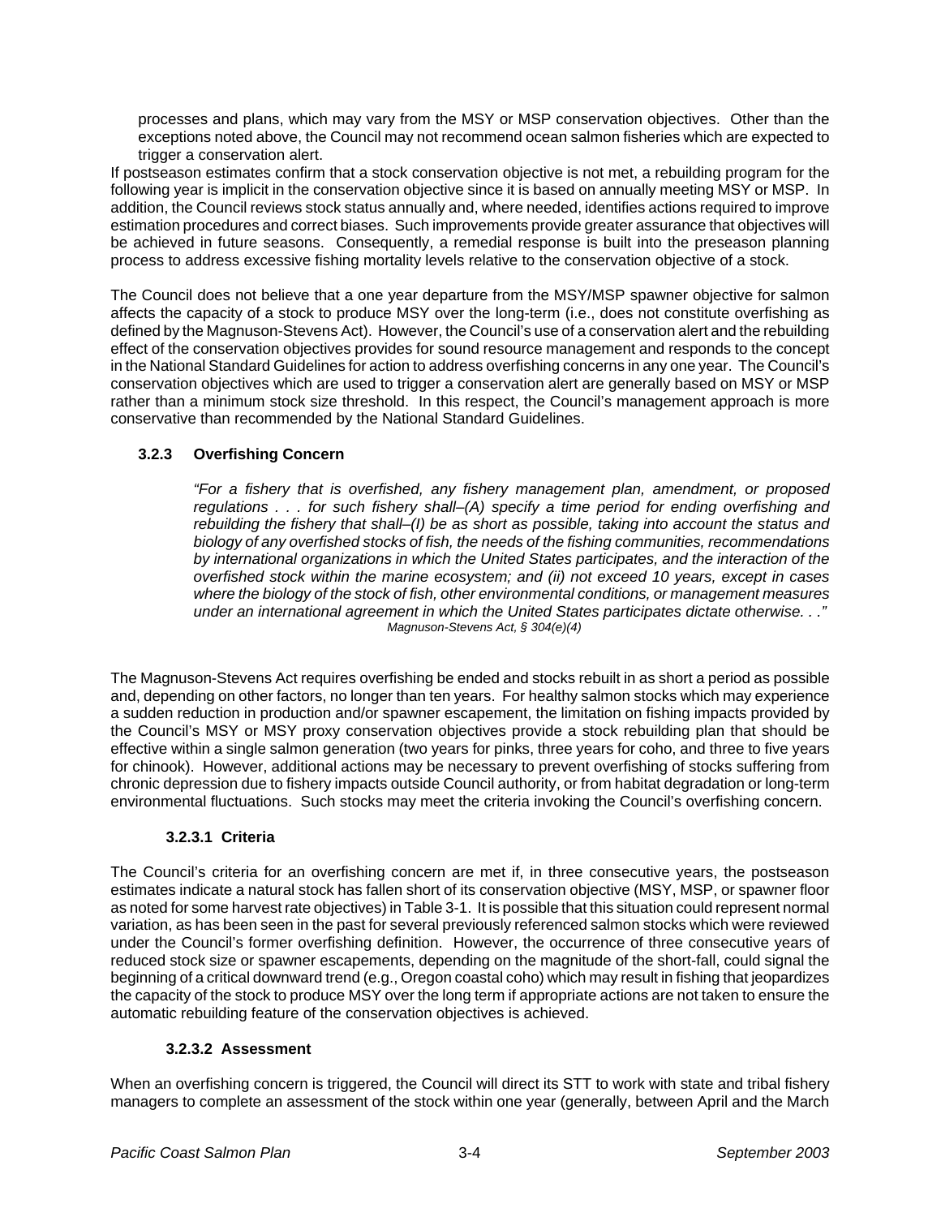processes and plans, which may vary from the MSY or MSP conservation objectives. Other than the exceptions noted above, the Council may not recommend ocean salmon fisheries which are expected to trigger a conservation alert.

If postseason estimates confirm that a stock conservation objective is not met, a rebuilding program for the following year is implicit in the conservation objective since it is based on annually meeting MSY or MSP. In addition, the Council reviews stock status annually and, where needed, identifies actions required to improve estimation procedures and correct biases. Such improvements provide greater assurance that objectives will be achieved in future seasons. Consequently, a remedial response is built into the preseason planning process to address excessive fishing mortality levels relative to the conservation objective of a stock.

The Council does not believe that a one year departure from the MSY/MSP spawner objective for salmon affects the capacity of a stock to produce MSY over the long-term (i.e., does not constitute overfishing as defined by the Magnuson-Stevens Act). However, the Council's use of a conservation alert and the rebuilding effect of the conservation objectives provides for sound resource management and responds to the concept in the National Standard Guidelines for action to address overfishing concerns in any one year. The Council's conservation objectives which are used to trigger a conservation alert are generally based on MSY or MSP rather than a minimum stock size threshold. In this respect, the Council's management approach is more conservative than recommended by the National Standard Guidelines.

### 3.2.3 Overfishing Concern

> *"For a fishery that is overfished, any fishery management plan, amendment, or proposed regulations . . . for such fishery shall–(A) specify a time period for ending overfishing and rebuilding the fishery that shall–(I) be as short as possible, taking into account the status and biology of any overfished stocks of fish, the needs of the fishing communities, recommendations by international organizations in which the United States participates, and the interaction of the overfished stock within the marine ecosystem; and (ii) not exceed 10 years, except in cases where the biology of the stock of fish, other environmental conditions, or management measures under an international agreement in which the United States participates dictate otherwise. . ."*
>
> *Magnuson-Stevens Act, § 304(e)(4)*

The Magnuson-Stevens Act requires overfishing be ended and stocks rebuilt in as short a period as possible and, depending on other factors, no longer than ten years. For healthy salmon stocks which may experience a sudden reduction in production and/or spawner escapement, the limitation on fishing impacts provided by the Council's MSY or MSY proxy conservation objectives provide a stock rebuilding plan that should be effective within a single salmon generation (two years for pinks, three years for coho, and three to five years for chinook). However, additional actions may be necessary to prevent overfishing of stocks suffering from chronic depression due to fishery impacts outside Council authority, or from habitat degradation or long-term environmental fluctuations. Such stocks may meet the criteria invoking the Council's overfishing concern.

#### 3.2.3.1 Criteria

The Council's criteria for an overfishing concern are met if, in three consecutive years, the postseason estimates indicate a natural stock has fallen short of its conservation objective (MSY, MSP, or spawner floor as noted for some harvest rate objectives) in Table 3-1. It is possible that this situation could represent normal variation, as has been seen in the past for several previously referenced salmon stocks which were reviewed under the Council's former overfishing definition. However, the occurrence of three consecutive years of reduced stock size or spawner escapements, depending on the magnitude of the short-fall, could signal the beginning of a critical downward trend (e.g., Oregon coastal coho) which may result in fishing that jeopardizes the capacity of the stock to produce MSY over the long term if appropriate actions are not taken to ensure the automatic rebuilding feature of the conservation objectives is achieved.

#### 3.2.3.2 Assessment

When an overfishing concern is triggered, the Council will direct its STT to work with state and tribal fishery managers to complete an assessment of the stock within one year (generally, between April and the March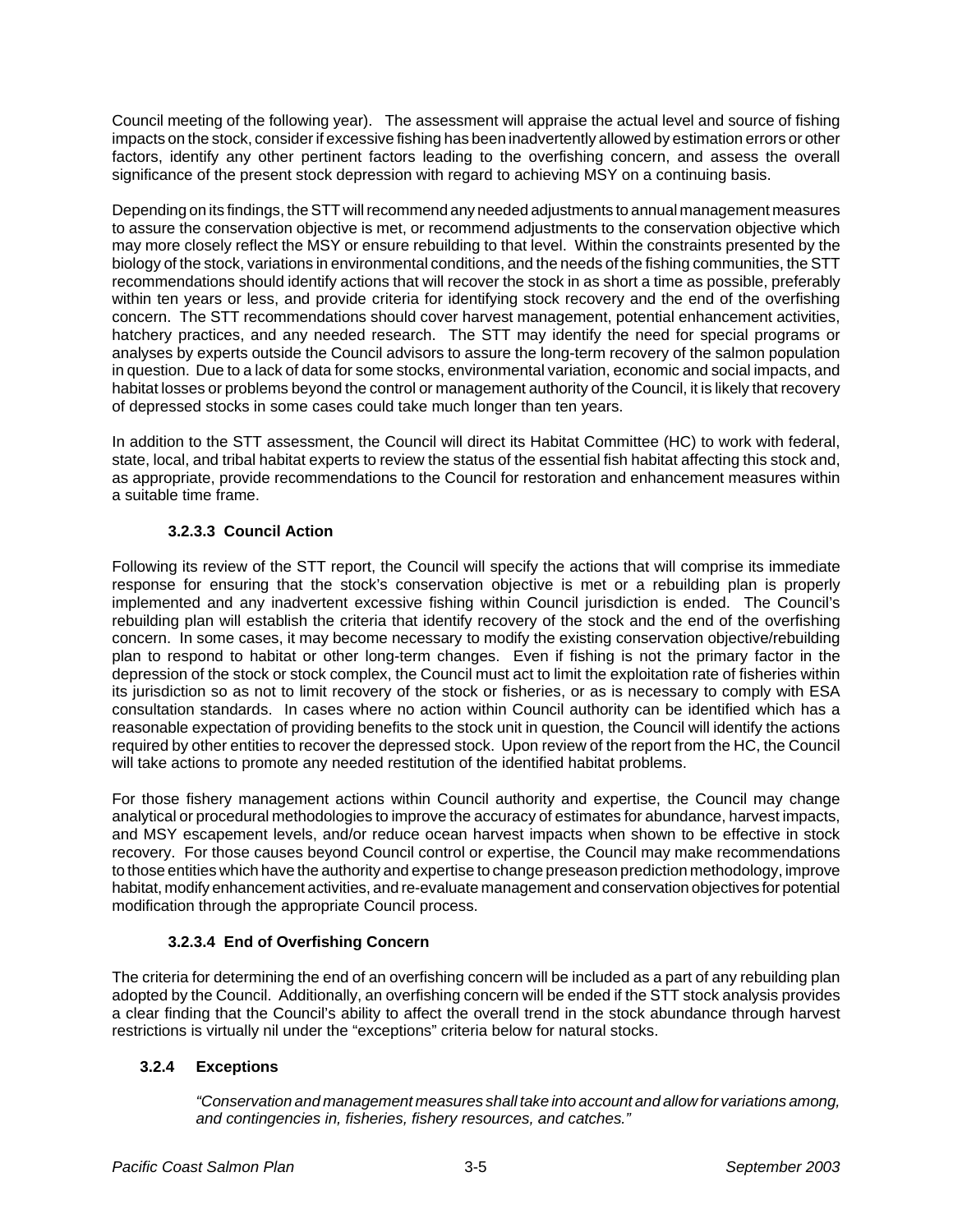Council meeting of the following year). The assessment will appraise the actual level and source of fishing impacts on the stock, consider if excessive fishing has been inadvertently allowed by estimation errors or other factors, identify any other pertinent factors leading to the overfishing concern, and assess the overall significance of the present stock depression with regard to achieving MSY on a continuing basis.

Depending on its findings, the STT will recommend any needed adjustments to annual management measures to assure the conservation objective is met, or recommend adjustments to the conservation objective which may more closely reflect the MSY or ensure rebuilding to that level. Within the constraints presented by the biology of the stock, variations in environmental conditions, and the needs of the fishing communities, the STT recommendations should identify actions that will recover the stock in as short a time as possible, preferably within ten years or less, and provide criteria for identifying stock recovery and the end of the overfishing concern. The STT recommendations should cover harvest management, potential enhancement activities, hatchery practices, and any needed research. The STT may identify the need for special programs or analyses by experts outside the Council advisors to assure the long-term recovery of the salmon population in question. Due to a lack of data for some stocks, environmental variation, economic and social impacts, and habitat losses or problems beyond the control or management authority of the Council, it is likely that recovery of depressed stocks in some cases could take much longer than ten years.

In addition to the STT assessment, the Council will direct its Habitat Committee (HC) to work with federal, state, local, and tribal habitat experts to review the status of the essential fish habitat affecting this stock and, as appropriate, provide recommendations to the Council for restoration and enhancement measures within a suitable time frame.

#### 3.2.3.3 Council Action

Following its review of the STT report, the Council will specify the actions that will comprise its immediate response for ensuring that the stock's conservation objective is met or a rebuilding plan is properly implemented and any inadvertent excessive fishing within Council jurisdiction is ended. The Council's rebuilding plan will establish the criteria that identify recovery of the stock and the end of the overfishing concern. In some cases, it may become necessary to modify the existing conservation objective/rebuilding plan to respond to habitat or other long-term changes. Even if fishing is not the primary factor in the depression of the stock or stock complex, the Council must act to limit the exploitation rate of fisheries within its jurisdiction so as not to limit recovery of the stock or fisheries, or as is necessary to comply with ESA consultation standards. In cases where no action within Council authority can be identified which has a reasonable expectation of providing benefits to the stock unit in question, the Council will identify the actions required by other entities to recover the depressed stock. Upon review of the report from the HC, the Council will take actions to promote any needed restitution of the identified habitat problems.

For those fishery management actions within Council authority and expertise, the Council may change analytical or procedural methodologies to improve the accuracy of estimates for abundance, harvest impacts, and MSY escapement levels, and/or reduce ocean harvest impacts when shown to be effective in stock recovery. For those causes beyond Council control or expertise, the Council may make recommendations to those entities which have the authority and expertise to change preseason prediction methodology, improve habitat, modify enhancement activities, and re-evaluate management and conservation objectives for potential modification through the appropriate Council process.

#### 3.2.3.4 End of Overfishing Concern

The criteria for determining the end of an overfishing concern will be included as a part of any rebuilding plan adopted by the Council. Additionally, an overfishing concern will be ended if the STT stock analysis provides a clear finding that the Council's ability to affect the overall trend in the stock abundance through harvest restrictions is virtually nil under the "exceptions" criteria below for natural stocks.

### 3.2.4 Exceptions

*"Conservation and management measures shall take into account and allow for variations among, and contingencies in, fisheries, fishery resources, and catches."*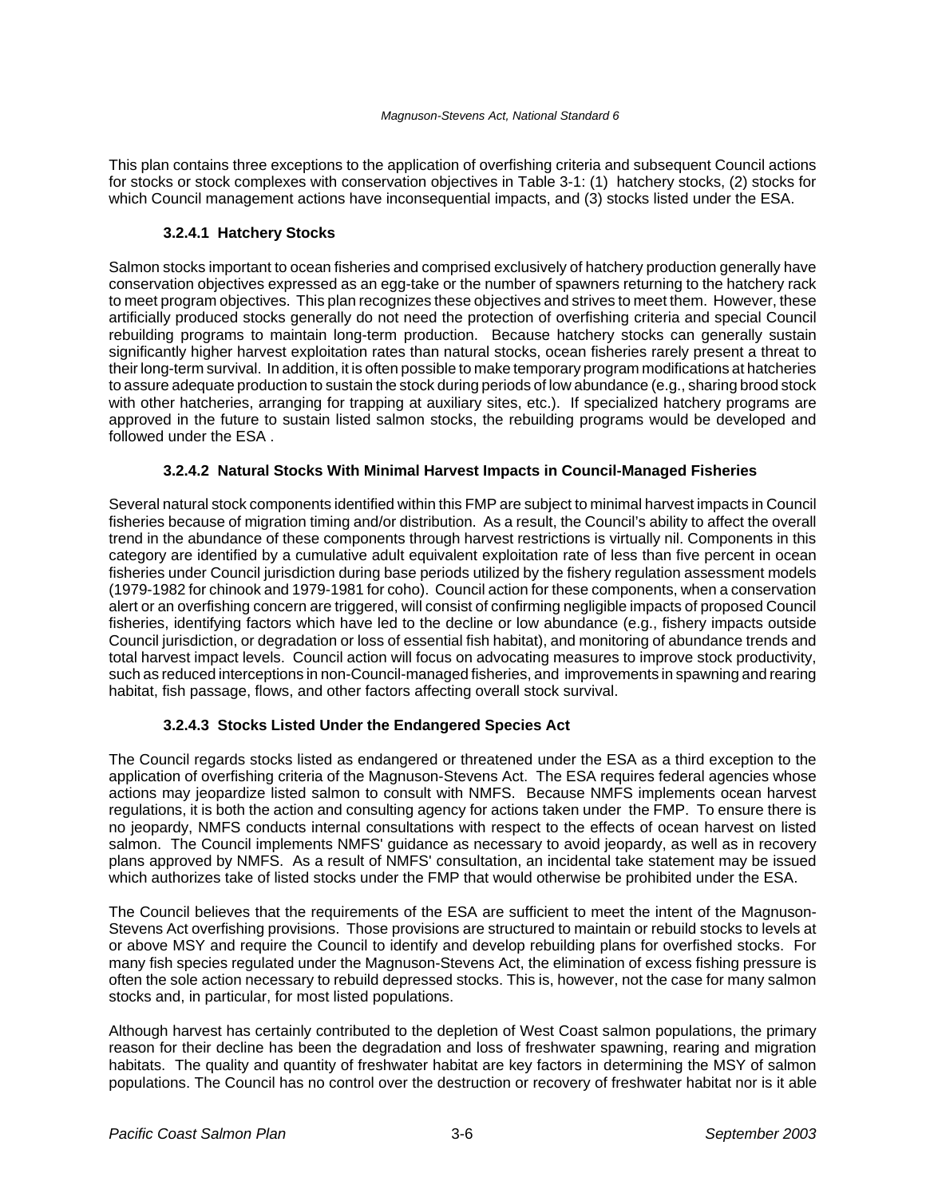This plan contains three exceptions to the application of overfishing criteria and subsequent Council actions for stocks or stock complexes with conservation objectives in Table 3-1: (1) hatchery stocks, (2) stocks for which Council management actions have inconsequential impacts, and (3) stocks listed under the ESA.

#### 3.2.4.1 Hatchery Stocks

Salmon stocks important to ocean fisheries and comprised exclusively of hatchery production generally have conservation objectives expressed as an egg-take or the number of spawners returning to the hatchery rack to meet program objectives. This plan recognizes these objectives and strives to meet them. However, these artificially produced stocks generally do not need the protection of overfishing criteria and special Council rebuilding programs to maintain long-term production. Because hatchery stocks can generally sustain significantly higher harvest exploitation rates than natural stocks, ocean fisheries rarely present a threat to their long-term survival. In addition, it is often possible to make temporary program modifications at hatcheries to assure adequate production to sustain the stock during periods of low abundance (e.g., sharing brood stock with other hatcheries, arranging for trapping at auxiliary sites, etc.). If specialized hatchery programs are approved in the future to sustain listed salmon stocks, the rebuilding programs would be developed and followed under the ESA .

#### 3.2.4.2 Natural Stocks With Minimal Harvest Impacts in Council-Managed Fisheries

Several natural stock components identified within this FMP are subject to minimal harvest impacts in Council fisheries because of migration timing and/or distribution. As a result, the Council's ability to affect the overall trend in the abundance of these components through harvest restrictions is virtually nil. Components in this category are identified by a cumulative adult equivalent exploitation rate of less than five percent in ocean fisheries under Council jurisdiction during base periods utilized by the fishery regulation assessment models (1979-1982 for chinook and 1979-1981 for coho). Council action for these components, when a conservation alert or an overfishing concern are triggered, will consist of confirming negligible impacts of proposed Council fisheries, identifying factors which have led to the decline or low abundance (e.g., fishery impacts outside Council jurisdiction, or degradation or loss of essential fish habitat), and monitoring of abundance trends and total harvest impact levels. Council action will focus on advocating measures to improve stock productivity, such as reduced interceptions in non-Council-managed fisheries, and improvements in spawning and rearing habitat, fish passage, flows, and other factors affecting overall stock survival.

#### 3.2.4.3 Stocks Listed Under the Endangered Species Act

The Council regards stocks listed as endangered or threatened under the ESA as a third exception to the application of overfishing criteria of the Magnuson-Stevens Act. The ESA requires federal agencies whose actions may jeopardize listed salmon to consult with NMFS. Because NMFS implements ocean harvest regulations, it is both the action and consulting agency for actions taken under the FMP. To ensure there is no jeopardy, NMFS conducts internal consultations with respect to the effects of ocean harvest on listed salmon. The Council implements NMFS' guidance as necessary to avoid jeopardy, as well as in recovery plans approved by NMFS. As a result of NMFS' consultation, an incidental take statement may be issued which authorizes take of listed stocks under the FMP that would otherwise be prohibited under the ESA.

The Council believes that the requirements of the ESA are sufficient to meet the intent of the Magnuson-Stevens Act overfishing provisions. Those provisions are structured to maintain or rebuild stocks to levels at or above MSY and require the Council to identify and develop rebuilding plans for overfished stocks. For many fish species regulated under the Magnuson-Stevens Act, the elimination of excess fishing pressure is often the sole action necessary to rebuild depressed stocks. This is, however, not the case for many salmon stocks and, in particular, for most listed populations.

Although harvest has certainly contributed to the depletion of West Coast salmon populations, the primary reason for their decline has been the degradation and loss of freshwater spawning, rearing and migration habitats. The quality and quantity of freshwater habitat are key factors in determining the MSY of salmon populations. The Council has no control over the destruction or recovery of freshwater habitat nor is it able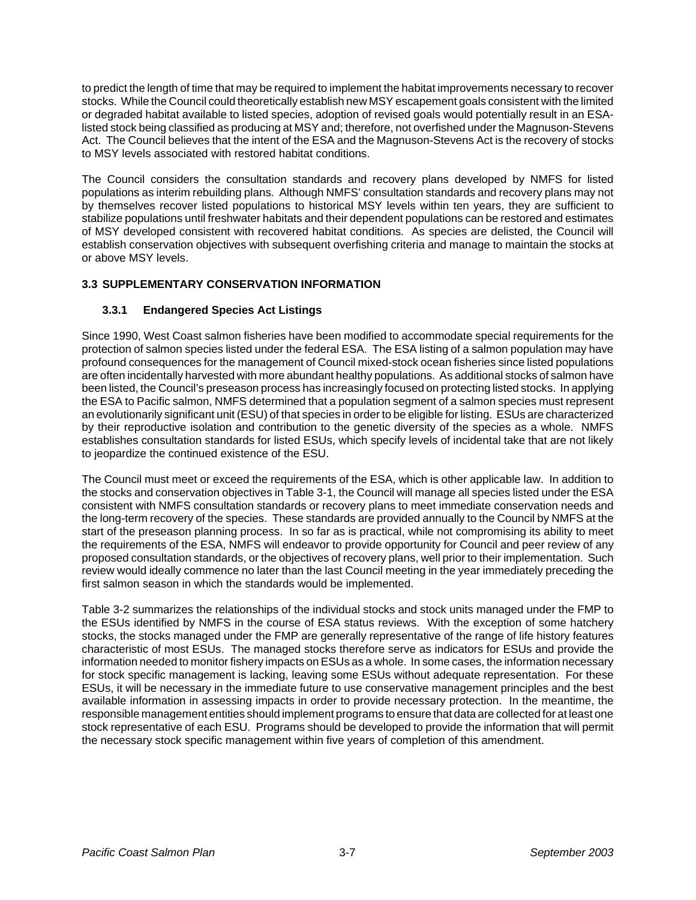to predict the length of time that may be required to implement the habitat improvements necessary to recover stocks. While the Council could theoretically establish new MSY escapement goals consistent with the limited or degraded habitat available to listed species, adoption of revised goals would potentially result in an ESA-listed stock being classified as producing at MSY and; therefore, not overfished under the Magnuson-Stevens Act. The Council believes that the intent of the ESA and the Magnuson-Stevens Act is the recovery of stocks to MSY levels associated with restored habitat conditions.

The Council considers the consultation standards and recovery plans developed by NMFS for listed populations as interim rebuilding plans. Although NMFS' consultation standards and recovery plans may not by themselves recover listed populations to historical MSY levels within ten years, they are sufficient to stabilize populations until freshwater habitats and their dependent populations can be restored and estimates of MSY developed consistent with recovered habitat conditions. As species are delisted, the Council will establish conservation objectives with subsequent overfishing criteria and manage to maintain the stocks at or above MSY levels.

## 3.3 SUPPLEMENTARY CONSERVATION INFORMATION

### 3.3.1 Endangered Species Act Listings

Since 1990, West Coast salmon fisheries have been modified to accommodate special requirements for the protection of salmon species listed under the federal ESA. The ESA listing of a salmon population may have profound consequences for the management of Council mixed-stock ocean fisheries since listed populations are often incidentally harvested with more abundant healthy populations. As additional stocks of salmon have been listed, the Council's preseason process has increasingly focused on protecting listed stocks. In applying the ESA to Pacific salmon, NMFS determined that a population segment of a salmon species must represent an evolutionarily significant unit (ESU) of that species in order to be eligible for listing. ESUs are characterized by their reproductive isolation and contribution to the genetic diversity of the species as a whole. NMFS establishes consultation standards for listed ESUs, which specify levels of incidental take that are not likely to jeopardize the continued existence of the ESU.

The Council must meet or exceed the requirements of the ESA, which is other applicable law. In addition to the stocks and conservation objectives in Table 3-1, the Council will manage all species listed under the ESA consistent with NMFS consultation standards or recovery plans to meet immediate conservation needs and the long-term recovery of the species. These standards are provided annually to the Council by NMFS at the start of the preseason planning process. In so far as is practical, while not compromising its ability to meet the requirements of the ESA, NMFS will endeavor to provide opportunity for Council and peer review of any proposed consultation standards, or the objectives of recovery plans, well prior to their implementation. Such review would ideally commence no later than the last Council meeting in the year immediately preceding the first salmon season in which the standards would be implemented.

Table 3-2 summarizes the relationships of the individual stocks and stock units managed under the FMP to the ESUs identified by NMFS in the course of ESA status reviews. With the exception of some hatchery stocks, the stocks managed under the FMP are generally representative of the range of life history features characteristic of most ESUs. The managed stocks therefore serve as indicators for ESUs and provide the information needed to monitor fishery impacts on ESUs as a whole. In some cases, the information necessary for stock specific management is lacking, leaving some ESUs without adequate representation. For these ESUs, it will be necessary in the immediate future to use conservative management principles and the best available information in assessing impacts in order to provide necessary protection. In the meantime, the responsible management entities should implement programs to ensure that data are collected for at least one stock representative of each ESU. Programs should be developed to provide the information that will permit the necessary stock specific management within five years of completion of this amendment.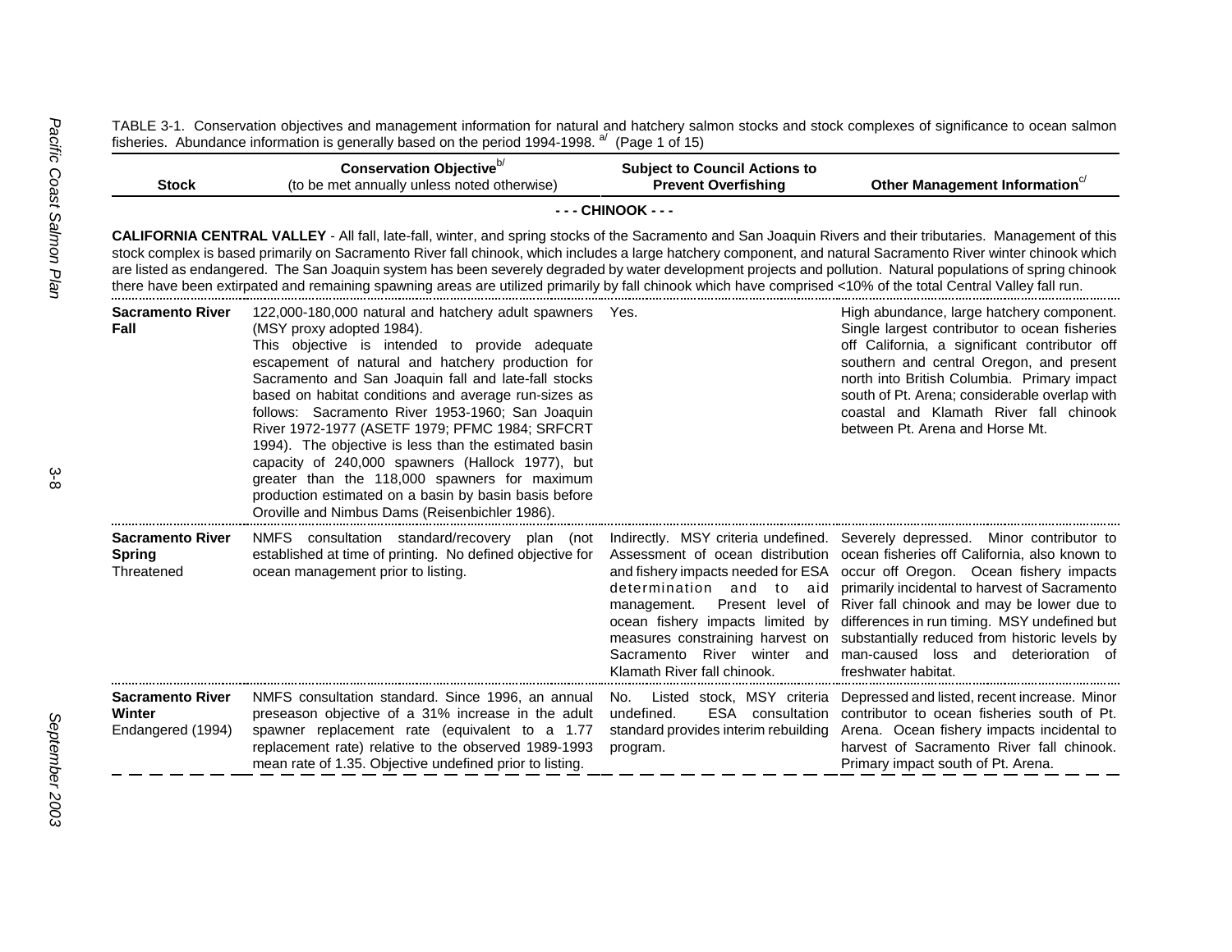TABLE 3-1. Conservation objectives and management information for natural and hatchery salmon stocks and stock complexes of significance to ocean salmon fisheries. Abundance information is generally based on the period 1994-1998. [a] (Page 1 of 15)

| Stock | Conservation Objective[b] (to be met annually unless noted otherwise) | Subject to Council Actions to Prevent Overfishing | Other Management Information[c] |
|---|---|---|---|
| **- - - CHINOOK - - -** | | | |
| **CALIFORNIA CENTRAL VALLEY** - All fall, late-fall, winter, and spring stocks of the Sacramento and San Joaquin Rivers and their tributaries. Management of this stock complex is based primarily on Sacramento River fall chinook, which includes a large hatchery component, and natural Sacramento River winter chinook which are listed as endangered. The San Joaquin system has been severely degraded by water development projects and pollution. Natural populations of spring chinook there have been extirpated and remaining spawning areas are utilized primarily by fall chinook which have comprised <10% of the total Central Valley fall run. | | | |
| **Sacramento River Fall** | 122,000-180,000 natural and hatchery adult spawners (MSY proxy adopted 1984). This objective is intended to provide adequate escapement of natural and hatchery production for Sacramento and San Joaquin fall and late-fall stocks based on habitat conditions and average run-sizes as follows: Sacramento River 1953-1960; San Joaquin River 1972-1977 (ASETF 1979; PFMC 1984; SRFCRT 1994). The objective is less than the estimated basin capacity of 240,000 spawners (Hallock 1977), but greater than the 118,000 spawners for maximum production estimated on a basin by basin basis before Oroville and Nimbus Dams (Reisenbichler 1986). | Yes. | High abundance, large hatchery component. Single largest contributor to ocean fisheries off California, a significant contributor off southern and central Oregon, and present north into British Columbia. Primary impact south of Pt. Arena; considerable overlap with coastal and Klamath River fall chinook between Pt. Arena and Horse Mt. |
| **Sacramento River Spring** Threatened | NMFS consultation standard/recovery plan (not established at time of printing. No defined objective for ocean management prior to listing. | Indirectly. MSY criteria undefined. Assessment of ocean distribution and fishery impacts needed for ESA determination and to aid management. Present level of ocean fishery impacts limited by measures constraining harvest on Sacramento River winter and Klamath River fall chinook. | Severely depressed. Minor contributor to ocean fisheries off California, also known to occur off Oregon. Ocean fishery impacts primarily incidental to harvest of Sacramento River fall chinook and may be lower due to differences in run timing. MSY undefined but substantially reduced from historic levels by man-caused loss and deterioration of freshwater habitat. |
| **Sacramento River Winter** Endangered (1994) | NMFS consultation standard. Since 1996, an annual preseason objective of a 31% increase in the adult spawner replacement rate (equivalent to a 1.77 replacement rate) relative to the observed 1989-1993 mean rate of 1.35. Objective undefined prior to listing. | No. Listed stock, MSY criteria undefined. ESA consultation standard provides interim rebuilding program. | Depressed and listed, recent increase. Minor contributor to ocean fisheries south of Pt. Arena. Ocean fishery impacts incidental to harvest of Sacramento River fall chinook. Primary impact south of Pt. Arena. |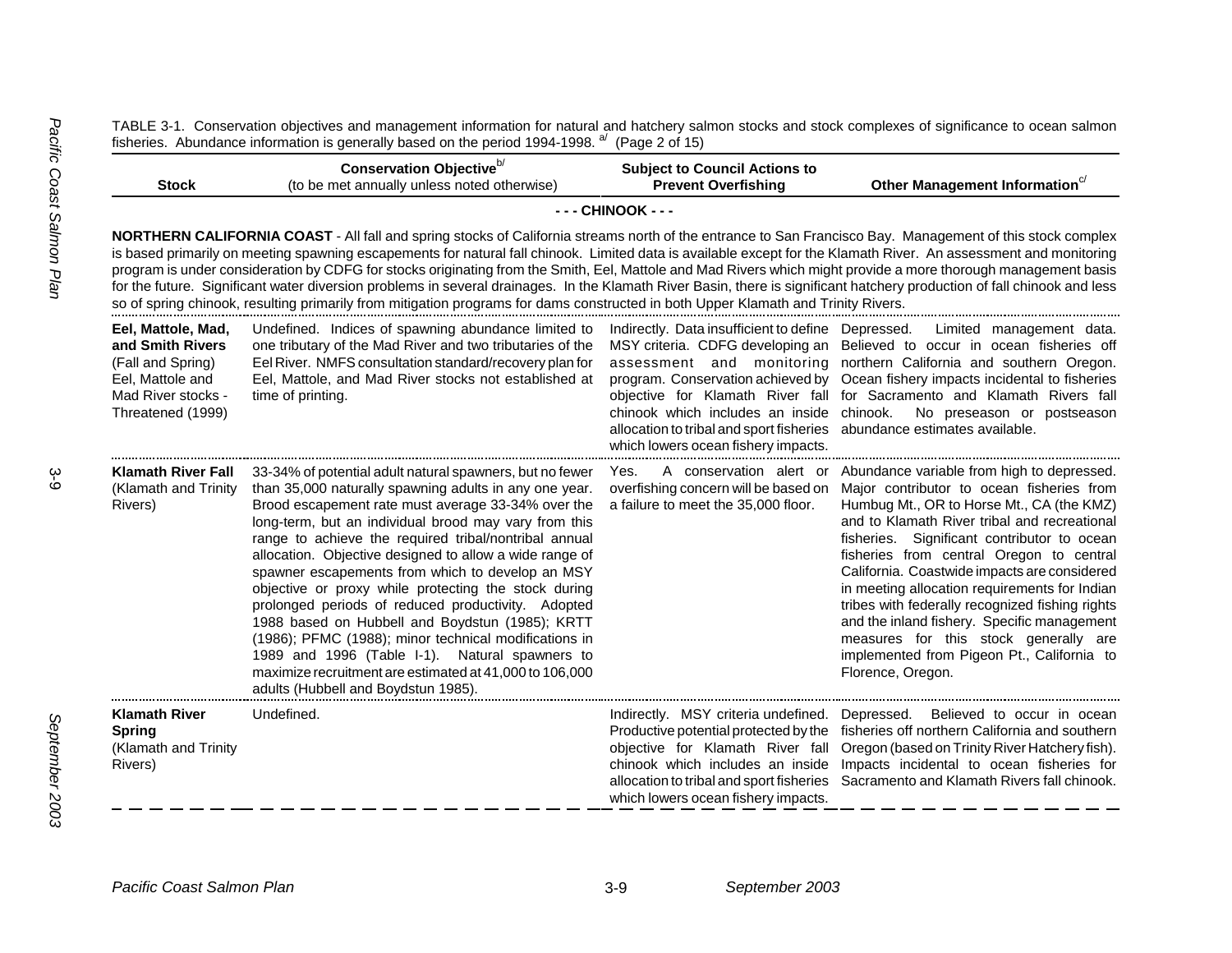TABLE 3-1. Conservation objectives and management information for natural and hatchery salmon stocks and stock complexes of significance to ocean salmon fisheries. Abundance information is generally based on the period 1994-1998. [a/] (Page 2 of 15)

| Stock | Conservation Objective[b/] (to be met annually unless noted otherwise) | Subject to Council Actions to Prevent Overfishing | Other Management Information[c/] |
|---|---|---|---|
| | | **- - - CHINOOK - - -** | |
| **NORTHERN CALIFORNIA COAST** - All fall and spring stocks of California streams north of the entrance to San Francisco Bay. Management of this stock complex is based primarily on meeting spawning escapements for natural fall chinook. Limited data is available except for the Klamath River. An assessment and monitoring program is under consideration by CDFG for stocks originating from the Smith, Eel, Mattole and Mad Rivers which might provide a more thorough management basis for the future. Significant water diversion problems in several drainages. In the Klamath River Basin, there is significant hatchery production of fall chinook and less so of spring chinook, resulting primarily from mitigation programs for dams constructed in both Upper Klamath and Trinity Rivers. | | | |
| **Eel, Mattole, Mad, and Smith Rivers** (Fall and Spring) Eel, Mattole and Mad River stocks - Threatened (1999) | Undefined. Indices of spawning abundance limited to one tributary of the Mad River and two tributaries of the Eel River. NMFS consultation standard/recovery plan for Eel, Mattole, and Mad River stocks not established at time of printing. | Indirectly. Data insufficient to define MSY criteria. CDFG developing an assessment and monitoring program. Conservation achieved by objective for Klamath River fall chinook which includes an inside allocation to tribal and sport fisheries which lowers ocean fishery impacts. | Depressed. Limited management data. Believed to occur in ocean fisheries off northern California and southern Oregon. Ocean fishery impacts incidental to fisheries for Sacramento and Klamath Rivers fall chinook. No preseason or postseason abundance estimates available. |
| **Klamath River Fall** (Klamath and Trinity Rivers) | 33-34% of potential adult natural spawners, but no fewer than 35,000 naturally spawning adults in any one year. Brood escapement rate must average 33-34% over the long-term, but an individual brood may vary from this range to achieve the required tribal/nontribal annual allocation. Objective designed to allow a wide range of spawner escapements from which to develop an MSY objective or proxy while protecting the stock during prolonged periods of reduced productivity. Adopted 1988 based on Hubbell and Boydstun (1985); KRTT (1986); PFMC (1988); minor technical modifications in 1989 and 1996 (Table I-1). Natural spawners to maximize recruitment are estimated at 41,000 to 106,000 adults (Hubbell and Boydstun 1985). | Yes. A conservation alert or overfishing concern will be based on a failure to meet the 35,000 floor. | Abundance variable from high to depressed. Major contributor to ocean fisheries from Humbug Mt., OR to Horse Mt., CA (the KMZ) and to Klamath River tribal and recreational fisheries. Significant contributor to ocean fisheries from central Oregon to central California. Coastwide impacts are considered in meeting allocation requirements for Indian tribes with federally recognized fishing rights and the inland fishery. Specific management measures for this stock generally are implemented from Pigeon Pt., California to Florence, Oregon. |
| **Klamath River Spring** (Klamath and Trinity Rivers) | Undefined. | Indirectly. MSY criteria undefined. Productive potential protected by the objective for Klamath River fall chinook which includes an inside allocation to tribal and sport fisheries which lowers ocean fishery impacts. | Depressed. Believed to occur in ocean fisheries off northern California and southern Oregon (based on Trinity River Hatchery fish). Impacts incidental to ocean fisheries for Sacramento and Klamath Rivers fall chinook. |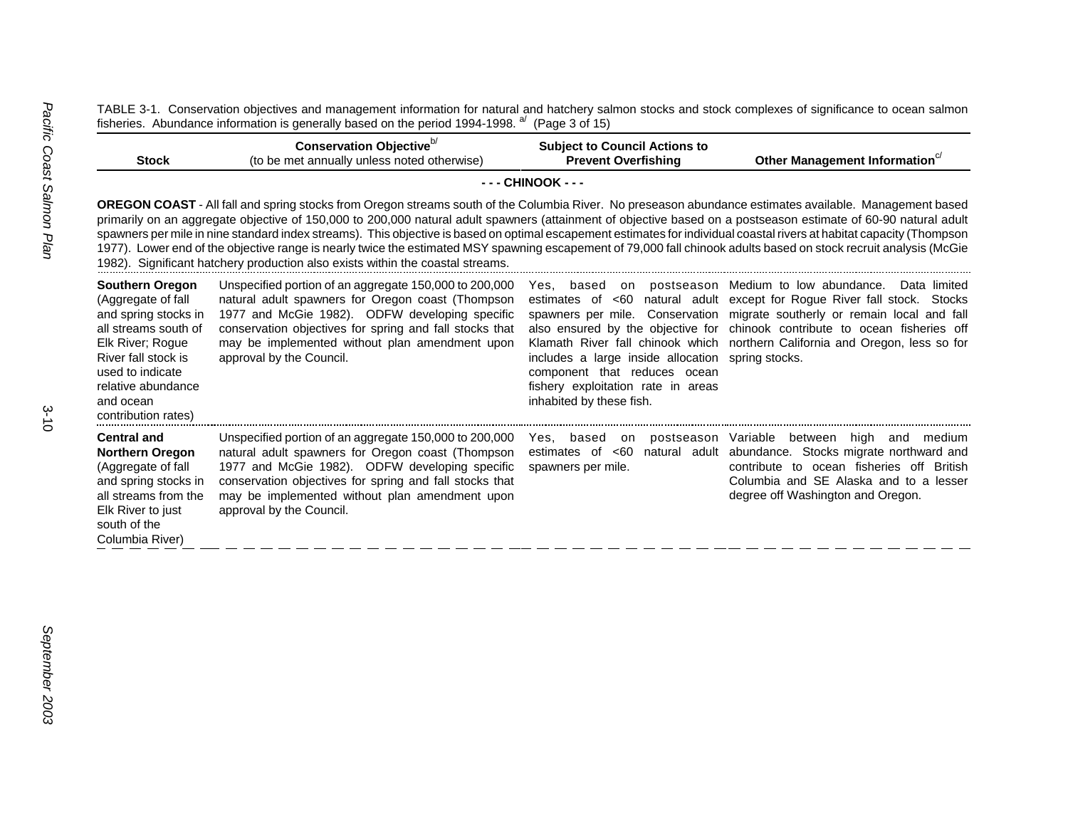TABLE 3-1. Conservation objectives and management information for natural and hatchery salmon stocks and stock complexes of significance to ocean salmon fisheries. Abundance information is generally based on the period 1994-1998. [a/] (Page 3 of 15)

| Stock | Conservation Objective[b/] (to be met annually unless noted otherwise) | Subject to Council Actions to Prevent Overfishing | Other Management Information[c/] |
|---|---|---|---|
| **- - - CHINOOK - - -** | | | |
| **OREGON COAST** - All fall and spring stocks from Oregon streams south of the Columbia River. No preseason abundance estimates available. Management based primarily on an aggregate objective of 150,000 to 200,000 natural adult spawners (attainment of objective based on a postseason estimate of 60-90 natural adult spawners per mile in nine standard index streams). This objective is based on optimal escapement estimates for individual coastal rivers at habitat capacity (Thompson 1977). Lower end of the objective range is nearly twice the estimated MSY spawning escapement of 79,000 fall chinook adults based on stock recruit analysis (McGie 1982). Significant hatchery production also exists within the coastal streams. | | | |
| **Southern Oregon** (Aggregate of fall and spring stocks in all streams south of Elk River; Rogue River fall stock is used to indicate relative abundance and ocean contribution rates) | Unspecified portion of an aggregate 150,000 to 200,000 natural adult spawners for Oregon coast (Thompson 1977 and McGie 1982). ODFW developing specific conservation objectives for spring and fall stocks that may be implemented without plan amendment upon approval by the Council. | Yes, based on postseason estimates of <60 natural adult spawners per mile. Conservation also ensured by the objective for Klamath River fall chinook which includes a large inside allocation component that reduces ocean fishery exploitation rate in areas inhabited by these fish. | Medium to low abundance. Data limited except for Rogue River fall stock. Stocks migrate southerly or remain local and fall chinook contribute to ocean fisheries off northern California and Oregon, less so for spring stocks. |
| **Central and Northern Oregon** (Aggregate of fall and spring stocks in all streams from the Elk River to just south of the Columbia River) | Unspecified portion of an aggregate 150,000 to 200,000 natural adult spawners for Oregon coast (Thompson 1977 and McGie 1982). ODFW developing specific conservation objectives for spring and fall stocks that may be implemented without plan amendment upon approval by the Council. | Yes, based on postseason estimates of <60 natural adult spawners per mile. | Variable between high and medium abundance. Stocks migrate northward and contribute to ocean fisheries off British Columbia and SE Alaska and to a lesser degree off Washington and Oregon. |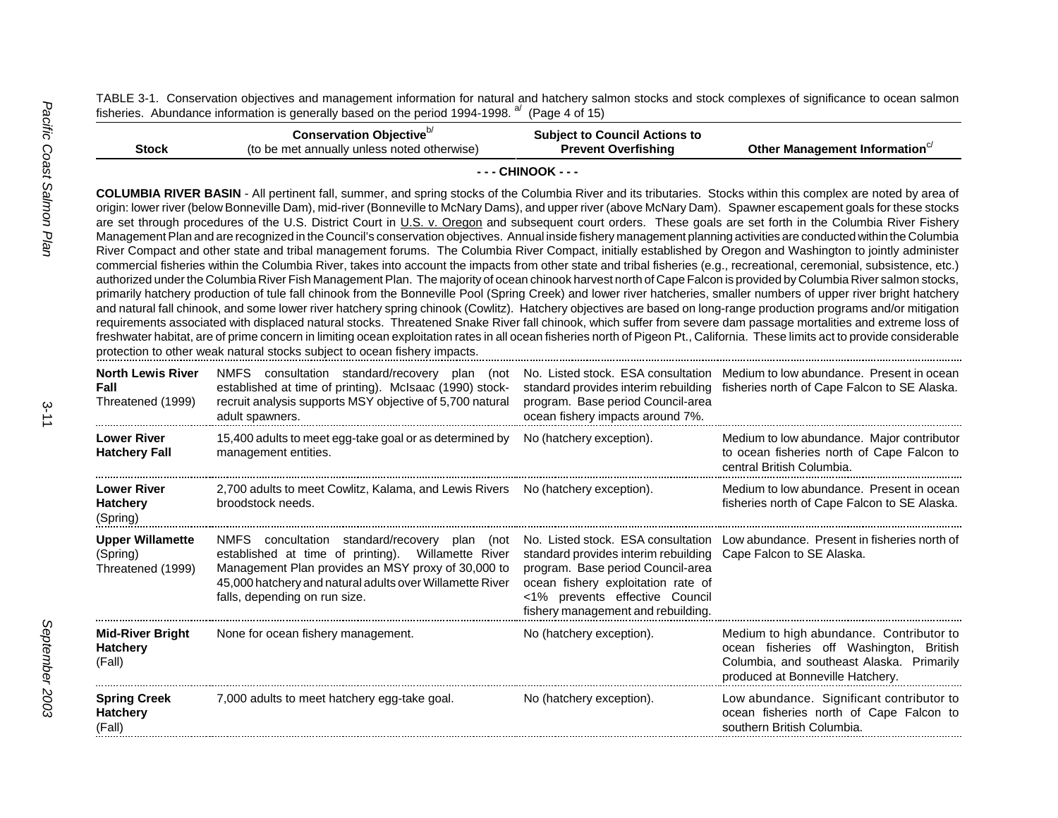TABLE 3-1. Conservation objectives and management information for natural and hatchery salmon stocks and stock complexes of significance to ocean salmon fisheries. Abundance information is generally based on the period 1994-1998. [a/] (Page 4 of 15)

| Stock | Conservation Objective[b/] (to be met annually unless noted otherwise) | Subject to Council Actions to Prevent Overfishing | Other Management Information[c/] |
|---|---|---|---|
| **- - - CHINOOK - - -** | | | |
| **COLUMBIA RIVER BASIN** - All pertinent fall, summer, and spring stocks of the Columbia River and its tributaries. Stocks within this complex are noted by area of origin: lower river (below Bonneville Dam), mid-river (Bonneville to McNary Dams), and upper river (above McNary Dam). Spawner escapement goals for these stocks are set through procedures of the U.S. District Court in U.S. v. Oregon and subsequent court orders. These goals are set forth in the Columbia River Fishery Management Plan and are recognized in the Council's conservation objectives. Annual inside fishery management planning activities are conducted within the Columbia River Compact and other state and tribal management forums. The Columbia River Compact, initially established by Oregon and Washington to jointly administer commercial fisheries within the Columbia River, takes into account the impacts from other state and tribal fisheries (e.g., recreational, ceremonial, subsistence, etc.) authorized under the Columbia River Fish Management Plan. The majority of ocean chinook harvest north of Cape Falcon is provided by Columbia River salmon stocks, primarily hatchery production of tule fall chinook from the Bonneville Pool (Spring Creek) and lower river hatcheries, smaller numbers of upper river bright hatchery and natural fall chinook, and some lower river hatchery spring chinook (Cowlitz). Hatchery objectives are based on long-range production programs and/or mitigation requirements associated with displaced natural stocks. Threatened Snake River fall chinook, which suffer from severe dam passage mortalities and extreme loss of freshwater habitat, are of prime concern in limiting ocean exploitation rates in all ocean fisheries north of Pigeon Pt., California. These limits act to provide considerable protection to other weak natural stocks subject to ocean fishery impacts. | | | |
| **North Lewis River Fall** Threatened (1999) | NMFS consultation standard/recovery plan (not established at time of printing). McIsaac (1990) stock-recruit analysis supports MSY objective of 5,700 natural adult spawners. | No. Listed stock. ESA consultation standard provides interim rebuilding program. Base period Council-area ocean fishery impacts around 7%. | Medium to low abundance. Present in ocean fisheries north of Cape Falcon to SE Alaska. |
| **Lower River Hatchery Fall** | 15,400 adults to meet egg-take goal or as determined by management entities. | No (hatchery exception). | Medium to low abundance. Major contributor to ocean fisheries north of Cape Falcon to central British Columbia. |
| **Lower River Hatchery** (Spring) | 2,700 adults to meet Cowlitz, Kalama, and Lewis Rivers broodstock needs. | No (hatchery exception). | Medium to low abundance. Present in ocean fisheries north of Cape Falcon to SE Alaska. |
| **Upper Willamette** (Spring) Threatened (1999) | NMFS concultation standard/recovery plan (not established at time of printing). Willamette River Management Plan provides an MSY proxy of 30,000 to 45,000 hatchery and natural adults over Willamette River falls, depending on run size. | No. Listed stock. ESA consultation standard provides interim rebuilding program. Base period Council-area ocean fishery exploitation rate of <1% prevents effective Council fishery management and rebuilding. | Low abundance. Present in fisheries north of Cape Falcon to SE Alaska. |
| **Mid-River Bright Hatchery** (Fall) | None for ocean fishery management. | No (hatchery exception). | Medium to high abundance. Contributor to ocean fisheries off Washington, British Columbia, and southeast Alaska. Primarily produced at Bonneville Hatchery. |
| **Spring Creek Hatchery** (Fall) | 7,000 adults to meet hatchery egg-take goal. | No (hatchery exception). | Low abundance. Significant contributor to ocean fisheries north of Cape Falcon to southern British Columbia. |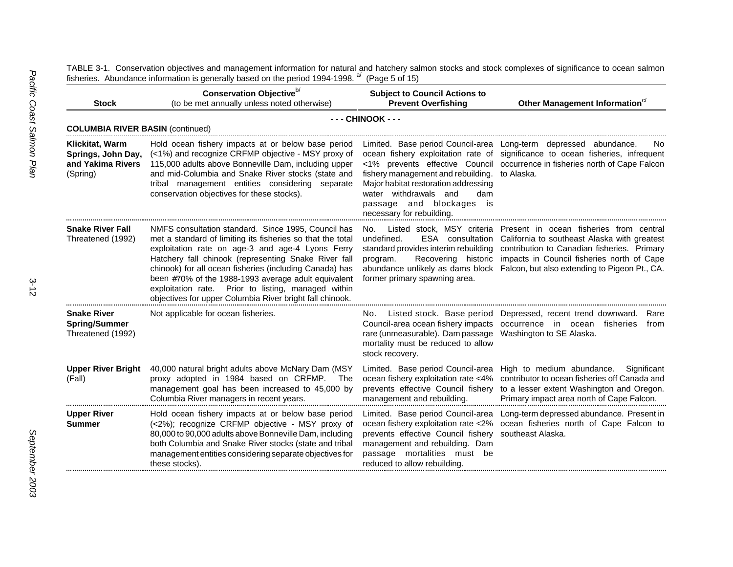TABLE 3-1. Conservation objectives and management information for natural and hatchery salmon stocks and stock complexes of significance to ocean salmon fisheries. Abundance information is generally based on the period 1994-1998. [a/] (Page 5 of 15)

| Stock | Conservation Objective[b/] (to be met annually unless noted otherwise) | Subject to Council Actions to Prevent Overfishing | Other Management Information[c/] |
|---|---|---|---|
| | **- - - CHINOOK - - -** | | |
| **COLUMBIA RIVER BASIN** (continued) | | | |
| **Klickitat, Warm Springs, John Day, and Yakima Rivers** (Spring) | Hold ocean fishery impacts at or below base period (<1%) and recognize CRFMP objective - MSY proxy of 115,000 adults above Bonneville Dam, including upper and mid-Columbia and Snake River stocks (state and tribal management entities considering separate conservation objectives for these stocks). | Limited. Base period Council-area ocean fishery exploitation rate of <1% prevents effective Council fishery management and rebuilding. Major habitat restoration addressing water withdrawals and dam passage and blockages is necessary for rebuilding. | Long-term depressed abundance. No significance to ocean fisheries, infrequent occurrence in fisheries north of Cape Falcon to Alaska. |
| **Snake River Fall** Threatened (1992) | NMFS consultation standard. Since 1995, Council has met a standard of limiting its fisheries so that the total exploitation rate on age-3 and age-4 Lyons Ferry Hatchery fall chinook (representing Snake River fall chinook) for all ocean fisheries (including Canada) has been ≤70% of the 1988-1993 average adult equivalent exploitation rate. Prior to listing, managed within objectives for upper Columbia River bright fall chinook. | No. Listed stock, MSY criteria undefined. ESA consultation standard provides interim rebuilding program. Recovering historic abundance unlikely as dams block former primary spawning area. | Present in ocean fisheries from central California to southeast Alaska with greatest contribution to Canadian fisheries. Primary impacts in Council fisheries north of Cape Falcon, but also extending to Pigeon Pt., CA. |
| **Snake River Spring/Summer** Threatened (1992) | Not applicable for ocean fisheries. | No. Listed stock. Base period Council-area ocean fishery impacts rare (unmeasurable). Dam passage mortality must be reduced to allow stock recovery. | Depressed, recent trend downward. Rare occurrence in ocean fisheries from Washington to SE Alaska. |
| **Upper River Bright** (Fall) | 40,000 natural bright adults above McNary Dam (MSY proxy adopted in 1984 based on CRFMP. The management goal has been increased to 45,000 by Columbia River managers in recent years. | Limited. Base period Council-area ocean fishery exploitation rate <4% prevents effective Council fishery management and rebuilding. | High to medium abundance. Significant contributor to ocean fisheries off Canada and to a lesser extent Washington and Oregon. Primary impact area north of Cape Falcon. |
| **Upper River Summer** | Hold ocean fishery impacts at or below base period (<2%); recognize CRFMP objective - MSY proxy of 80,000 to 90,000 adults above Bonneville Dam, including both Columbia and Snake River stocks (state and tribal management entities considering separate objectives for these stocks). | Limited. Base period Council-area ocean fishery exploitation rate <2% prevents effective Council fishery management and rebuilding. Dam passage mortalities must be reduced to allow rebuilding. | Long-term depressed abundance. Present in ocean fisheries north of Cape Falcon to southeast Alaska. |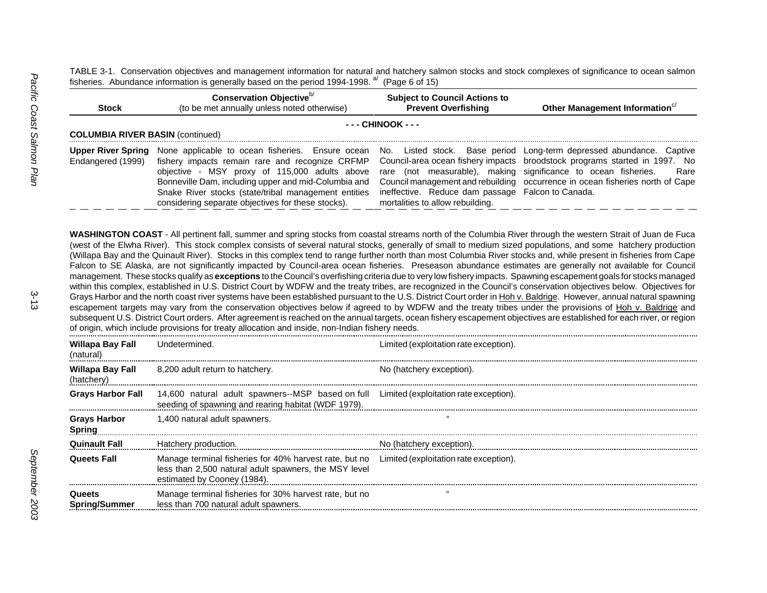TABLE 3-1. Conservation objectives and management information for natural and hatchery salmon stocks and stock complexes of significance to ocean salmon fisheries. Abundance information is generally based on the period 1994-1998. [a] (Page 6 of 15)

| Stock | Conservation Objective[b] (to be met annually unless noted otherwise) | Subject to Council Actions to Prevent Overfishing | Other Management Information[c] |
|---|---|---|---|
| | **- - - CHINOOK - - -** | | |
| **COLUMBIA RIVER BASIN** (continued) | | | |
| **Upper River Spring** Endangered (1999) | None applicable to ocean fisheries. Ensure ocean fishery impacts remain rare and recognize CRFMP objective - MSY proxy of 115,000 adults above Bonneville Dam, including upper and mid-Columbia and Snake River stocks (state/tribal management entities considering separate objectives for these stocks). | No. Listed stock. Base period Council-area ocean fishery impacts rare (not measurable), making Council management and rebuilding ineffective. Reduce dam passage mortalities to allow rebuilding. | Long-term depressed abundance. Captive broodstock programs started in 1997. No significance to ocean fisheries. Rare occurrence in ocean fisheries north of Cape Falcon to Canada. |

**WASHINGTON COAST** - All pertinent fall, summer and spring stocks from coastal streams north of the Columbia River through the western Strait of Juan de Fuca (west of the Elwha River). This stock complex consists of several natural stocks, generally of small to medium sized populations, and some hatchery production (Willapa Bay and the Quinault River). Stocks in this complex tend to range further north than most Columbia River stocks and, while present in fisheries from Cape Falcon to SE Alaska, are not significantly impacted by Council-area ocean fisheries. Preseason abundance estimates are generally not available for Council management. These stocks qualify as **exceptions** to the Council's overfishing criteria due to very low fishery impacts. Spawning escapement goals for stocks managed within this complex, established in U.S. District Court by WDFW and the treaty tribes, are recognized in the Council's conservation objectives below. Objectives for Grays Harbor and the north coast river systems have been established pursuant to the U.S. District Court order in Hoh v. Baldrige. However, annual natural spawning escapement targets may vary from the conservation objectives below if agreed to by WDFW and the treaty tribes under the provisions of Hoh v. Baldrige and subsequent U.S. District Court orders. After agreement is reached on the annual targets, ocean fishery escapement objectives are established for each river, or region of origin, which include provisions for treaty allocation and inside, non-Indian fishery needs.

| Stock | Conservation Objective | Subject to Council Actions to Prevent Overfishing | Other Management Information |
|---|---|---|---|
| **Willapa Bay Fall** (natural) | Undetermined. | Limited (exploitation rate exception). | |
| **Willapa Bay Fall** (hatchery) | 8,200 adult return to hatchery. | No (hatchery exception). | |
| **Grays Harbor Fall** | 14,600 natural adult spawners--MSP based on full seeding of spawning and rearing habitat (WDF 1979). | Limited (exploitation rate exception). | |
| **Grays Harbor Spring** | 1,400 natural adult spawners. | " | |
| **Quinault Fall** | Hatchery production. | No (hatchery exception). | |
| **Queets Fall** | Manage terminal fisheries for 40% harvest rate, but no less than 2,500 natural adult spawners, the MSY level estimated by Cooney (1984). | Limited (exploitation rate exception). | |
| **Queets Spring/Summer** | Manage terminal fisheries for 30% harvest rate, but no less than 700 natural adult spawners. | " | |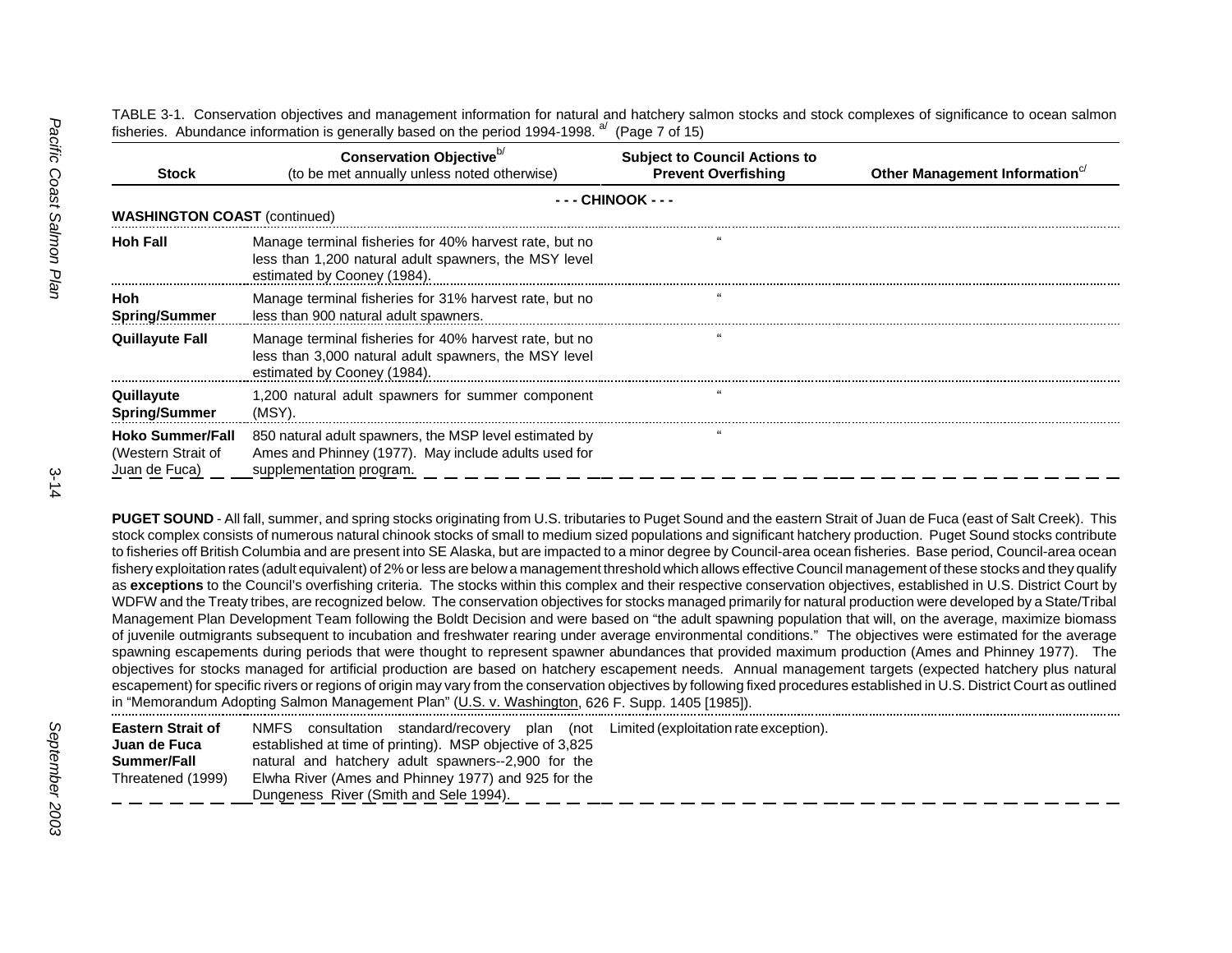TABLE 3-1. Conservation objectives and management information for natural and hatchery salmon stocks and stock complexes of significance to ocean salmon fisheries. Abundance information is generally based on the period 1994-1998. [a/] (Page 7 of 15)

| Stock | Conservation Objective[b/] (to be met annually unless noted otherwise) | Subject to Council Actions to Prevent Overfishing | Other Management Information[c/] |
|---|---|---|---|
| | **- - - CHINOOK - - -** | | |
| **WASHINGTON COAST** (continued) | | | |
| **Hoh Fall** | Manage terminal fisheries for 40% harvest rate, but no less than 1,200 natural adult spawners, the MSY level estimated by Cooney (1984). | " | |
| **Hoh Spring/Summer** | Manage terminal fisheries for 31% harvest rate, but no less than 900 natural adult spawners. | " | |
| **Quillayute Fall** | Manage terminal fisheries for 40% harvest rate, but no less than 3,000 natural adult spawners, the MSY level estimated by Cooney (1984). | " | |
| **Quillayute Spring/Summer** | 1,200 natural adult spawners for summer component (MSY). | " | |
| **Hoko Summer/Fall** (Western Strait of Juan de Fuca) | 850 natural adult spawners, the MSP level estimated by Ames and Phinney (1977). May include adults used for supplementation program. | " | |

**PUGET SOUND** - All fall, summer, and spring stocks originating from U.S. tributaries to Puget Sound and the eastern Strait of Juan de Fuca (east of Salt Creek). This stock complex consists of numerous natural chinook stocks of small to medium sized populations and significant hatchery production. Puget Sound stocks contribute to fisheries off British Columbia and are present into SE Alaska, but are impacted to a minor degree by Council-area ocean fisheries. Base period, Council-area ocean fishery exploitation rates (adult equivalent) of 2% or less are below a management threshold which allows effective Council management of these stocks and they qualify as **exceptions** to the Council's overfishing criteria. The stocks within this complex and their respective conservation objectives, established in U.S. District Court by WDFW and the Treaty tribes, are recognized below. The conservation objectives for stocks managed primarily for natural production were developed by a State/Tribal Management Plan Development Team following the Boldt Decision and were based on "the adult spawning population that will, on the average, maximize biomass of juvenile outmigrants subsequent to incubation and freshwater rearing under average environmental conditions." The objectives were estimated for the average spawning escapements during periods that were thought to represent spawner abundances that provided maximum production (Ames and Phinney 1977). The objectives for stocks managed for artificial production are based on hatchery escapement needs. Annual management targets (expected hatchery plus natural escapement) for specific rivers or regions of origin may vary from the conservation objectives by following fixed procedures established in U.S. District Court as outlined in "Memorandum Adopting Salmon Management Plan" (U.S. v. Washington, 626 F. Supp. 1405 [1985]).

| Stock | Conservation Objective | Subject to Council Actions to Prevent Overfishing | Other Management Information |
|---|---|---|---|
| **Eastern Strait of Juan de Fuca Summer/Fall** Threatened (1999) | NMFS consultation standard/recovery plan (not established at time of printing). MSP objective of 3,825 natural and hatchery adult spawners--2,900 for the Elwha River (Ames and Phinney 1977) and 925 for the Dungeness River (Smith and Sele 1994). | Limited (exploitation rate exception). | |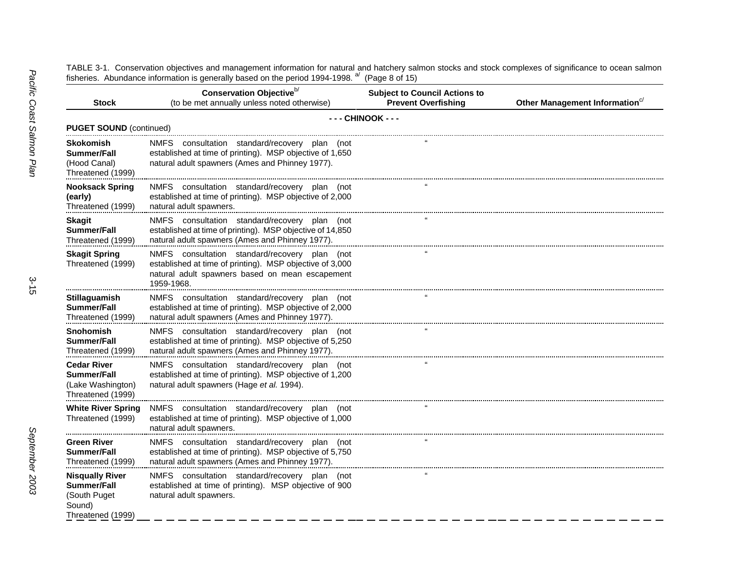TABLE 3-1. Conservation objectives and management information for natural and hatchery salmon stocks and stock complexes of significance to ocean salmon fisheries. Abundance information is generally based on the period 1994-1998. [a] (Page 8 of 15)

| Stock | Conservation Objective[b] (to be met annually unless noted otherwise) | Subject to Council Actions to Prevent Overfishing | Other Management Information[c] |
|---|---|---|---|
| **- - - CHINOOK - - -** | | | |
| **PUGET SOUND** (continued) | | | |
| **Skokomish Summer/Fall** (Hood Canal) Threatened (1999) | NMFS consultation standard/recovery plan (not established at time of printing). MSP objective of 1,650 natural adult spawners (Ames and Phinney 1977). | " | |
| **Nooksack Spring (early)** Threatened (1999) | NMFS consultation standard/recovery plan (not established at time of printing). MSP objective of 2,000 natural adult spawners. | " | |
| **Skagit Summer/Fall** Threatened (1999) | NMFS consultation standard/recovery plan (not established at time of printing). MSP objective of 14,850 natural adult spawners (Ames and Phinney 1977). | " | |
| **Skagit Spring** Threatened (1999) | NMFS consultation standard/recovery plan (not established at time of printing). MSP objective of 3,000 natural adult spawners based on mean escapement 1959-1968. | " | |
| **Stillaguamish Summer/Fall** Threatened (1999) | NMFS consultation standard/recovery plan (not established at time of printing). MSP objective of 2,000 natural adult spawners (Ames and Phinney 1977). | " | |
| **Snohomish Summer/Fall** Threatened (1999) | NMFS consultation standard/recovery plan (not established at time of printing). MSP objective of 5,250 natural adult spawners (Ames and Phinney 1977). | " | |
| **Cedar River Summer/Fall** (Lake Washington) Threatened (1999) | NMFS consultation standard/recovery plan (not established at time of printing). MSP objective of 1,200 natural adult spawners (Hage *et al.* 1994). | " | |
| **White River Spring** Threatened (1999) | NMFS consultation standard/recovery plan (not established at time of printing). MSP objective of 1,000 natural adult spawners. | " | |
| **Green River Summer/Fall** Threatened (1999) | NMFS consultation standard/recovery plan (not established at time of printing). MSP objective of 5,750 natural adult spawners (Ames and Phinney 1977). | " | |
| **Nisqually River Summer/Fall** (South Puget Sound) Threatened (1999) | NMFS consultation standard/recovery plan (not established at time of printing). MSP objective of 900 natural adult spawners. | " | |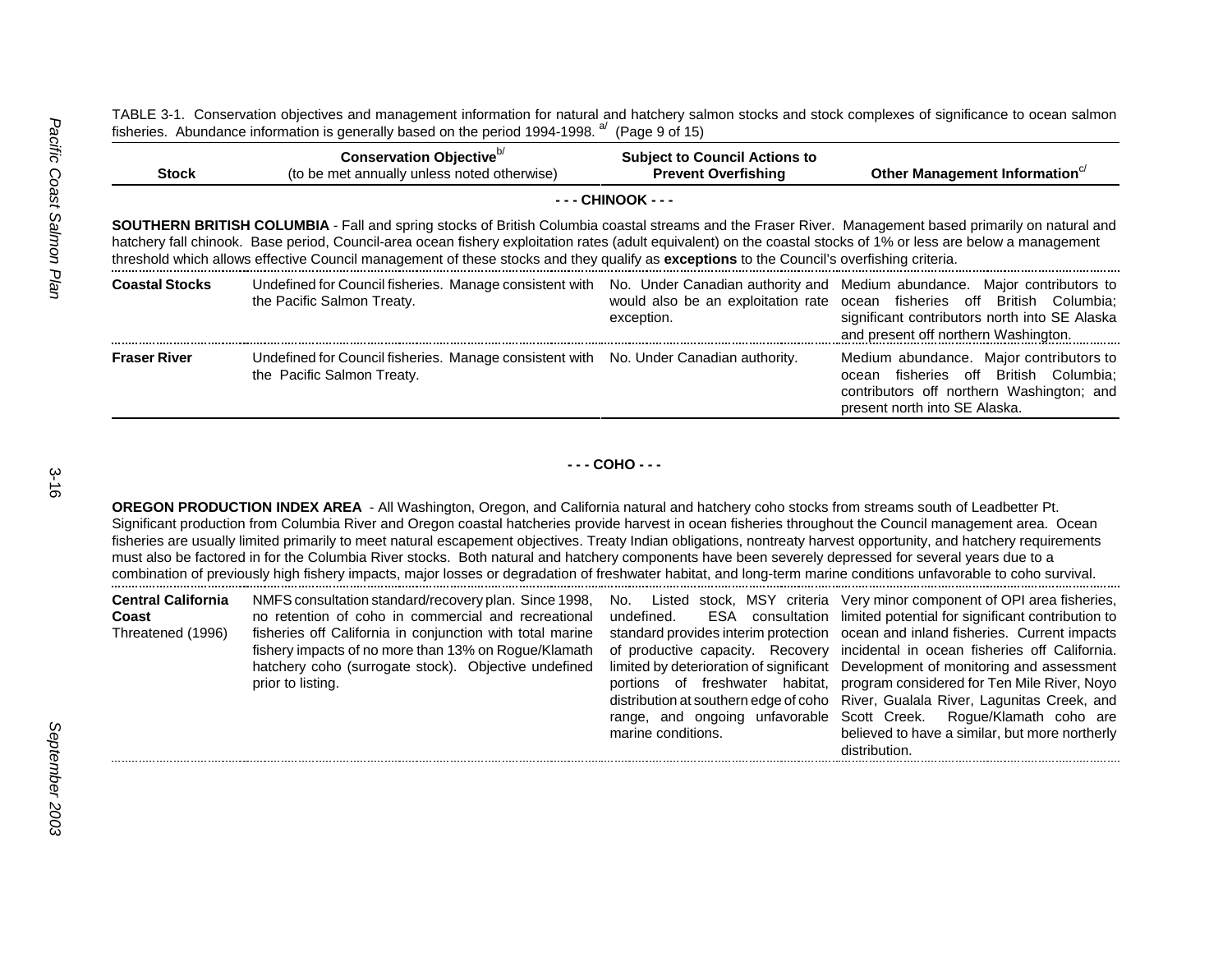TABLE 3-1. Conservation objectives and management information for natural and hatchery salmon stocks and stock complexes of significance to ocean salmon fisheries. Abundance information is generally based on the period 1994-1998. [a/] (Page 9 of 15)

| Stock | Conservation Objective[b/] (to be met annually unless noted otherwise) | Subject to Council Actions to Prevent Overfishing | Other Management Information[c/] |
|---|---|---|---|
| **- - - CHINOOK - - -** | | | |
| **SOUTHERN BRITISH COLUMBIA** - Fall and spring stocks of British Columbia coastal streams and the Fraser River. Management based primarily on natural and hatchery fall chinook. Base period, Council-area ocean fishery exploitation rates (adult equivalent) on the coastal stocks of 1% or less are below a management threshold which allows effective Council management of these stocks and they qualify as **exceptions** to the Council's overfishing criteria. | | | |
| **Coastal Stocks** | Undefined for Council fisheries. Manage consistent with the Pacific Salmon Treaty. | No. Under Canadian authority and would also be an exploitation rate exception. | Medium abundance. Major contributors to ocean fisheries off British Columbia; significant contributors north into SE Alaska and present off northern Washington. |
| **Fraser River** | Undefined for Council fisheries. Manage consistent with the Pacific Salmon Treaty. | No. Under Canadian authority. | Medium abundance. Major contributors to ocean fisheries off British Columbia; contributors off northern Washington; and present north into SE Alaska. |

**- - - COHO - - -**

| Stock | Conservation Objective[b/] (to be met annually unless noted otherwise) | Subject to Council Actions to Prevent Overfishing | Other Management Information[c/] |
|---|---|---|---|
| **OREGON PRODUCTION INDEX AREA** - All Washington, Oregon, and California natural and hatchery coho stocks from streams south of Leadbetter Pt. Significant production from Columbia River and Oregon coastal hatcheries provide harvest in ocean fisheries throughout the Council management area. Ocean fisheries are usually limited primarily to meet natural escapement objectives. Treaty Indian obligations, nontreaty harvest opportunity, and hatchery requirements must also be factored in for the Columbia River stocks. Both natural and hatchery components have been severely depressed for several years due to a combination of previously high fishery impacts, major losses or degradation of freshwater habitat, and long-term marine conditions unfavorable to coho survival. | | | |
| **Central California Coast** Threatened (1996) | NMFS consultation standard/recovery plan. Since 1998, no retention of coho in commercial and recreational fisheries off California in conjunction with total marine fishery impacts of no more than 13% on Rogue/Klamath hatchery coho (surrogate stock). Objective undefined prior to listing. | No. Listed stock, MSY criteria undefined. ESA consultation standard provides interim protection of productive capacity. Recovery limited by deterioration of significant portions of freshwater habitat, distribution at southern edge of coho range, and ongoing unfavorable marine conditions. | Very minor component of OPI area fisheries, limited potential for significant contribution to ocean and inland fisheries. Current impacts incidental in ocean fisheries off California. Development of monitoring and assessment program considered for Ten Mile River, Noyo River, Gualala River, Lagunitas Creek, and Scott Creek. Rogue/Klamath coho are believed to have a similar, but more northerly distribution. |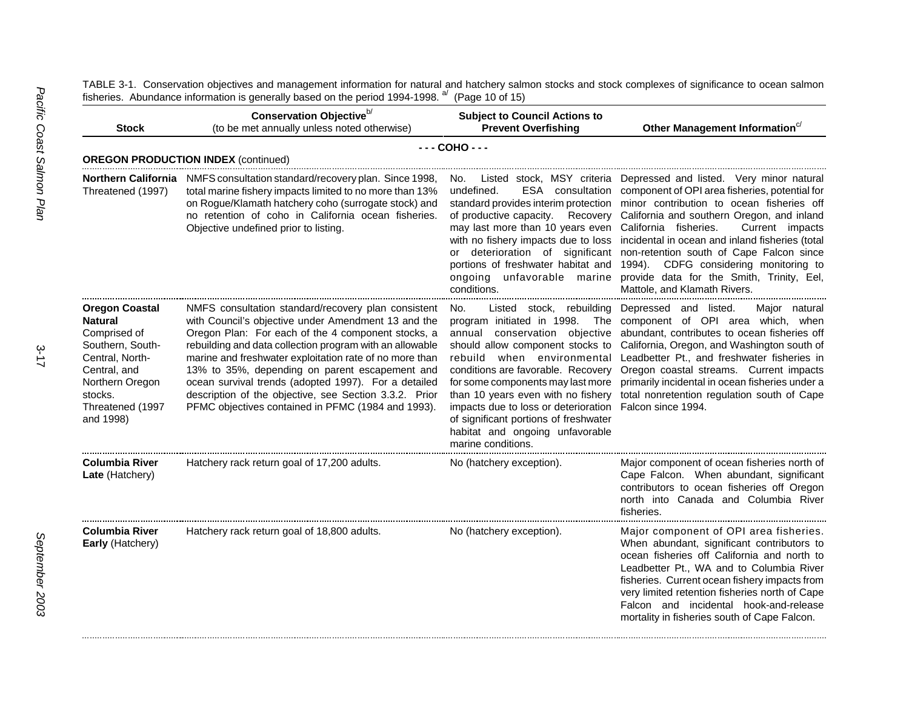TABLE 3-1. Conservation objectives and management information for natural and hatchery salmon stocks and stock complexes of significance to ocean salmon fisheries. Abundance information is generally based on the period 1994-1998. [a/] (Page 10 of 15)

| Stock | Conservation Objective[b/] (to be met annually unless noted otherwise) | Subject to Council Actions to Prevent Overfishing | Other Management Information[c/] |
|---|---|---|---|
| | **- - - COHO - - -** | | |
| **OREGON PRODUCTION INDEX** (continued) | | | |
| **Northern California** Threatened (1997) | NMFS consultation standard/recovery plan. Since 1998, total marine fishery impacts limited to no more than 13% on Rogue/Klamath hatchery coho (surrogate stock) and no retention of coho in California ocean fisheries. Objective undefined prior to listing. | No. Listed stock, MSY criteria undefined. ESA consultation standard provides interim protection of productive capacity. Recovery may last more than 10 years even with no fishery impacts due to loss or deterioration of significant portions of freshwater habitat and ongoing unfavorable marine conditions. | Depressed and listed. Very minor natural component of OPI area fisheries, potential for minor contribution to ocean fisheries off California and southern Oregon, and inland California fisheries. Current impacts incidental in ocean and inland fisheries (total non-retention south of Cape Falcon since 1994). CDFG considering monitoring to provide data for the Smith, Trinity, Eel, Mattole, and Klamath Rivers. |
| **Oregon Coastal Natural** Comprised of Southern, South-Central, North-Central, and Northern Oregon stocks. Threatened (1997 and 1998) | NMFS consultation standard/recovery plan consistent with Council's objective under Amendment 13 and the Oregon Plan: For each of the 4 component stocks, a rebuilding and data collection program with an allowable marine and freshwater exploitation rate of no more than 13% to 35%, depending on parent escapement and ocean survival trends (adopted 1997). For a detailed description of the objective, see Section 3.3.2. Prior PFMC objectives contained in PFMC (1984 and 1993). | No. Listed stock, rebuilding program initiated in 1998. The annual conservation objective should allow component stocks to rebuild when environmental conditions are favorable. Recovery for some components may last more than 10 years even with no fishery impacts due to loss or deterioration of significant portions of freshwater habitat and ongoing unfavorable marine conditions. | Depressed and listed. Major natural component of OPI area which, when abundant, contributes to ocean fisheries off California, Oregon, and Washington south of Leadbetter Pt., and freshwater fisheries in Oregon coastal streams. Current impacts primarily incidental in ocean fisheries under a total nonretention regulation south of Cape Falcon since 1994. |
| **Columbia River Late** (Hatchery) | Hatchery rack return goal of 17,200 adults. | No (hatchery exception). | Major component of ocean fisheries north of Cape Falcon. When abundant, significant contributors to ocean fisheries off Oregon north into Canada and Columbia River fisheries. |
| **Columbia River Early** (Hatchery) | Hatchery rack return goal of 18,800 adults. | No (hatchery exception). | Major component of OPI area fisheries. When abundant, significant contributors to ocean fisheries off California and north to Leadbetter Pt., WA and to Columbia River fisheries. Current ocean fishery impacts from very limited retention fisheries north of Cape Falcon and incidental hook-and-release mortality in fisheries south of Cape Falcon. |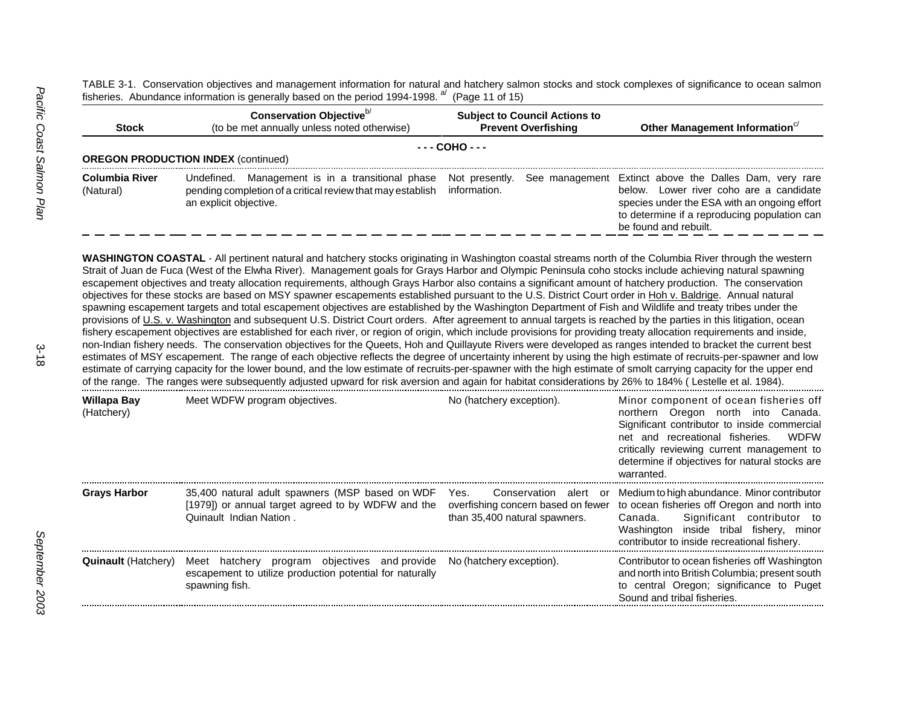TABLE 3-1. Conservation objectives and management information for natural and hatchery salmon stocks and stock complexes of significance to ocean salmon fisheries. Abundance information is generally based on the period 1994-1998. [a/] (Page 11 of 15)

| Stock | Conservation Objective[b/] (to be met annually unless noted otherwise) | Subject to Council Actions to Prevent Overfishing | Other Management Information[c/] |
|---|---|---|---|
| | - - - COHO - - - | | |
| **OREGON PRODUCTION INDEX** (continued) | | | |
| **Columbia River** (Natural) | Undefined. Management is in a transitional phase pending completion of a critical review that may establish an explicit objective. | Not presently. See management information. | Extinct above the Dalles Dam, very rare below. Lower river coho are a candidate species under the ESA with an ongoing effort to determine if a reproducing population can be found and rebuilt. |

**WASHINGTON COASTAL** - All pertinent natural and hatchery stocks originating in Washington coastal streams north of the Columbia River through the western Strait of Juan de Fuca (West of the Elwha River). Management goals for Grays Harbor and Olympic Peninsula coho stocks include achieving natural spawning escapement objectives and treaty allocation requirements, although Grays Harbor also contains a significant amount of hatchery production. The conservation objectives for these stocks are based on MSY spawner escapements established pursuant to the U.S. District Court order in Hoh v. Baldrige. Annual natural spawning escapement targets and total escapement objectives are established by the Washington Department of Fish and Wildlife and treaty tribes under the provisions of U.S. v. Washington and subsequent U.S. District Court orders. After agreement to annual targets is reached by the parties in this litigation, ocean fishery escapement objectives are established for each river, or region of origin, which include provisions for providing treaty allocation requirements and inside, non-Indian fishery needs. The conservation objectives for the Queets, Hoh and Quillayute Rivers were developed as ranges intended to bracket the current best estimates of MSY escapement. The range of each objective reflects the degree of uncertainty inherent by using the high estimate of recruits-per-spawner and low estimate of carrying capacity for the lower bound, and the low estimate of recruits-per-spawner with the high estimate of smolt carrying capacity for the upper end of the range. The ranges were subsequently adjusted upward for risk aversion and again for habitat considerations by 26% to 184% ( Lestelle et al. 1984).

| Stock | Conservation Objective | Subject to Council Actions to Prevent Overfishing | Other Management Information |
|---|---|---|---|
| **Willapa Bay** (Hatchery) | Meet WDFW program objectives. | No (hatchery exception). | Minor component of ocean fisheries off northern Oregon north into Canada. Significant contributor to inside commercial net and recreational fisheries. WDFW critically reviewing current management to determine if objectives for natural stocks are warranted. |
| **Grays Harbor** | 35,400 natural adult spawners (MSP based on WDF [1979]) or annual target agreed to by WDFW and the Quinault Indian Nation . | Yes. Conservation alert or overfishing concern based on fewer than 35,400 natural spawners. | Medium to high abundance. Minor contributor to ocean fisheries off Oregon and north into Canada. Significant contributor to Washington inside tribal fishery, minor contributor to inside recreational fishery. |
| **Quinault** (Hatchery) | Meet hatchery program objectives and provide escapement to utilize production potential for naturally spawning fish. | No (hatchery exception). | Contributor to ocean fisheries off Washington and north into British Columbia; present south to central Oregon; significance to Puget Sound and tribal fisheries. |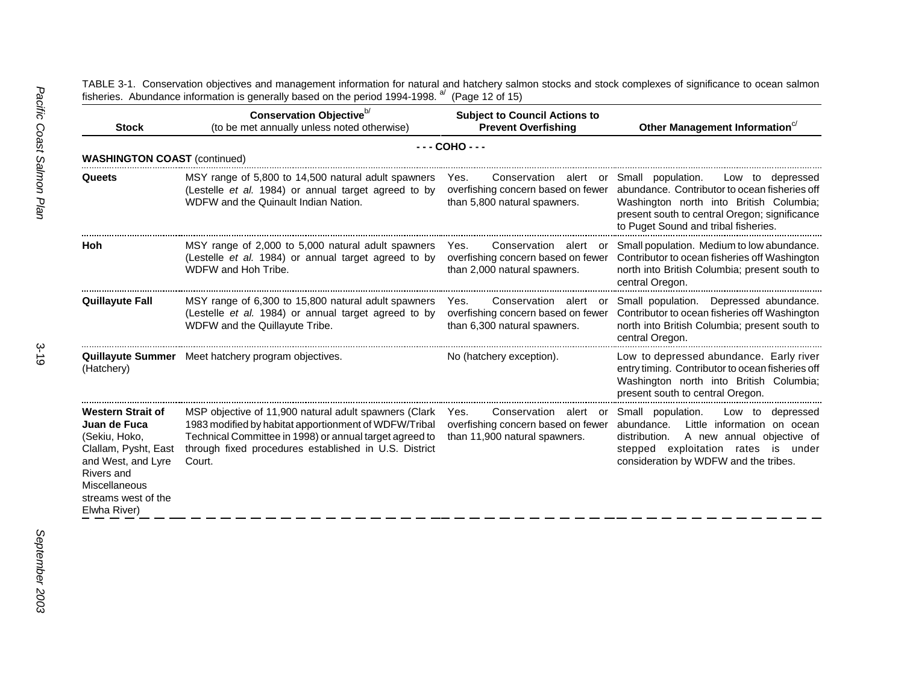TABLE 3-1. Conservation objectives and management information for natural and hatchery salmon stocks and stock complexes of significance to ocean salmon fisheries. Abundance information is generally based on the period 1994-1998. [a] (Page 12 of 15)

| Stock | Conservation Objective[b] (to be met annually unless noted otherwise) | Subject to Council Actions to Prevent Overfishing | Other Management Information[c] |
|---|---|---|---|
| | **- - - COHO - - -** | | |
| **WASHINGTON COAST** (continued) | | | |
| **Queets** | MSY range of 5,800 to 14,500 natural adult spawners (Lestelle *et al.* 1984) or annual target agreed to by WDFW and the Quinault Indian Nation. | Yes. Conservation alert or overfishing concern based on fewer than 5,800 natural spawners. | Small population. Low to depressed abundance. Contributor to ocean fisheries off Washington north into British Columbia; present south to central Oregon; significance to Puget Sound and tribal fisheries. |
| **Hoh** | MSY range of 2,000 to 5,000 natural adult spawners (Lestelle *et al.* 1984) or annual target agreed to by WDFW and Hoh Tribe. | Yes. Conservation alert or overfishing concern based on fewer than 2,000 natural spawners. | Small population. Medium to low abundance. Contributor to ocean fisheries off Washington north into British Columbia; present south to central Oregon. |
| **Quillayute Fall** | MSY range of 6,300 to 15,800 natural adult spawners (Lestelle *et al.* 1984) or annual target agreed to by WDFW and the Quillayute Tribe. | Yes. Conservation alert or overfishing concern based on fewer than 6,300 natural spawners. | Small population. Depressed abundance. Contributor to ocean fisheries off Washington north into British Columbia; present south to central Oregon. |
| **Quillayute Summer** (Hatchery) | Meet hatchery program objectives. | No (hatchery exception). | Low to depressed abundance. Early river entry timing. Contributor to ocean fisheries off Washington north into British Columbia; present south to central Oregon. |
| **Western Strait of Juan de Fuca** (Sekiu, Hoko, Clallam, Pysht, East and West, and Lyre Rivers and Miscellaneous streams west of the Elwha River) | MSP objective of 11,900 natural adult spawners (Clark 1983 modified by habitat apportionment of WDFW/Tribal Technical Committee in 1998) or annual target agreed to through fixed procedures established in U.S. District Court. | Yes. Conservation alert or overfishing concern based on fewer than 11,900 natural spawners. | Small population. Low to depressed abundance. Little information on ocean distribution. A new annual objective of stepped exploitation rates is under consideration by WDFW and the tribes. |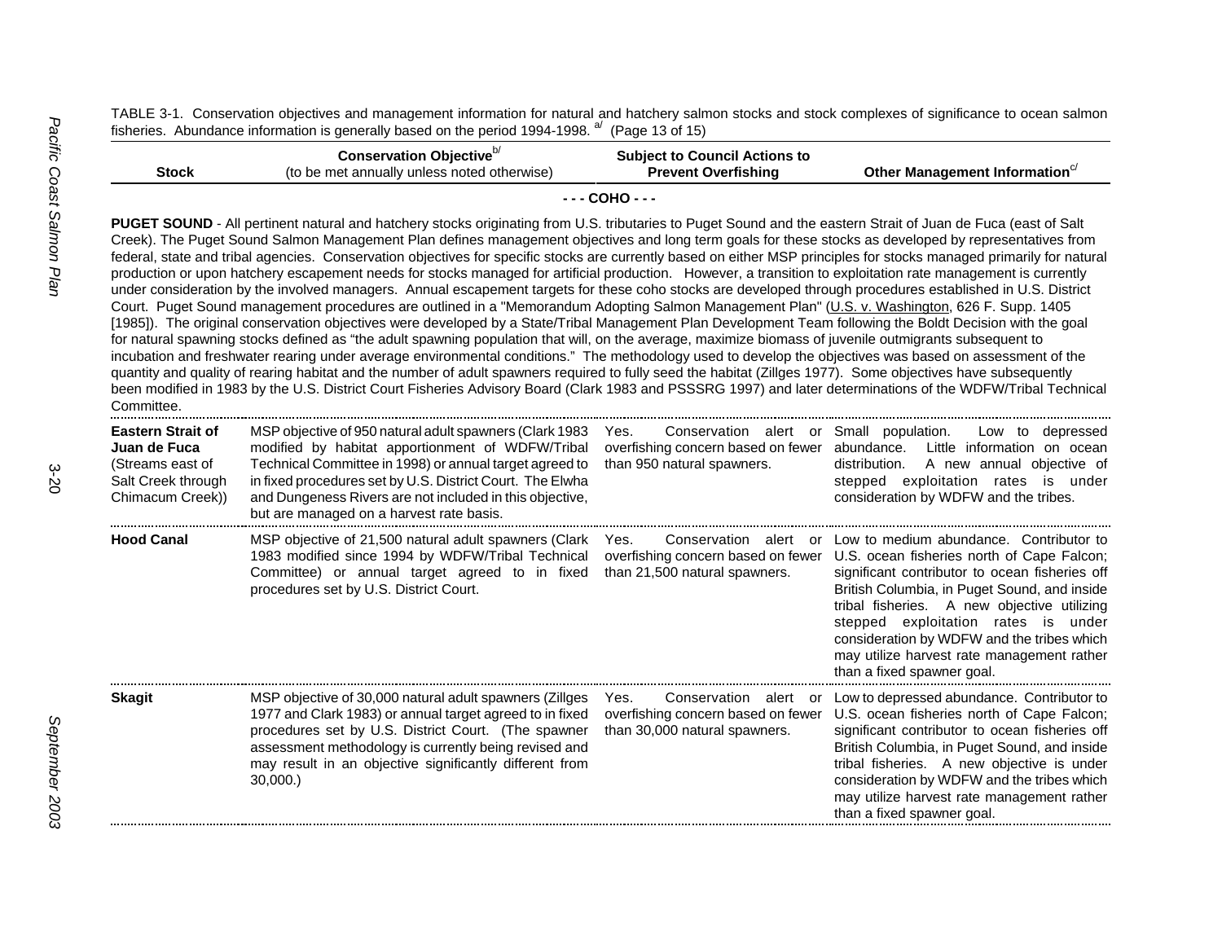TABLE 3-1. Conservation objectives and management information for natural and hatchery salmon stocks and stock complexes of significance to ocean salmon fisheries. Abundance information is generally based on the period 1994-1998. [a] (Page 13 of 15)

| Stock | Conservation Objective[b] (to be met annually unless noted otherwise) | Subject to Council Actions to Prevent Overfishing | Other Management Information[c] |
|---|---|---|---|
| **- - - COHO - - -** | | | |
| **PUGET SOUND** - All pertinent natural and hatchery stocks originating from U.S. tributaries to Puget Sound and the eastern Strait of Juan de Fuca (east of Salt Creek). The Puget Sound Salmon Management Plan defines management objectives and long term goals for these stocks as developed by representatives from federal, state and tribal agencies. Conservation objectives for specific stocks are currently based on either MSP principles for stocks managed primarily for natural production or upon hatchery escapement needs for stocks managed for artificial production. However, a transition to exploitation rate management is currently under consideration by the involved managers. Annual escapement targets for these coho stocks are developed through procedures established in U.S. District Court. Puget Sound management procedures are outlined in a "Memorandum Adopting Salmon Management Plan" (U.S. v. Washington, 626 F. Supp. 1405 [1985]). The original conservation objectives were developed by a State/Tribal Management Plan Development Team following the Boldt Decision with the goal for natural spawning stocks defined as "the adult spawning population that will, on the average, maximize biomass of juvenile outmigrants subsequent to incubation and freshwater rearing under average environmental conditions." The methodology used to develop the objectives was based on assessment of the quantity and quality of rearing habitat and the number of adult spawners required to fully seed the habitat (Zillges 1977). Some objectives have subsequently been modified in 1983 by the U.S. District Court Fisheries Advisory Board (Clark 1983 and PSSSRG 1997) and later determinations of the WDFW/Tribal Technical Committee. | | | |
| **Eastern Strait of Juan de Fuca** (Streams east of Salt Creek through Chimacum Creek)) | MSP objective of 950 natural adult spawners (Clark 1983 modified by habitat apportionment of WDFW/Tribal Technical Committee in 1998) or annual target agreed to in fixed procedures set by U.S. District Court. The Elwha and Dungeness Rivers are not included in this objective, but are managed on a harvest rate basis. | Yes. Conservation alert or overfishing concern based on fewer than 950 natural spawners. | Small population. Low to depressed abundance. Little information on ocean distribution. A new annual objective of stepped exploitation rates is under consideration by WDFW and the tribes. |
| **Hood Canal** | MSP objective of 21,500 natural adult spawners (Clark 1983 modified since 1994 by WDFW/Tribal Technical Committee) or annual target agreed to in fixed procedures set by U.S. District Court. | Yes. Conservation alert or overfishing concern based on fewer than 21,500 natural spawners. | Low to medium abundance. Contributor to U.S. ocean fisheries north of Cape Falcon; significant contributor to ocean fisheries off British Columbia, in Puget Sound, and inside tribal fisheries. A new objective utilizing stepped exploitation rates is under consideration by WDFW and the tribes which may utilize harvest rate management rather than a fixed spawner goal. |
| **Skagit** | MSP objective of 30,000 natural adult spawners (Zillges 1977 and Clark 1983) or annual target agreed to in fixed procedures set by U.S. District Court. (The spawner assessment methodology is currently being revised and may result in an objective significantly different from 30,000.) | Yes. Conservation alert or overfishing concern based on fewer than 30,000 natural spawners. | Low to depressed abundance. Contributor to U.S. ocean fisheries north of Cape Falcon; significant contributor to ocean fisheries off British Columbia, in Puget Sound, and inside tribal fisheries. A new objective is under consideration by WDFW and the tribes which may utilize harvest rate management rather than a fixed spawner goal. |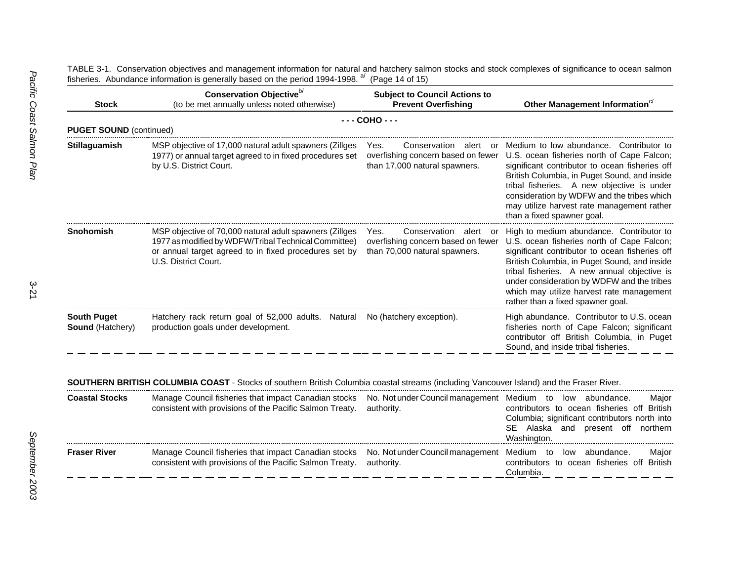TABLE 3-1. Conservation objectives and management information for natural and hatchery salmon stocks and stock complexes of significance to ocean salmon fisheries. Abundance information is generally based on the period 1994-1998. [a] (Page 14 of 15)

| Stock | Conservation Objective[b] (to be met annually unless noted otherwise) | Subject to Council Actions to Prevent Overfishing | Other Management Information[c] |
|---|---|---|---|
| | **- - - COHO - - -** | | |
| **PUGET SOUND** (continued) | | | |
| **Stillaguamish** | MSP objective of 17,000 natural adult spawners (Zillges 1977) or annual target agreed to in fixed procedures set by U.S. District Court. | Yes. Conservation alert or overfishing concern based on fewer than 17,000 natural spawners. | Medium to low abundance. Contributor to U.S. ocean fisheries north of Cape Falcon; significant contributor to ocean fisheries off British Columbia, in Puget Sound, and inside tribal fisheries. A new objective is under consideration by WDFW and the tribes which may utilize harvest rate management rather than a fixed spawner goal. |
| **Snohomish** | MSP objective of 70,000 natural adult spawners (Zillges 1977 as modified by WDFW/Tribal Technical Committee) or annual target agreed to in fixed procedures set by U.S. District Court. | Yes. Conservation alert or overfishing concern based on fewer than 70,000 natural spawners. | High to medium abundance. Contributor to U.S. ocean fisheries north of Cape Falcon; significant contributor to ocean fisheries off British Columbia, in Puget Sound, and inside tribal fisheries. A new annual objective is under consideration by WDFW and the tribes which may utilize harvest rate management rather than a fixed spawner goal. |
| **South Puget Sound** (Hatchery) | Hatchery rack return goal of 52,000 adults. Natural production goals under development. | No (hatchery exception). | High abundance. Contributor to U.S. ocean fisheries north of Cape Falcon; significant contributor off British Columbia, in Puget Sound, and inside tribal fisheries. |
| **SOUTHERN BRITISH COLUMBIA COAST** - Stocks of southern British Columbia coastal streams (including Vancouver Island) and the Fraser River. | | | |
| **Coastal Stocks** | Manage Council fisheries that impact Canadian stocks consistent with provisions of the Pacific Salmon Treaty. | No. Not under Council management authority. | Medium to low abundance. Major contributors to ocean fisheries off British Columbia; significant contributors north into SE Alaska and present off northern Washington. |
| **Fraser River** | Manage Council fisheries that impact Canadian stocks consistent with provisions of the Pacific Salmon Treaty. | No. Not under Council management authority. | Medium to low abundance. Major contributors to ocean fisheries off British Columbia. |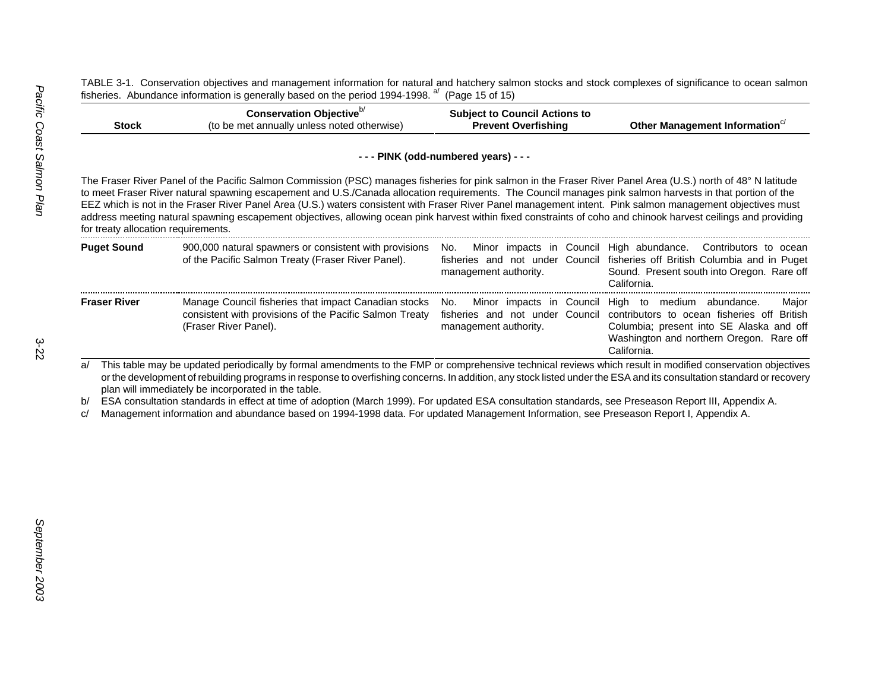TABLE 3-1. Conservation objectives and management information for natural and hatchery salmon stocks and stock complexes of significance to ocean salmon fisheries. Abundance information is generally based on the period 1994-1998. [a/] (Page 15 of 15)

| Stock | Conservation Objective[b/] (to be met annually unless noted otherwise) | Subject to Council Actions to Prevent Overfishing | Other Management Information[c/] |
|---|---|---|---|
| **- - - PINK (odd-numbered years) - - -** | | | |
| The Fraser River Panel of the Pacific Salmon Commission (PSC) manages fisheries for pink salmon in the Fraser River Panel Area (U.S.) north of 48° N latitude to meet Fraser River natural spawning escapement and U.S./Canada allocation requirements. The Council manages pink salmon harvests in that portion of the EEZ which is not in the Fraser River Panel Area (U.S.) waters consistent with Fraser River Panel management intent. Pink salmon management objectives must address meeting natural spawning escapement objectives, allowing ocean pink harvest within fixed constraints of coho and chinook harvest ceilings and providing for treaty allocation requirements. | | | |
| **Puget Sound** | 900,000 natural spawners or consistent with provisions of the Pacific Salmon Treaty (Fraser River Panel). | No. Minor impacts in Council fisheries and not under Council management authority. | High abundance. Contributors to ocean fisheries off British Columbia and in Puget Sound. Present south into Oregon. Rare off California. |
| **Fraser River** | Manage Council fisheries that impact Canadian stocks consistent with provisions of the Pacific Salmon Treaty (Fraser River Panel). | No. Minor impacts in Council fisheries and not under Council management authority. | High to medium abundance. Major contributors to ocean fisheries off British Columbia; present into SE Alaska and off Washington and northern Oregon. Rare off California. |

a/ This table may be updated periodically by formal amendments to the FMP or comprehensive technical reviews which result in modified conservation objectives or the development of rebuilding programs in response to overfishing concerns. In addition, any stock listed under the ESA and its consultation standard or recovery plan will immediately be incorporated in the table.

b/ ESA consultation standards in effect at time of adoption (March 1999). For updated ESA consultation standards, see Preseason Report III, Appendix A.

c/ Management information and abundance based on 1994-1998 data. For updated Management Information, see Preseason Report I, Appendix A.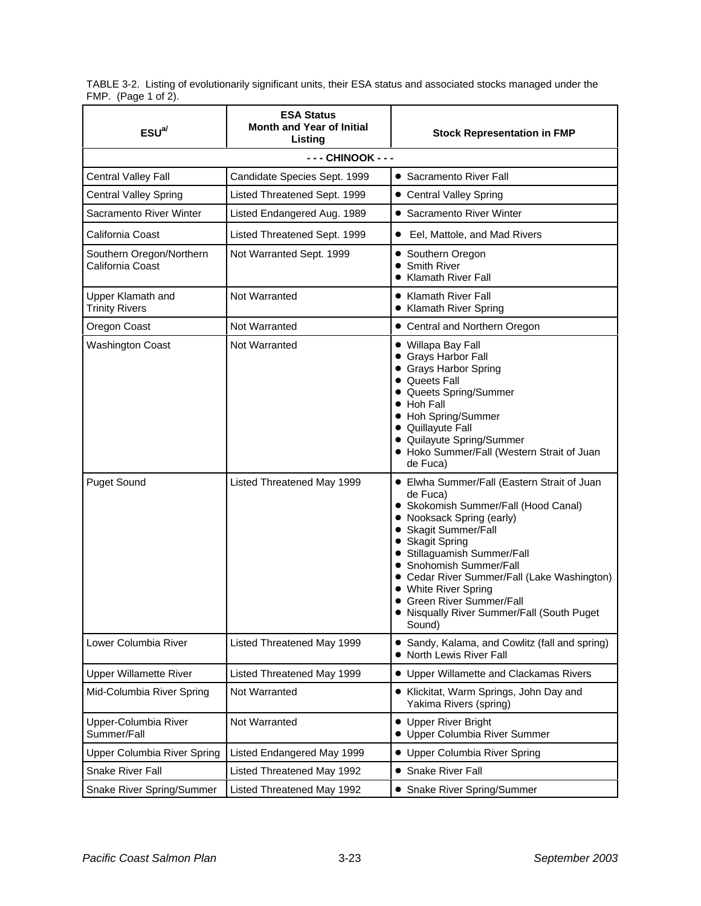TABLE 3-2. Listing of evolutionarily significant units, their ESA status and associated stocks managed under the FMP. (Page 1 of 2).

| ESU[a/] | ESA Status Month and Year of Initial Listing | Stock Representation in FMP |
|---|---|---|
| - - - CHINOOK - - - | | |
| Central Valley Fall | Candidate Species Sept. 1999 | • Sacramento River Fall |
| Central Valley Spring | Listed Threatened Sept. 1999 | • Central Valley Spring |
| Sacramento River Winter | Listed Endangered Aug. 1989 | • Sacramento River Winter |
| California Coast | Listed Threatened Sept. 1999 | • Eel, Mattole, and Mad Rivers |
| Southern Oregon/Northern California Coast | Not Warranted Sept. 1999 | • Southern Oregon<br>• Smith River<br>• Klamath River Fall |
| Upper Klamath and Trinity Rivers | Not Warranted | • Klamath River Fall<br>• Klamath River Spring |
| Oregon Coast | Not Warranted | • Central and Northern Oregon |
| Washington Coast | Not Warranted | • Willapa Bay Fall<br>• Grays Harbor Fall<br>• Grays Harbor Spring<br>• Queets Fall<br>• Queets Spring/Summer<br>• Hoh Fall<br>• Hoh Spring/Summer<br>• Quillayute Fall<br>• Quilayute Spring/Summer<br>• Hoko Summer/Fall (Western Strait of Juan de Fuca) |
| Puget Sound | Listed Threatened May 1999 | • Elwha Summer/Fall (Eastern Strait of Juan de Fuca)<br>• Skokomish Summer/Fall (Hood Canal)<br>• Nooksack Spring (early)<br>• Skagit Summer/Fall<br>• Skagit Spring<br>• Stillaguamish Summer/Fall<br>• Snohomish Summer/Fall<br>• Cedar River Summer/Fall (Lake Washington)<br>• White River Spring<br>• Green River Summer/Fall<br>• Nisqually River Summer/Fall (South Puget Sound) |
| Lower Columbia River | Listed Threatened May 1999 | • Sandy, Kalama, and Cowlitz (fall and spring)<br>• North Lewis River Fall |
| Upper Willamette River | Listed Threatened May 1999 | • Upper Willamette and Clackamas Rivers |
| Mid-Columbia River Spring | Not Warranted | • Klickitat, Warm Springs, John Day and Yakima Rivers (spring) |
| Upper-Columbia River Summer/Fall | Not Warranted | • Upper River Bright<br>• Upper Columbia River Summer |
| Upper Columbia River Spring | Listed Endangered May 1999 | • Upper Columbia River Spring |
| Snake River Fall | Listed Threatened May 1992 | • Snake River Fall |
| Snake River Spring/Summer | Listed Threatened May 1992 | • Snake River Spring/Summer |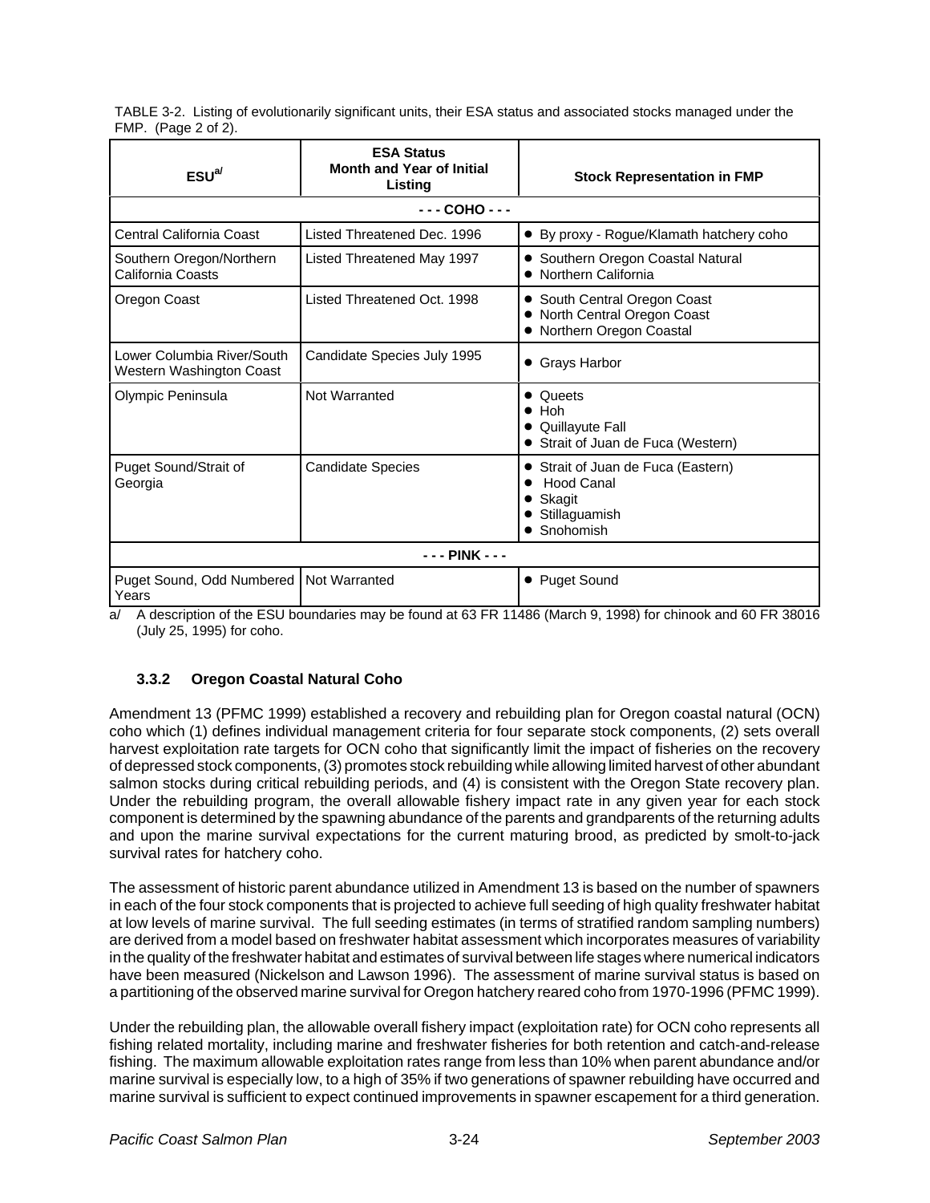TABLE 3-2. Listing of evolutionarily significant units, their ESA status and associated stocks managed under the FMP. (Page 2 of 2).

| ESU[a/] | ESA Status Month and Year of Initial Listing | Stock Representation in FMP |
|---|---|---|
| **- - - COHO - - -** | | |
| Central California Coast | Listed Threatened Dec. 1996 | • By proxy - Rogue/Klamath hatchery coho |
| Southern Oregon/Northern California Coasts | Listed Threatened May 1997 | • Southern Oregon Coastal Natural<br>• Northern California |
| Oregon Coast | Listed Threatened Oct. 1998 | • South Central Oregon Coast<br>• North Central Oregon Coast<br>• Northern Oregon Coastal |
| Lower Columbia River/South Western Washington Coast | Candidate Species July 1995 | • Grays Harbor |
| Olympic Peninsula | Not Warranted | • Queets<br>• Hoh<br>• Quillayute Fall<br>• Strait of Juan de Fuca (Western) |
| Puget Sound/Strait of Georgia | Candidate Species | • Strait of Juan de Fuca (Eastern)<br>• Hood Canal<br>• Skagit<br>• Stillaguamish<br>• Snohomish |
| **- - - PINK - - -** | | |
| Puget Sound, Odd Numbered Years | Not Warranted | • Puget Sound |

a/ A description of the ESU boundaries may be found at 63 FR 11486 (March 9, 1998) for chinook and 60 FR 38016 (July 25, 1995) for coho.

### 3.3.2 Oregon Coastal Natural Coho

Amendment 13 (PFMC 1999) established a recovery and rebuilding plan for Oregon coastal natural (OCN) coho which (1) defines individual management criteria for four separate stock components, (2) sets overall harvest exploitation rate targets for OCN coho that significantly limit the impact of fisheries on the recovery of depressed stock components, (3) promotes stock rebuilding while allowing limited harvest of other abundant salmon stocks during critical rebuilding periods, and (4) is consistent with the Oregon State recovery plan. Under the rebuilding program, the overall allowable fishery impact rate in any given year for each stock component is determined by the spawning abundance of the parents and grandparents of the returning adults and upon the marine survival expectations for the current maturing brood, as predicted by smolt-to-jack survival rates for hatchery coho.

The assessment of historic parent abundance utilized in Amendment 13 is based on the number of spawners in each of the four stock components that is projected to achieve full seeding of high quality freshwater habitat at low levels of marine survival. The full seeding estimates (in terms of stratified random sampling numbers) are derived from a model based on freshwater habitat assessment which incorporates measures of variability in the quality of the freshwater habitat and estimates of survival between life stages where numerical indicators have been measured (Nickelson and Lawson 1996). The assessment of marine survival status is based on a partitioning of the observed marine survival for Oregon hatchery reared coho from 1970-1996 (PFMC 1999).

Under the rebuilding plan, the allowable overall fishery impact (exploitation rate) for OCN coho represents all fishing related mortality, including marine and freshwater fisheries for both retention and catch-and-release fishing. The maximum allowable exploitation rates range from less than 10% when parent abundance and/or marine survival is especially low, to a high of 35% if two generations of spawner rebuilding have occurred and marine survival is sufficient to expect continued improvements in spawner escapement for a third generation.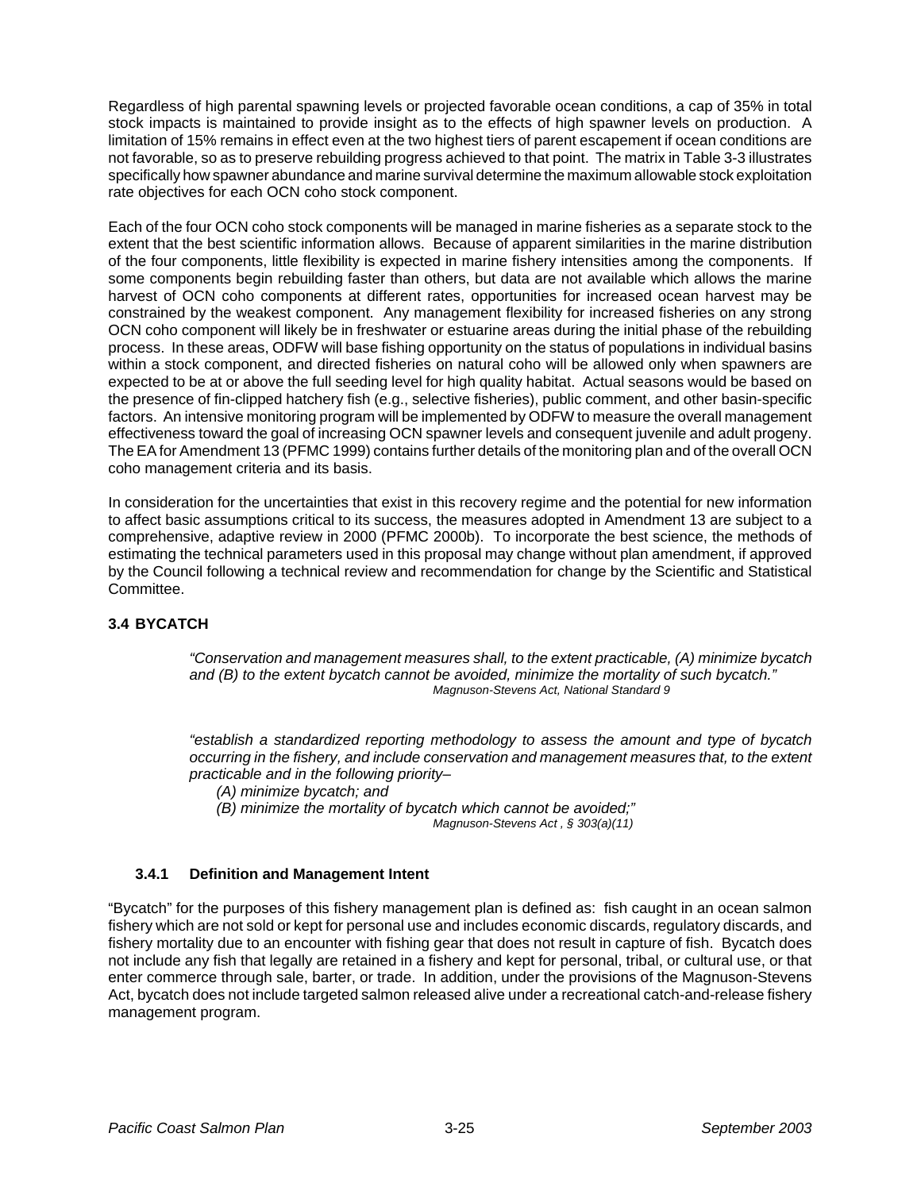Regardless of high parental spawning levels or projected favorable ocean conditions, a cap of 35% in total stock impacts is maintained to provide insight as to the effects of high spawner levels on production. A limitation of 15% remains in effect even at the two highest tiers of parent escapement if ocean conditions are not favorable, so as to preserve rebuilding progress achieved to that point. The matrix in Table 3-3 illustrates specifically how spawner abundance and marine survival determine the maximum allowable stock exploitation rate objectives for each OCN coho stock component.

Each of the four OCN coho stock components will be managed in marine fisheries as a separate stock to the extent that the best scientific information allows. Because of apparent similarities in the marine distribution of the four components, little flexibility is expected in marine fishery intensities among the components. If some components begin rebuilding faster than others, but data are not available which allows the marine harvest of OCN coho components at different rates, opportunities for increased ocean harvest may be constrained by the weakest component. Any management flexibility for increased fisheries on any strong OCN coho component will likely be in freshwater or estuarine areas during the initial phase of the rebuilding process. In these areas, ODFW will base fishing opportunity on the status of populations in individual basins within a stock component, and directed fisheries on natural coho will be allowed only when spawners are expected to be at or above the full seeding level for high quality habitat. Actual seasons would be based on the presence of fin-clipped hatchery fish (e.g., selective fisheries), public comment, and other basin-specific factors. An intensive monitoring program will be implemented by ODFW to measure the overall management effectiveness toward the goal of increasing OCN spawner levels and consequent juvenile and adult progeny. The EA for Amendment 13 (PFMC 1999) contains further details of the monitoring plan and of the overall OCN coho management criteria and its basis.

In consideration for the uncertainties that exist in this recovery regime and the potential for new information to affect basic assumptions critical to its success, the measures adopted in Amendment 13 are subject to a comprehensive, adaptive review in 2000 (PFMC 2000b). To incorporate the best science, the methods of estimating the technical parameters used in this proposal may change without plan amendment, if approved by the Council following a technical review and recommendation for change by the Scientific and Statistical Committee.

## 3.4 BYCATCH

> *"Conservation and management measures shall, to the extent practicable, (A) minimize bycatch and (B) to the extent bycatch cannot be avoided, minimize the mortality of such bycatch."*
>
> *Magnuson-Stevens Act, National Standard 9*

> *"establish a standardized reporting methodology to assess the amount and type of bycatch occurring in the fishery, and include conservation and management measures that, to the extent practicable and in the following priority–*
>
> *(A) minimize bycatch; and*
>
> *(B) minimize the mortality of bycatch which cannot be avoided;"*
>
> *Magnuson-Stevens Act , § 303(a)(11)*

### 3.4.1 Definition and Management Intent

"Bycatch" for the purposes of this fishery management plan is defined as: fish caught in an ocean salmon fishery which are not sold or kept for personal use and includes economic discards, regulatory discards, and fishery mortality due to an encounter with fishing gear that does not result in capture of fish. Bycatch does not include any fish that legally are retained in a fishery and kept for personal, tribal, or cultural use, or that enter commerce through sale, barter, or trade. In addition, under the provisions of the Magnuson-Stevens Act, bycatch does not include targeted salmon released alive under a recreational catch-and-release fishery management program.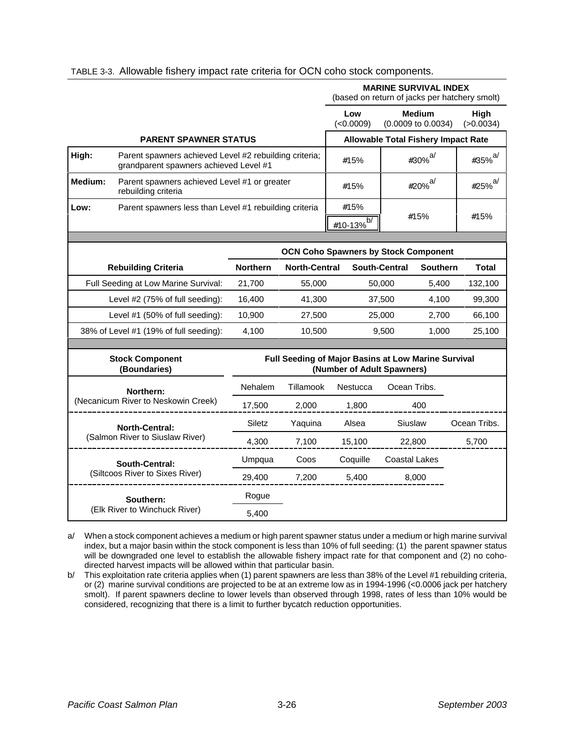TABLE 3-3. Allowable fishery impact rate criteria for OCN coho stock components.

| | | MARINE SURVIVAL INDEX (based on return of jacks per hatchery smolt) | | |
|---|---|---|---|---|
| | | **Low** (<0.0009) | **Medium** (0.0009 to 0.0034) | **High** (>0.0034) |
| **PARENT SPAWNER STATUS** | | **Allowable Total Fishery Impact Rate** | | |
| **High:** | Parent spawners achieved Level #2 rebuilding criteria; grandparent spawners achieved Level #1 | #15% | #30%[a/] | #35%[a/] |
| **Medium:** | Parent spawners achieved Level #1 or greater rebuilding criteria | #15% | #20%[a/] | #25%[a/] |
| **Low:** | Parent spawners less than Level #1 rebuilding criteria | #15% / #10-13%[b/] | #15% | #15% |

| Rebuilding Criteria | OCN Coho Spawners by Stock Component: Northern | North-Central | South-Central | Southern | Total |
|---|---|---|---|---|---|
| Full Seeding at Low Marine Survival: | 21,700 | 55,000 | 50,000 | 5,400 | 132,100 |
| Level #2 (75% of full seeding): | 16,400 | 41,300 | 37,500 | 4,100 | 99,300 |
| Level #1 (50% of full seeding): | 10,900 | 27,500 | 25,000 | 2,700 | 66,100 |
| 38% of Level #1 (19% of full seeding): | 4,100 | 10,500 | 9,500 | 1,000 | 25,100 |

| Stock Component (Boundaries) | Full Seeding of Major Basins at Low Marine Survival (Number of Adult Spawners) | | | | |
|---|---|---|---|---|---|
| **Northern:** (Necanicum River to Neskowin Creek) | Nehalem | Tillamook | Nestucca | Ocean Tribs. | |
| | 17,500 | 2,000 | 1,800 | 400 | |
| **North-Central:** (Salmon River to Siuslaw River) | Siletz | Yaquina | Alsea | Siuslaw | Ocean Tribs. |
| | 4,300 | 7,100 | 15,100 | 22,800 | 5,700 |
| **South-Central:** (Siltcoos River to Sixes River) | Umpqua | Coos | Coquille | Coastal Lakes | |
| | 29,400 | 7,200 | 5,400 | 8,000 | |
| **Southern:** (Elk River to Winchuck River) | Rogue | | | | |
| | 5,400 | | | | |

a/ When a stock component achieves a medium or high parent spawner status under a medium or high marine survival index, but a major basin within the stock component is less than 10% of full seeding: (1) the parent spawner status will be downgraded one level to establish the allowable fishery impact rate for that component and (2) no coho-directed harvest impacts will be allowed within that particular basin.

b/ This exploitation rate criteria applies when (1) parent spawners are less than 38% of the Level #1 rebuilding criteria, or (2) marine survival conditions are projected to be at an extreme low as in 1994-1996 (<0.0006 jack per hatchery smolt). If parent spawners decline to lower levels than observed through 1998, rates of less than 10% would be considered, recognizing that there is a limit to further bycatch reduction opportunities.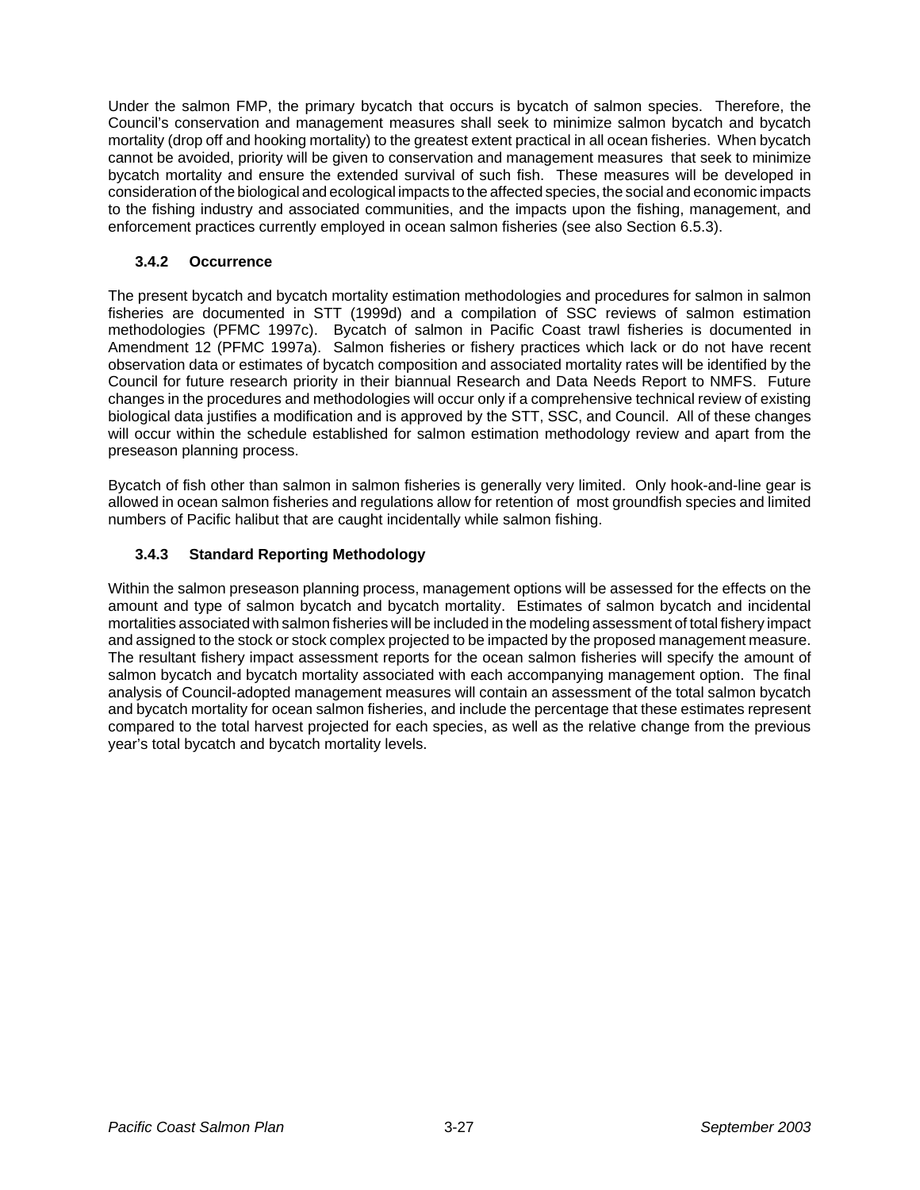Under the salmon FMP, the primary bycatch that occurs is bycatch of salmon species. Therefore, the Council's conservation and management measures shall seek to minimize salmon bycatch and bycatch mortality (drop off and hooking mortality) to the greatest extent practical in all ocean fisheries. When bycatch cannot be avoided, priority will be given to conservation and management measures that seek to minimize bycatch mortality and ensure the extended survival of such fish. These measures will be developed in consideration of the biological and ecological impacts to the affected species, the social and economic impacts to the fishing industry and associated communities, and the impacts upon the fishing, management, and enforcement practices currently employed in ocean salmon fisheries (see also Section 6.5.3).

### 3.4.2 Occurrence

The present bycatch and bycatch mortality estimation methodologies and procedures for salmon in salmon fisheries are documented in STT (1999d) and a compilation of SSC reviews of salmon estimation methodologies (PFMC 1997c). Bycatch of salmon in Pacific Coast trawl fisheries is documented in Amendment 12 (PFMC 1997a). Salmon fisheries or fishery practices which lack or do not have recent observation data or estimates of bycatch composition and associated mortality rates will be identified by the Council for future research priority in their biannual Research and Data Needs Report to NMFS. Future changes in the procedures and methodologies will occur only if a comprehensive technical review of existing biological data justifies a modification and is approved by the STT, SSC, and Council. All of these changes will occur within the schedule established for salmon estimation methodology review and apart from the preseason planning process.

Bycatch of fish other than salmon in salmon fisheries is generally very limited. Only hook-and-line gear is allowed in ocean salmon fisheries and regulations allow for retention of most groundfish species and limited numbers of Pacific halibut that are caught incidentally while salmon fishing.

### 3.4.3 Standard Reporting Methodology

Within the salmon preseason planning process, management options will be assessed for the effects on the amount and type of salmon bycatch and bycatch mortality. Estimates of salmon bycatch and incidental mortalities associated with salmon fisheries will be included in the modeling assessment of total fishery impact and assigned to the stock or stock complex projected to be impacted by the proposed management measure. The resultant fishery impact assessment reports for the ocean salmon fisheries will specify the amount of salmon bycatch and bycatch mortality associated with each accompanying management option. The final analysis of Council-adopted management measures will contain an assessment of the total salmon bycatch and bycatch mortality for ocean salmon fisheries, and include the percentage that these estimates represent compared to the total harvest projected for each species, as well as the relative change from the previous year's total bycatch and bycatch mortality levels.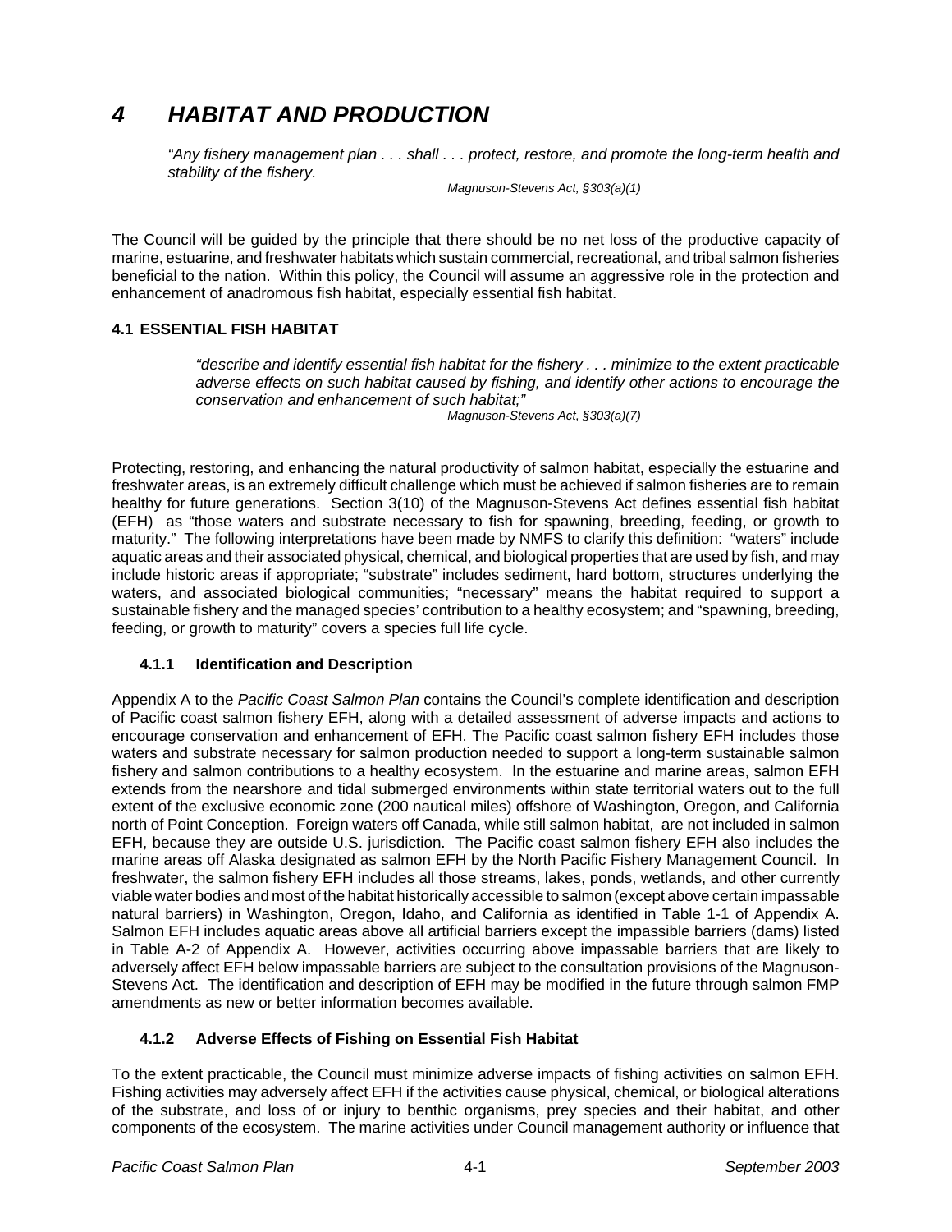# 4 *HABITAT AND PRODUCTION*

> *"Any fishery management plan . . . shall . . . protect, restore, and promote the long-term health and stability of the fishery.*
>
> *Magnuson-Stevens Act, §303(a)(1)*

The Council will be guided by the principle that there should be no net loss of the productive capacity of marine, estuarine, and freshwater habitats which sustain commercial, recreational, and tribal salmon fisheries beneficial to the nation. Within this policy, the Council will assume an aggressive role in the protection and enhancement of anadromous fish habitat, especially essential fish habitat.

## 4.1 ESSENTIAL FISH HABITAT

> *"describe and identify essential fish habitat for the fishery . . . minimize to the extent practicable adverse effects on such habitat caused by fishing, and identify other actions to encourage the conservation and enhancement of such habitat;"*
>
> *Magnuson-Stevens Act, §303(a)(7)*

Protecting, restoring, and enhancing the natural productivity of salmon habitat, especially the estuarine and freshwater areas, is an extremely difficult challenge which must be achieved if salmon fisheries are to remain healthy for future generations. Section 3(10) of the Magnuson-Stevens Act defines essential fish habitat (EFH) as "those waters and substrate necessary to fish for spawning, breeding, feeding, or growth to maturity." The following interpretations have been made by NMFS to clarify this definition: "waters" include aquatic areas and their associated physical, chemical, and biological properties that are used by fish, and may include historic areas if appropriate; "substrate" includes sediment, hard bottom, structures underlying the waters, and associated biological communities; "necessary" means the habitat required to support a sustainable fishery and the managed species' contribution to a healthy ecosystem; and "spawning, breeding, feeding, or growth to maturity" covers a species full life cycle.

### 4.1.1 Identification and Description

Appendix A to the *Pacific Coast Salmon Plan* contains the Council's complete identification and description of Pacific coast salmon fishery EFH, along with a detailed assessment of adverse impacts and actions to encourage conservation and enhancement of EFH. The Pacific coast salmon fishery EFH includes those waters and substrate necessary for salmon production needed to support a long-term sustainable salmon fishery and salmon contributions to a healthy ecosystem. In the estuarine and marine areas, salmon EFH extends from the nearshore and tidal submerged environments within state territorial waters out to the full extent of the exclusive economic zone (200 nautical miles) offshore of Washington, Oregon, and California north of Point Conception. Foreign waters off Canada, while still salmon habitat, are not included in salmon EFH, because they are outside U.S. jurisdiction. The Pacific coast salmon fishery EFH also includes the marine areas off Alaska designated as salmon EFH by the North Pacific Fishery Management Council. In freshwater, the salmon fishery EFH includes all those streams, lakes, ponds, wetlands, and other currently viable water bodies and most of the habitat historically accessible to salmon (except above certain impassable natural barriers) in Washington, Oregon, Idaho, and California as identified in Table 1-1 of Appendix A. Salmon EFH includes aquatic areas above all artificial barriers except the impassible barriers (dams) listed in Table A-2 of Appendix A. However, activities occurring above impassable barriers that are likely to adversely affect EFH below impassable barriers are subject to the consultation provisions of the Magnuson-Stevens Act. The identification and description of EFH may be modified in the future through salmon FMP amendments as new or better information becomes available.

### 4.1.2 Adverse Effects of Fishing on Essential Fish Habitat

To the extent practicable, the Council must minimize adverse impacts of fishing activities on salmon EFH. Fishing activities may adversely affect EFH if the activities cause physical, chemical, or biological alterations of the substrate, and loss of or injury to benthic organisms, prey species and their habitat, and other components of the ecosystem. The marine activities under Council management authority or influence that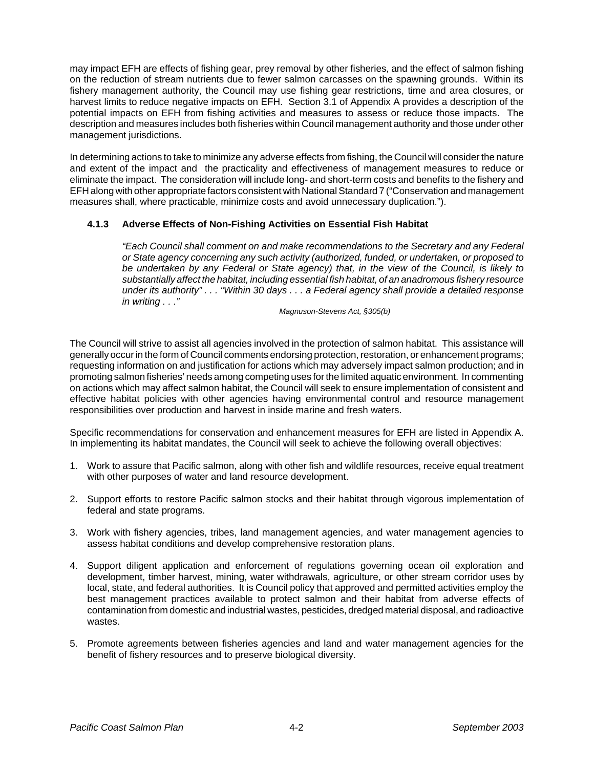may impact EFH are effects of fishing gear, prey removal by other fisheries, and the effect of salmon fishing on the reduction of stream nutrients due to fewer salmon carcasses on the spawning grounds. Within its fishery management authority, the Council may use fishing gear restrictions, time and area closures, or harvest limits to reduce negative impacts on EFH. Section 3.1 of Appendix A provides a description of the potential impacts on EFH from fishing activities and measures to assess or reduce those impacts. The description and measures includes both fisheries within Council management authority and those under other management jurisdictions.

In determining actions to take to minimize any adverse effects from fishing, the Council will consider the nature and extent of the impact and the practicality and effectiveness of management measures to reduce or eliminate the impact. The consideration will include long- and short-term costs and benefits to the fishery and EFH along with other appropriate factors consistent with National Standard 7 ("Conservation and management measures shall, where practicable, minimize costs and avoid unnecessary duplication.").

### 4.1.3 Adverse Effects of Non-Fishing Activities on Essential Fish Habitat

> *"Each Council shall comment on and make recommendations to the Secretary and any Federal or State agency concerning any such activity (authorized, funded, or undertaken, or proposed to be undertaken by any Federal or State agency) that, in the view of the Council, is likely to substantially affect the habitat, including essential fish habitat, of an anadromous fishery resource under its authority" . . . "Within 30 days . . . a Federal agency shall provide a detailed response in writing . . ."*
>
> *Magnuson-Stevens Act, §305(b)*

The Council will strive to assist all agencies involved in the protection of salmon habitat. This assistance will generally occur in the form of Council comments endorsing protection, restoration, or enhancement programs; requesting information on and justification for actions which may adversely impact salmon production; and in promoting salmon fisheries' needs among competing uses for the limited aquatic environment. In commenting on actions which may affect salmon habitat, the Council will seek to ensure implementation of consistent and effective habitat policies with other agencies having environmental control and resource management responsibilities over production and harvest in inside marine and fresh waters.

Specific recommendations for conservation and enhancement measures for EFH are listed in Appendix A. In implementing its habitat mandates, the Council will seek to achieve the following overall objectives:

1. Work to assure that Pacific salmon, along with other fish and wildlife resources, receive equal treatment with other purposes of water and land resource development.

2. Support efforts to restore Pacific salmon stocks and their habitat through vigorous implementation of federal and state programs.

3. Work with fishery agencies, tribes, land management agencies, and water management agencies to assess habitat conditions and develop comprehensive restoration plans.

4. Support diligent application and enforcement of regulations governing ocean oil exploration and development, timber harvest, mining, water withdrawals, agriculture, or other stream corridor uses by local, state, and federal authorities. It is Council policy that approved and permitted activities employ the best management practices available to protect salmon and their habitat from adverse effects of contamination from domestic and industrial wastes, pesticides, dredged material disposal, and radioactive wastes.

5. Promote agreements between fisheries agencies and land and water management agencies for the benefit of fishery resources and to preserve biological diversity.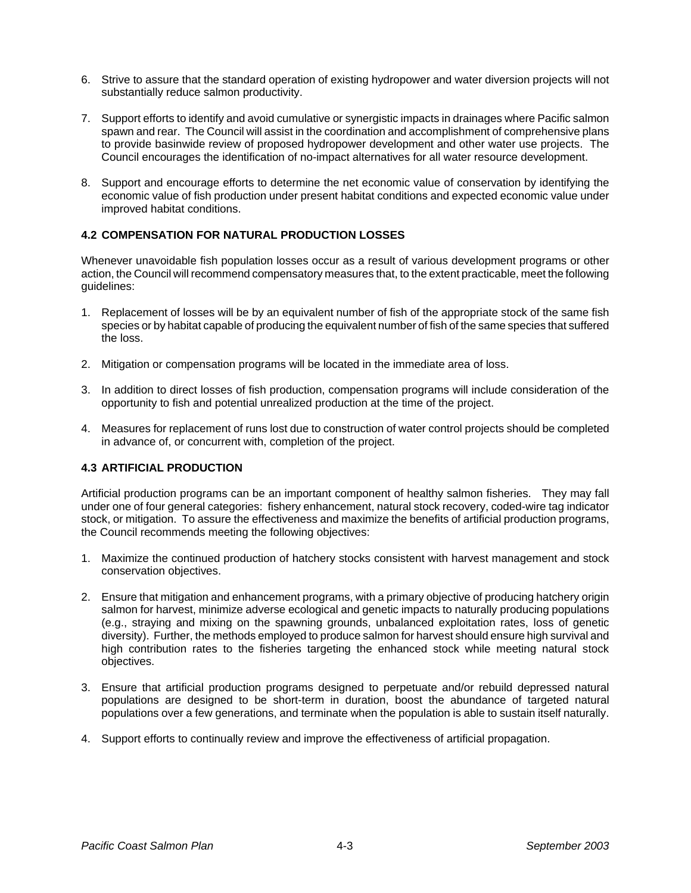6. Strive to assure that the standard operation of existing hydropower and water diversion projects will not substantially reduce salmon productivity.

7. Support efforts to identify and avoid cumulative or synergistic impacts in drainages where Pacific salmon spawn and rear. The Council will assist in the coordination and accomplishment of comprehensive plans to provide basinwide review of proposed hydropower development and other water use projects. The Council encourages the identification of no-impact alternatives for all water resource development.

8. Support and encourage efforts to determine the net economic value of conservation by identifying the economic value of fish production under present habitat conditions and expected economic value under improved habitat conditions.

### 4.2 COMPENSATION FOR NATURAL PRODUCTION LOSSES

Whenever unavoidable fish population losses occur as a result of various development programs or other action, the Council will recommend compensatory measures that, to the extent practicable, meet the following guidelines:

1. Replacement of losses will be by an equivalent number of fish of the appropriate stock of the same fish species or by habitat capable of producing the equivalent number of fish of the same species that suffered the loss.

2. Mitigation or compensation programs will be located in the immediate area of loss.

3. In addition to direct losses of fish production, compensation programs will include consideration of the opportunity to fish and potential unrealized production at the time of the project.

4. Measures for replacement of runs lost due to construction of water control projects should be completed in advance of, or concurrent with, completion of the project.

### 4.3 ARTIFICIAL PRODUCTION

Artificial production programs can be an important component of healthy salmon fisheries. They may fall under one of four general categories: fishery enhancement, natural stock recovery, coded-wire tag indicator stock, or mitigation. To assure the effectiveness and maximize the benefits of artificial production programs, the Council recommends meeting the following objectives:

1. Maximize the continued production of hatchery stocks consistent with harvest management and stock conservation objectives.

2. Ensure that mitigation and enhancement programs, with a primary objective of producing hatchery origin salmon for harvest, minimize adverse ecological and genetic impacts to naturally producing populations (e.g., straying and mixing on the spawning grounds, unbalanced exploitation rates, loss of genetic diversity). Further, the methods employed to produce salmon for harvest should ensure high survival and high contribution rates to the fisheries targeting the enhanced stock while meeting natural stock objectives.

3. Ensure that artificial production programs designed to perpetuate and/or rebuild depressed natural populations are designed to be short-term in duration, boost the abundance of targeted natural populations over a few generations, and terminate when the population is able to sustain itself naturally.

4. Support efforts to continually review and improve the effectiveness of artificial propagation.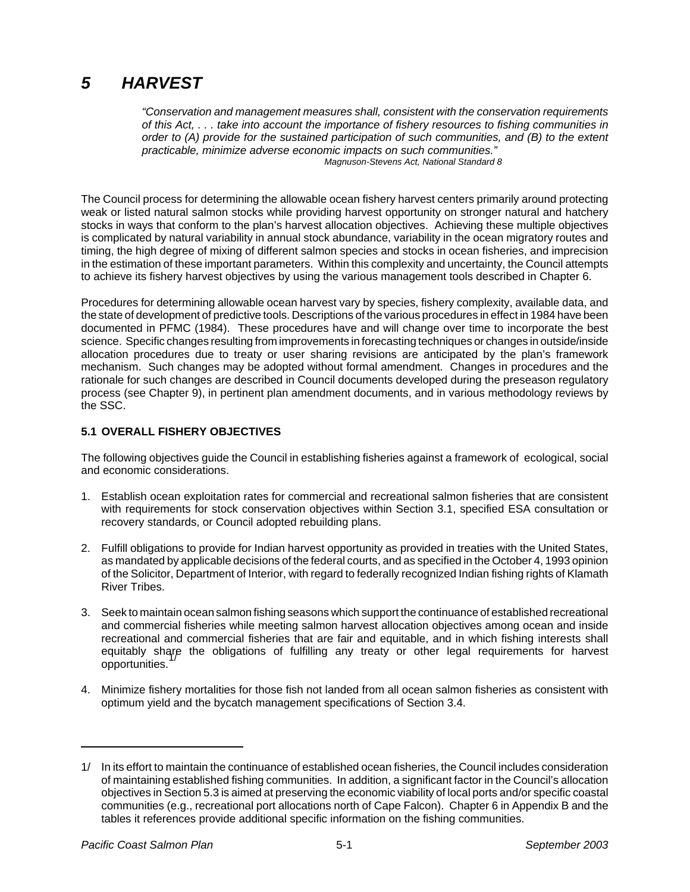# 5 HARVEST

> *"Conservation and management measures shall, consistent with the conservation requirements of this Act, . . . take into account the importance of fishery resources to fishing communities in order to (A) provide for the sustained participation of such communities, and (B) to the extent practicable, minimize adverse economic impacts on such communities."*
>
> *Magnuson-Stevens Act, National Standard 8*

The Council process for determining the allowable ocean fishery harvest centers primarily around protecting weak or listed natural salmon stocks while providing harvest opportunity on stronger natural and hatchery stocks in ways that conform to the plan's harvest allocation objectives. Achieving these multiple objectives is complicated by natural variability in annual stock abundance, variability in the ocean migratory routes and timing, the high degree of mixing of different salmon species and stocks in ocean fisheries, and imprecision in the estimation of these important parameters. Within this complexity and uncertainty, the Council attempts to achieve its fishery harvest objectives by using the various management tools described in Chapter 6.

Procedures for determining allowable ocean harvest vary by species, fishery complexity, available data, and the state of development of predictive tools. Descriptions of the various procedures in effect in 1984 have been documented in PFMC (1984). These procedures have and will change over time to incorporate the best science. Specific changes resulting from improvements in forecasting techniques or changes in outside/inside allocation procedures due to treaty or user sharing revisions are anticipated by the plan's framework mechanism. Such changes may be adopted without formal amendment. Changes in procedures and the rationale for such changes are described in Council documents developed during the preseason regulatory process (see Chapter 9), in pertinent plan amendment documents, and in various methodology reviews by the SSC.

## 5.1 OVERALL FISHERY OBJECTIVES

The following objectives guide the Council in establishing fisheries against a framework of ecological, social and economic considerations.

1. Establish ocean exploitation rates for commercial and recreational salmon fisheries that are consistent with requirements for stock conservation objectives within Section 3.1, specified ESA consultation or recovery standards, or Council adopted rebuilding plans.

2. Fulfill obligations to provide for Indian harvest opportunity as provided in treaties with the United States, as mandated by applicable decisions of the federal courts, and as specified in the October 4, 1993 opinion of the Solicitor, Department of Interior, with regard to federally recognized Indian fishing rights of Klamath River Tribes.

3. Seek to maintain ocean salmon fishing seasons which support the continuance of established recreational and commercial fisheries while meeting salmon harvest allocation objectives among ocean and inside recreational and commercial fisheries that are fair and equitable, and in which fishing interests shall equitably share the obligations of fulfilling any treaty or other legal requirements for harvest opportunities.[1/]

4. Minimize fishery mortalities for those fish not landed from all ocean salmon fisheries as consistent with optimum yield and the bycatch management specifications of Section 3.4.

---

1/ In its effort to maintain the continuance of established ocean fisheries, the Council includes consideration of maintaining established fishing communities. In addition, a significant factor in the Council's allocation objectives in Section 5.3 is aimed at preserving the economic viability of local ports and/or specific coastal communities (e.g., recreational port allocations north of Cape Falcon). Chapter 6 in Appendix B and the tables it references provide additional specific information on the fishing communities.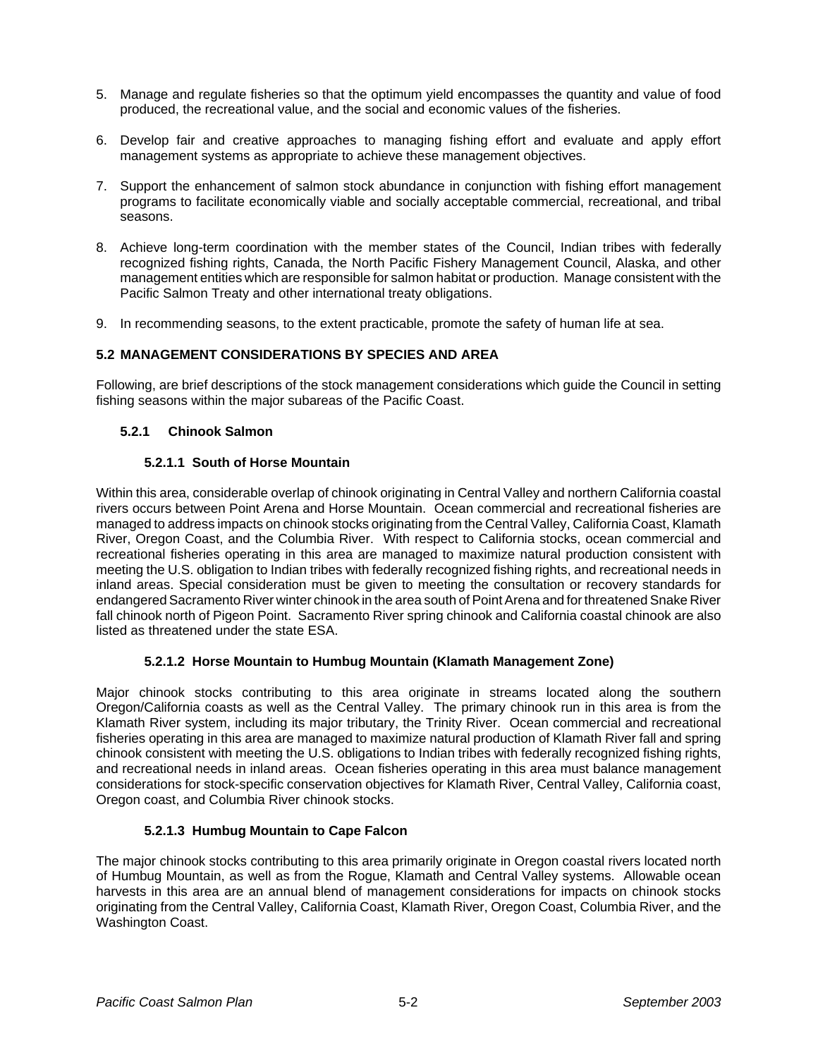5. Manage and regulate fisheries so that the optimum yield encompasses the quantity and value of food produced, the recreational value, and the social and economic values of the fisheries.

6. Develop fair and creative approaches to managing fishing effort and evaluate and apply effort management systems as appropriate to achieve these management objectives.

7. Support the enhancement of salmon stock abundance in conjunction with fishing effort management programs to facilitate economically viable and socially acceptable commercial, recreational, and tribal seasons.

8. Achieve long-term coordination with the member states of the Council, Indian tribes with federally recognized fishing rights, Canada, the North Pacific Fishery Management Council, Alaska, and other management entities which are responsible for salmon habitat or production. Manage consistent with the Pacific Salmon Treaty and other international treaty obligations.

9. In recommending seasons, to the extent practicable, promote the safety of human life at sea.

## 5.2 MANAGEMENT CONSIDERATIONS BY SPECIES AND AREA

Following, are brief descriptions of the stock management considerations which guide the Council in setting fishing seasons within the major subareas of the Pacific Coast.

### 5.2.1 Chinook Salmon

#### 5.2.1.1 South of Horse Mountain

Within this area, considerable overlap of chinook originating in Central Valley and northern California coastal rivers occurs between Point Arena and Horse Mountain. Ocean commercial and recreational fisheries are managed to address impacts on chinook stocks originating from the Central Valley, California Coast, Klamath River, Oregon Coast, and the Columbia River. With respect to California stocks, ocean commercial and recreational fisheries operating in this area are managed to maximize natural production consistent with meeting the U.S. obligation to Indian tribes with federally recognized fishing rights, and recreational needs in inland areas. Special consideration must be given to meeting the consultation or recovery standards for endangered Sacramento River winter chinook in the area south of Point Arena and for threatened Snake River fall chinook north of Pigeon Point. Sacramento River spring chinook and California coastal chinook are also listed as threatened under the state ESA.

#### 5.2.1.2 Horse Mountain to Humbug Mountain (Klamath Management Zone)

Major chinook stocks contributing to this area originate in streams located along the southern Oregon/California coasts as well as the Central Valley. The primary chinook run in this area is from the Klamath River system, including its major tributary, the Trinity River. Ocean commercial and recreational fisheries operating in this area are managed to maximize natural production of Klamath River fall and spring chinook consistent with meeting the U.S. obligations to Indian tribes with federally recognized fishing rights, and recreational needs in inland areas. Ocean fisheries operating in this area must balance management considerations for stock-specific conservation objectives for Klamath River, Central Valley, California coast, Oregon coast, and Columbia River chinook stocks.

#### 5.2.1.3 Humbug Mountain to Cape Falcon

The major chinook stocks contributing to this area primarily originate in Oregon coastal rivers located north of Humbug Mountain, as well as from the Rogue, Klamath and Central Valley systems. Allowable ocean harvests in this area are an annual blend of management considerations for impacts on chinook stocks originating from the Central Valley, California Coast, Klamath River, Oregon Coast, Columbia River, and the Washington Coast.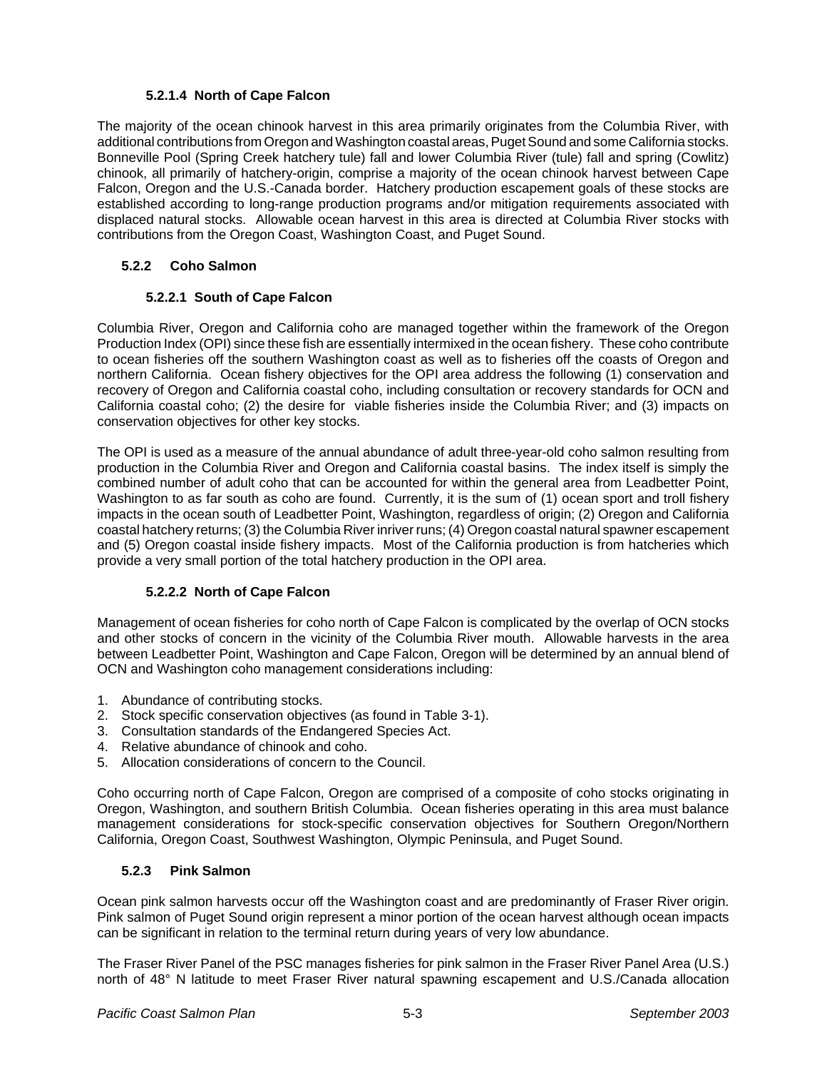#### 5.2.1.4 North of Cape Falcon

The majority of the ocean chinook harvest in this area primarily originates from the Columbia River, with additional contributions from Oregon and Washington coastal areas, Puget Sound and some California stocks. Bonneville Pool (Spring Creek hatchery tule) fall and lower Columbia River (tule) fall and spring (Cowlitz) chinook, all primarily of hatchery-origin, comprise a majority of the ocean chinook harvest between Cape Falcon, Oregon and the U.S.-Canada border. Hatchery production escapement goals of these stocks are established according to long-range production programs and/or mitigation requirements associated with displaced natural stocks. Allowable ocean harvest in this area is directed at Columbia River stocks with contributions from the Oregon Coast, Washington Coast, and Puget Sound.

### 5.2.2 Coho Salmon

#### 5.2.2.1 South of Cape Falcon

Columbia River, Oregon and California coho are managed together within the framework of the Oregon Production Index (OPI) since these fish are essentially intermixed in the ocean fishery. These coho contribute to ocean fisheries off the southern Washington coast as well as to fisheries off the coasts of Oregon and northern California. Ocean fishery objectives for the OPI area address the following (1) conservation and recovery of Oregon and California coastal coho, including consultation or recovery standards for OCN and California coastal coho; (2) the desire for viable fisheries inside the Columbia River; and (3) impacts on conservation objectives for other key stocks.

The OPI is used as a measure of the annual abundance of adult three-year-old coho salmon resulting from production in the Columbia River and Oregon and California coastal basins. The index itself is simply the combined number of adult coho that can be accounted for within the general area from Leadbetter Point, Washington to as far south as coho are found. Currently, it is the sum of (1) ocean sport and troll fishery impacts in the ocean south of Leadbetter Point, Washington, regardless of origin; (2) Oregon and California coastal hatchery returns; (3) the Columbia River inriver runs; (4) Oregon coastal natural spawner escapement and (5) Oregon coastal inside fishery impacts. Most of the California production is from hatcheries which provide a very small portion of the total hatchery production in the OPI area.

#### 5.2.2.2 North of Cape Falcon

Management of ocean fisheries for coho north of Cape Falcon is complicated by the overlap of OCN stocks and other stocks of concern in the vicinity of the Columbia River mouth. Allowable harvests in the area between Leadbetter Point, Washington and Cape Falcon, Oregon will be determined by an annual blend of OCN and Washington coho management considerations including:

1. Abundance of contributing stocks.
2. Stock specific conservation objectives (as found in Table 3-1).
3. Consultation standards of the Endangered Species Act.
4. Relative abundance of chinook and coho.
5. Allocation considerations of concern to the Council.

Coho occurring north of Cape Falcon, Oregon are comprised of a composite of coho stocks originating in Oregon, Washington, and southern British Columbia. Ocean fisheries operating in this area must balance management considerations for stock-specific conservation objectives for Southern Oregon/Northern California, Oregon Coast, Southwest Washington, Olympic Peninsula, and Puget Sound.

### 5.2.3 Pink Salmon

Ocean pink salmon harvests occur off the Washington coast and are predominantly of Fraser River origin. Pink salmon of Puget Sound origin represent a minor portion of the ocean harvest although ocean impacts can be significant in relation to the terminal return during years of very low abundance.

The Fraser River Panel of the PSC manages fisheries for pink salmon in the Fraser River Panel Area (U.S.) north of 48° N latitude to meet Fraser River natural spawning escapement and U.S./Canada allocation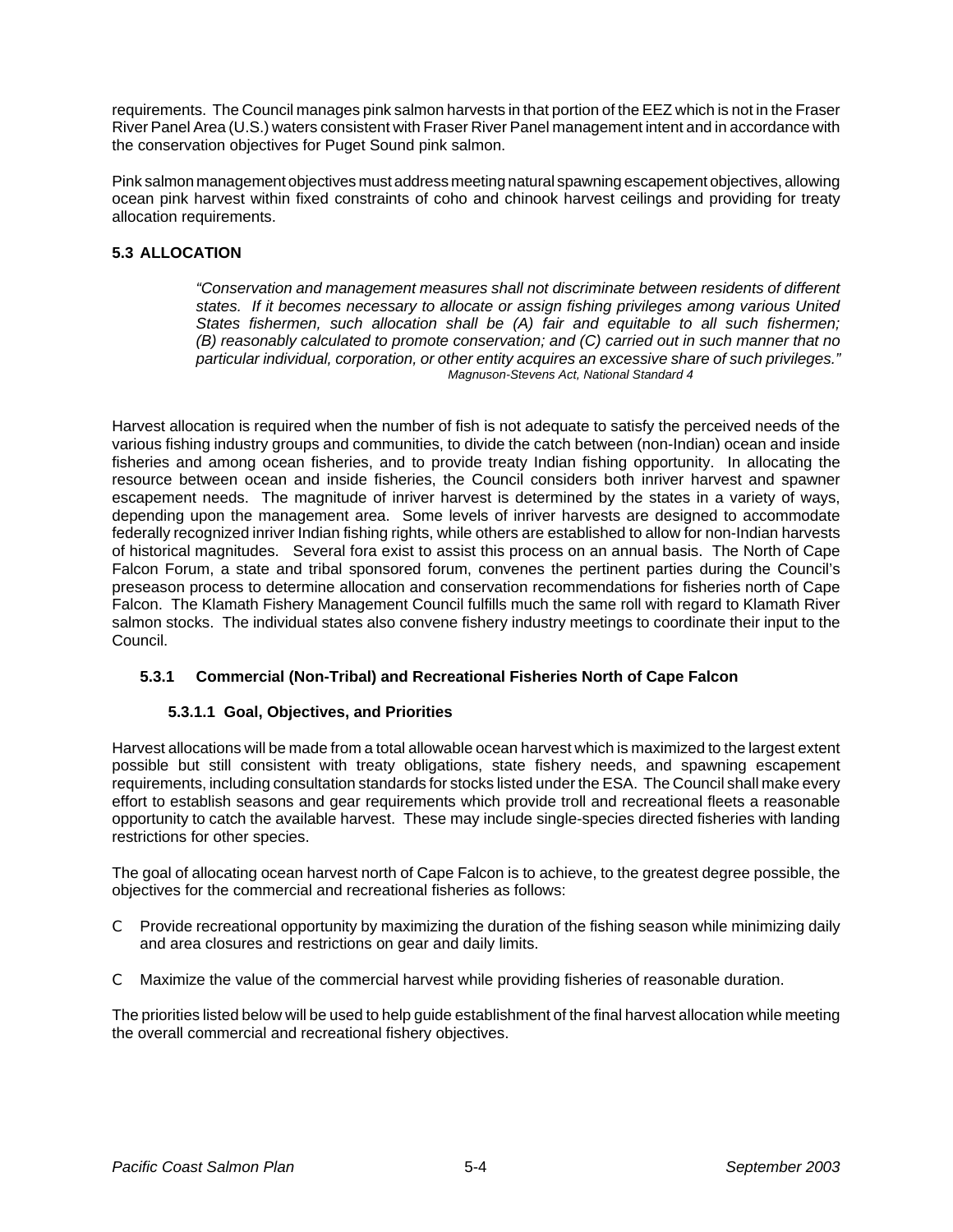requirements. The Council manages pink salmon harvests in that portion of the EEZ which is not in the Fraser River Panel Area (U.S.) waters consistent with Fraser River Panel management intent and in accordance with the conservation objectives for Puget Sound pink salmon.

Pink salmon management objectives must address meeting natural spawning escapement objectives, allowing ocean pink harvest within fixed constraints of coho and chinook harvest ceilings and providing for treaty allocation requirements.

### 5.3 ALLOCATION

> *"Conservation and management measures shall not discriminate between residents of different states. If it becomes necessary to allocate or assign fishing privileges among various United States fishermen, such allocation shall be (A) fair and equitable to all such fishermen; (B) reasonably calculated to promote conservation; and (C) carried out in such manner that no particular individual, corporation, or other entity acquires an excessive share of such privileges."*
>
> *Magnuson-Stevens Act, National Standard 4*

Harvest allocation is required when the number of fish is not adequate to satisfy the perceived needs of the various fishing industry groups and communities, to divide the catch between (non-Indian) ocean and inside fisheries and among ocean fisheries, and to provide treaty Indian fishing opportunity. In allocating the resource between ocean and inside fisheries, the Council considers both inriver harvest and spawner escapement needs. The magnitude of inriver harvest is determined by the states in a variety of ways, depending upon the management area. Some levels of inriver harvests are designed to accommodate federally recognized inriver Indian fishing rights, while others are established to allow for non-Indian harvests of historical magnitudes. Several fora exist to assist this process on an annual basis. The North of Cape Falcon Forum, a state and tribal sponsored forum, convenes the pertinent parties during the Council's preseason process to determine allocation and conservation recommendations for fisheries north of Cape Falcon. The Klamath Fishery Management Council fulfills much the same roll with regard to Klamath River salmon stocks. The individual states also convene fishery industry meetings to coordinate their input to the Council.

#### 5.3.1 Commercial (Non-Tribal) and Recreational Fisheries North of Cape Falcon

##### 5.3.1.1 Goal, Objectives, and Priorities

Harvest allocations will be made from a total allowable ocean harvest which is maximized to the largest extent possible but still consistent with treaty obligations, state fishery needs, and spawning escapement requirements, including consultation standards for stocks listed under the ESA. The Council shall make every effort to establish seasons and gear requirements which provide troll and recreational fleets a reasonable opportunity to catch the available harvest. These may include single-species directed fisheries with landing restrictions for other species.

The goal of allocating ocean harvest north of Cape Falcon is to achieve, to the greatest degree possible, the objectives for the commercial and recreational fisheries as follows:

- Provide recreational opportunity by maximizing the duration of the fishing season while minimizing daily and area closures and restrictions on gear and daily limits.
- Maximize the value of the commercial harvest while providing fisheries of reasonable duration.

The priorities listed below will be used to help guide establishment of the final harvest allocation while meeting the overall commercial and recreational fishery objectives.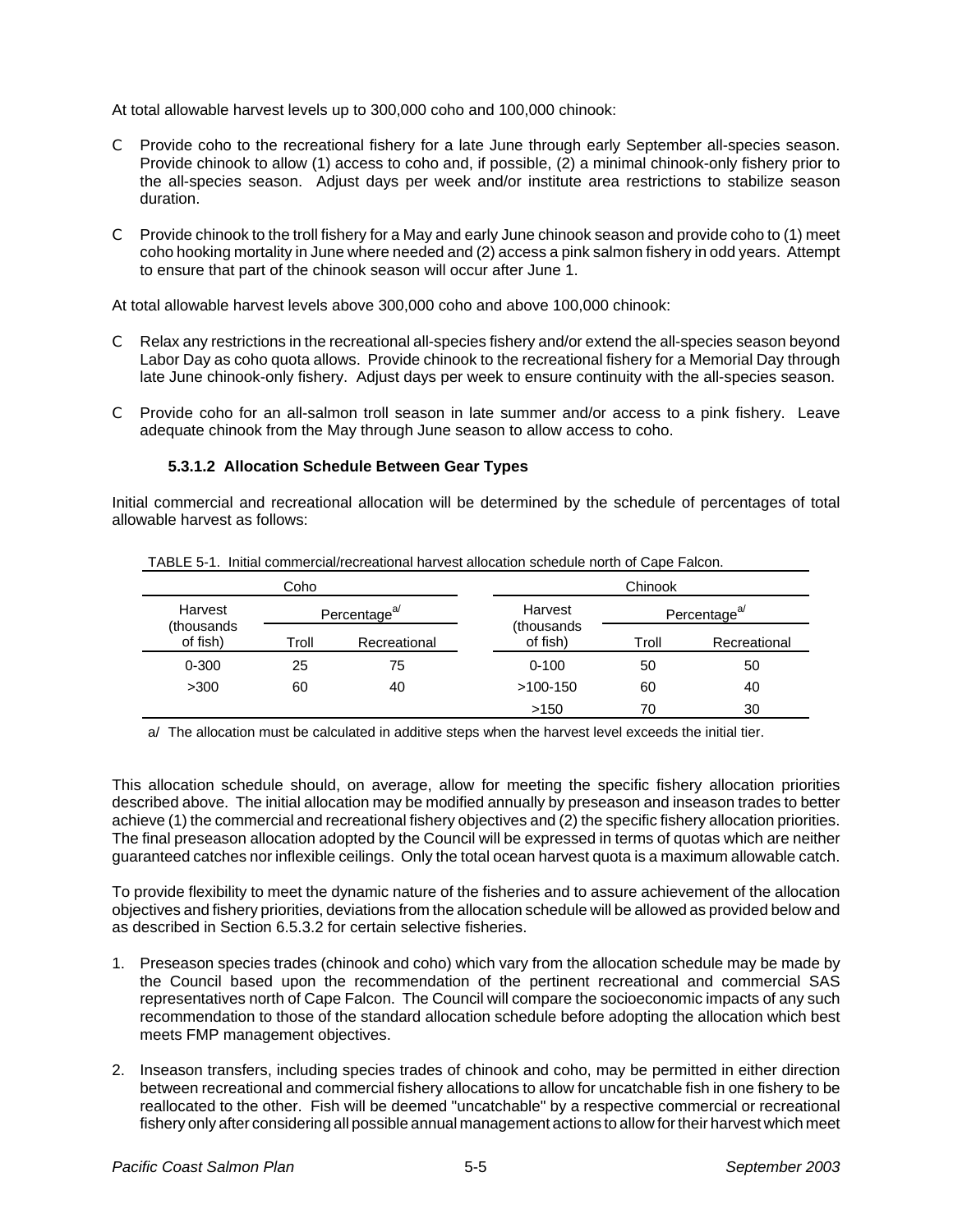At total allowable harvest levels up to 300,000 coho and 100,000 chinook:

- Provide coho to the recreational fishery for a late June through early September all-species season. Provide chinook to allow (1) access to coho and, if possible, (2) a minimal chinook-only fishery prior to the all-species season. Adjust days per week and/or institute area restrictions to stabilize season duration.

- Provide chinook to the troll fishery for a May and early June chinook season and provide coho to (1) meet coho hooking mortality in June where needed and (2) access a pink salmon fishery in odd years. Attempt to ensure that part of the chinook season will occur after June 1.

At total allowable harvest levels above 300,000 coho and above 100,000 chinook:

- Relax any restrictions in the recreational all-species fishery and/or extend the all-species season beyond Labor Day as coho quota allows. Provide chinook to the recreational fishery for a Memorial Day through late June chinook-only fishery. Adjust days per week to ensure continuity with the all-species season.

- Provide coho for an all-salmon troll season in late summer and/or access to a pink fishery. Leave adequate chinook from the May through June season to allow access to coho.

#### 5.3.1.2 Allocation Schedule Between Gear Types

Initial commercial and recreational allocation will be determined by the schedule of percentages of total allowable harvest as follows:

TABLE 5-1. Initial commercial/recreational harvest allocation schedule north of Cape Falcon.

| Coho | | | Chinook | | |
|---|---|---|---|---|---|
| Harvest (thousands of fish) | Percentage[a/] | | Harvest (thousands of fish) | Percentage[a/] | |
| | Troll | Recreational | | Troll | Recreational |
| 0-300 | 25 | 75 | 0-100 | 50 | 50 |
| >300 | 60 | 40 | >100-150 | 60 | 40 |
| | | | >150 | 70 | 30 |

a/ The allocation must be calculated in additive steps when the harvest level exceeds the initial tier.

This allocation schedule should, on average, allow for meeting the specific fishery allocation priorities described above. The initial allocation may be modified annually by preseason and inseason trades to better achieve (1) the commercial and recreational fishery objectives and (2) the specific fishery allocation priorities. The final preseason allocation adopted by the Council will be expressed in terms of quotas which are neither guaranteed catches nor inflexible ceilings. Only the total ocean harvest quota is a maximum allowable catch.

To provide flexibility to meet the dynamic nature of the fisheries and to assure achievement of the allocation objectives and fishery priorities, deviations from the allocation schedule will be allowed as provided below and as described in Section 6.5.3.2 for certain selective fisheries.

1. Preseason species trades (chinook and coho) which vary from the allocation schedule may be made by the Council based upon the recommendation of the pertinent recreational and commercial SAS representatives north of Cape Falcon. The Council will compare the socioeconomic impacts of any such recommendation to those of the standard allocation schedule before adopting the allocation which best meets FMP management objectives.

2. Inseason transfers, including species trades of chinook and coho, may be permitted in either direction between recreational and commercial fishery allocations to allow for uncatchable fish in one fishery to be reallocated to the other. Fish will be deemed "uncatchable" by a respective commercial or recreational fishery only after considering all possible annual management actions to allow for their harvest which meet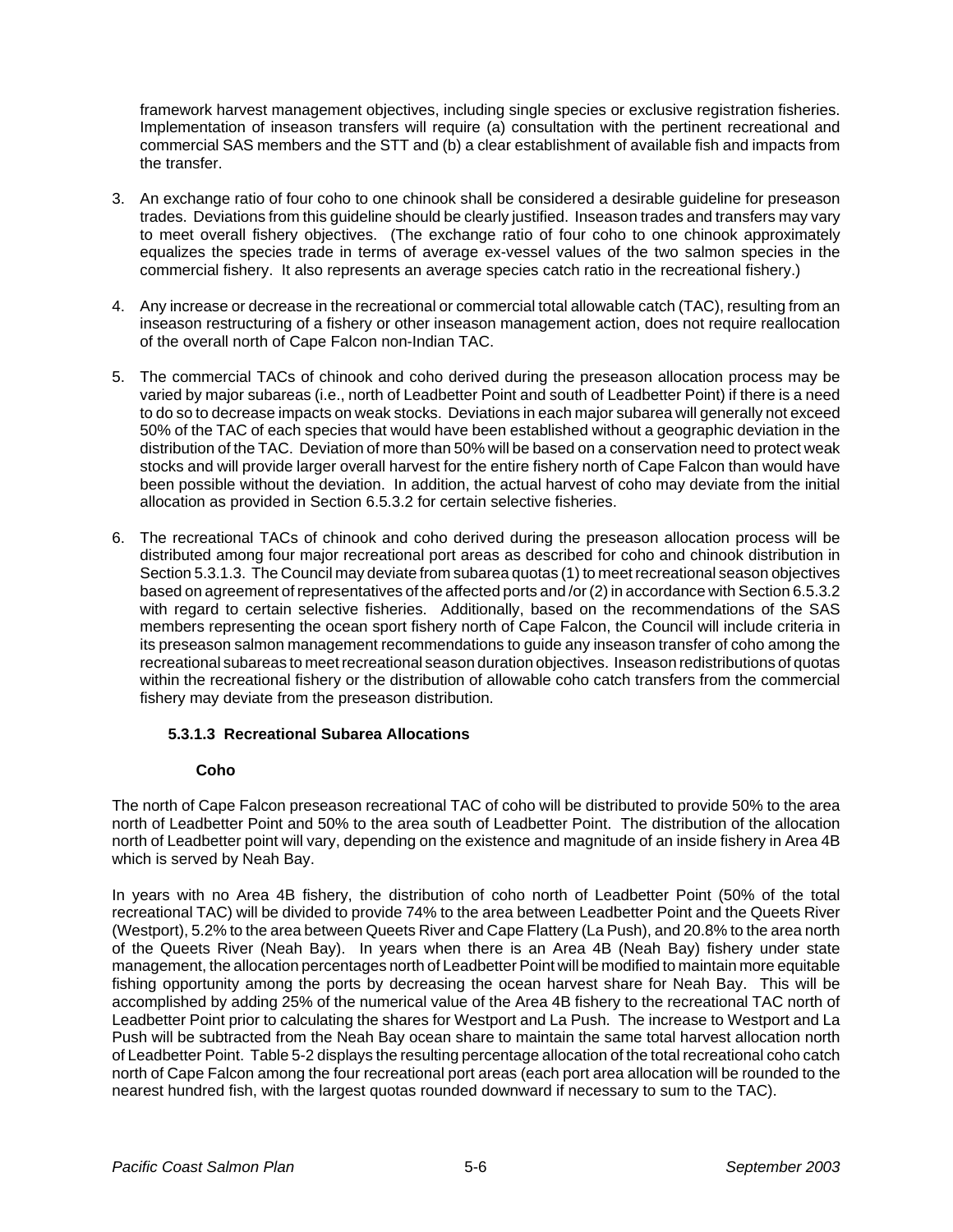framework harvest management objectives, including single species or exclusive registration fisheries. Implementation of inseason transfers will require (a) consultation with the pertinent recreational and commercial SAS members and the STT and (b) a clear establishment of available fish and impacts from the transfer.

3. An exchange ratio of four coho to one chinook shall be considered a desirable guideline for preseason trades. Deviations from this guideline should be clearly justified. Inseason trades and transfers may vary to meet overall fishery objectives. (The exchange ratio of four coho to one chinook approximately equalizes the species trade in terms of average ex-vessel values of the two salmon species in the commercial fishery. It also represents an average species catch ratio in the recreational fishery.)

4. Any increase or decrease in the recreational or commercial total allowable catch (TAC), resulting from an inseason restructuring of a fishery or other inseason management action, does not require reallocation of the overall north of Cape Falcon non-Indian TAC.

5. The commercial TACs of chinook and coho derived during the preseason allocation process may be varied by major subareas (i.e., north of Leadbetter Point and south of Leadbetter Point) if there is a need to do so to decrease impacts on weak stocks. Deviations in each major subarea will generally not exceed 50% of the TAC of each species that would have been established without a geographic deviation in the distribution of the TAC. Deviation of more than 50% will be based on a conservation need to protect weak stocks and will provide larger overall harvest for the entire fishery north of Cape Falcon than would have been possible without the deviation. In addition, the actual harvest of coho may deviate from the initial allocation as provided in Section 6.5.3.2 for certain selective fisheries.

6. The recreational TACs of chinook and coho derived during the preseason allocation process will be distributed among four major recreational port areas as described for coho and chinook distribution in Section 5.3.1.3. The Council may deviate from subarea quotas (1) to meet recreational season objectives based on agreement of representatives of the affected ports and /or (2) in accordance with Section 6.5.3.2 with regard to certain selective fisheries. Additionally, based on the recommendations of the SAS members representing the ocean sport fishery north of Cape Falcon, the Council will include criteria in its preseason salmon management recommendations to guide any inseason transfer of coho among the recreational subareas to meet recreational season duration objectives. Inseason redistributions of quotas within the recreational fishery or the distribution of allowable coho catch transfers from the commercial fishery may deviate from the preseason distribution.

#### 5.3.1.3 Recreational Subarea Allocations

**Coho**

The north of Cape Falcon preseason recreational TAC of coho will be distributed to provide 50% to the area north of Leadbetter Point and 50% to the area south of Leadbetter Point. The distribution of the allocation north of Leadbetter point will vary, depending on the existence and magnitude of an inside fishery in Area 4B which is served by Neah Bay.

In years with no Area 4B fishery, the distribution of coho north of Leadbetter Point (50% of the total recreational TAC) will be divided to provide 74% to the area between Leadbetter Point and the Queets River (Westport), 5.2% to the area between Queets River and Cape Flattery (La Push), and 20.8% to the area north of the Queets River (Neah Bay). In years when there is an Area 4B (Neah Bay) fishery under state management, the allocation percentages north of Leadbetter Point will be modified to maintain more equitable fishing opportunity among the ports by decreasing the ocean harvest share for Neah Bay. This will be accomplished by adding 25% of the numerical value of the Area 4B fishery to the recreational TAC north of Leadbetter Point prior to calculating the shares for Westport and La Push. The increase to Westport and La Push will be subtracted from the Neah Bay ocean share to maintain the same total harvest allocation north of Leadbetter Point. Table 5-2 displays the resulting percentage allocation of the total recreational coho catch north of Cape Falcon among the four recreational port areas (each port area allocation will be rounded to the nearest hundred fish, with the largest quotas rounded downward if necessary to sum to the TAC).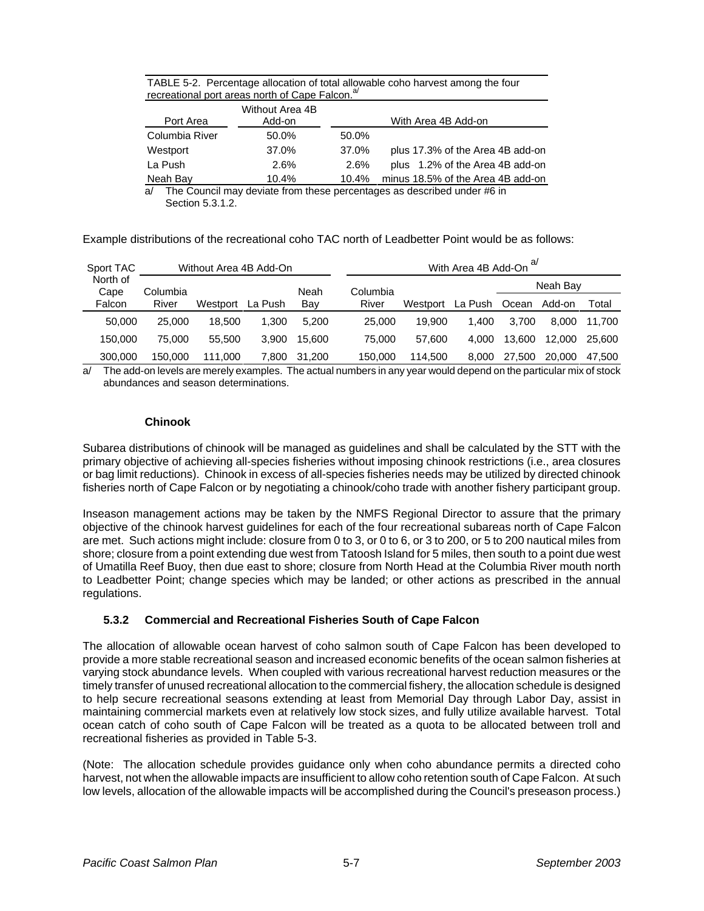TABLE 5-2. Percentage allocation of total allowable coho harvest among the four recreational port areas north of Cape Falcon.[a/]

| Port Area | Without Area 4B Add-on | With Area 4B Add-on | |
|---|---|---|---|
| Columbia River | 50.0% | 50.0% | |
| Westport | 37.0% | 37.0% | plus 17.3% of the Area 4B add-on |
| La Push | 2.6% | 2.6% | plus 1.2% of the Area 4B add-on |
| Neah Bay | 10.4% | 10.4% | minus 18.5% of the Area 4B add-on |

a/ The Council may deviate from these percentages as described under #6 in Section 5.3.1.2.

Example distributions of the recreational coho TAC north of Leadbetter Point would be as follows:

| Sport TAC North of Cape Falcon | Without Area 4B Add-On | | | | With Area 4B Add-On[a/] | | | | | |
|---|---|---|---|---|---|---|---|---|---|---|
| | | | | | | | | Neah Bay | | |
| | Columbia River | Westport | La Push | Neah Bay | Columbia River | Westport | La Push | Ocean | Add-on | Total |
| 50,000 | 25,000 | 18,500 | 1,300 | 5,200 | 25,000 | 19,900 | 1,400 | 3,700 | 8,000 | 11,700 |
| 150,000 | 75,000 | 55,500 | 3,900 | 15,600 | 75,000 | 57,600 | 4,000 | 13,600 | 12,000 | 25,600 |
| 300,000 | 150,000 | 111,000 | 7,800 | 31,200 | 150,000 | 114,500 | 8,000 | 27,500 | 20,000 | 47,500 |

a/ The add-on levels are merely examples. The actual numbers in any year would depend on the particular mix of stock abundances and season determinations.

**Chinook**

Subarea distributions of chinook will be managed as guidelines and shall be calculated by the STT with the primary objective of achieving all-species fisheries without imposing chinook restrictions (i.e., area closures or bag limit reductions). Chinook in excess of all-species fisheries needs may be utilized by directed chinook fisheries north of Cape Falcon or by negotiating a chinook/coho trade with another fishery participant group.

Inseason management actions may be taken by the NMFS Regional Director to assure that the primary objective of the chinook harvest guidelines for each of the four recreational subareas north of Cape Falcon are met. Such actions might include: closure from 0 to 3, or 0 to 6, or 3 to 200, or 5 to 200 nautical miles from shore; closure from a point extending due west from Tatoosh Island for 5 miles, then south to a point due west of Umatilla Reef Buoy, then due east to shore; closure from North Head at the Columbia River mouth north to Leadbetter Point; change species which may be landed; or other actions as prescribed in the annual regulations.

### 5.3.2 Commercial and Recreational Fisheries South of Cape Falcon

The allocation of allowable ocean harvest of coho salmon south of Cape Falcon has been developed to provide a more stable recreational season and increased economic benefits of the ocean salmon fisheries at varying stock abundance levels. When coupled with various recreational harvest reduction measures or the timely transfer of unused recreational allocation to the commercial fishery, the allocation schedule is designed to help secure recreational seasons extending at least from Memorial Day through Labor Day, assist in maintaining commercial markets even at relatively low stock sizes, and fully utilize available harvest. Total ocean catch of coho south of Cape Falcon will be treated as a quota to be allocated between troll and recreational fisheries as provided in Table 5-3.

(Note: The allocation schedule provides guidance only when coho abundance permits a directed coho harvest, not when the allowable impacts are insufficient to allow coho retention south of Cape Falcon. At such low levels, allocation of the allowable impacts will be accomplished during the Council's preseason process.)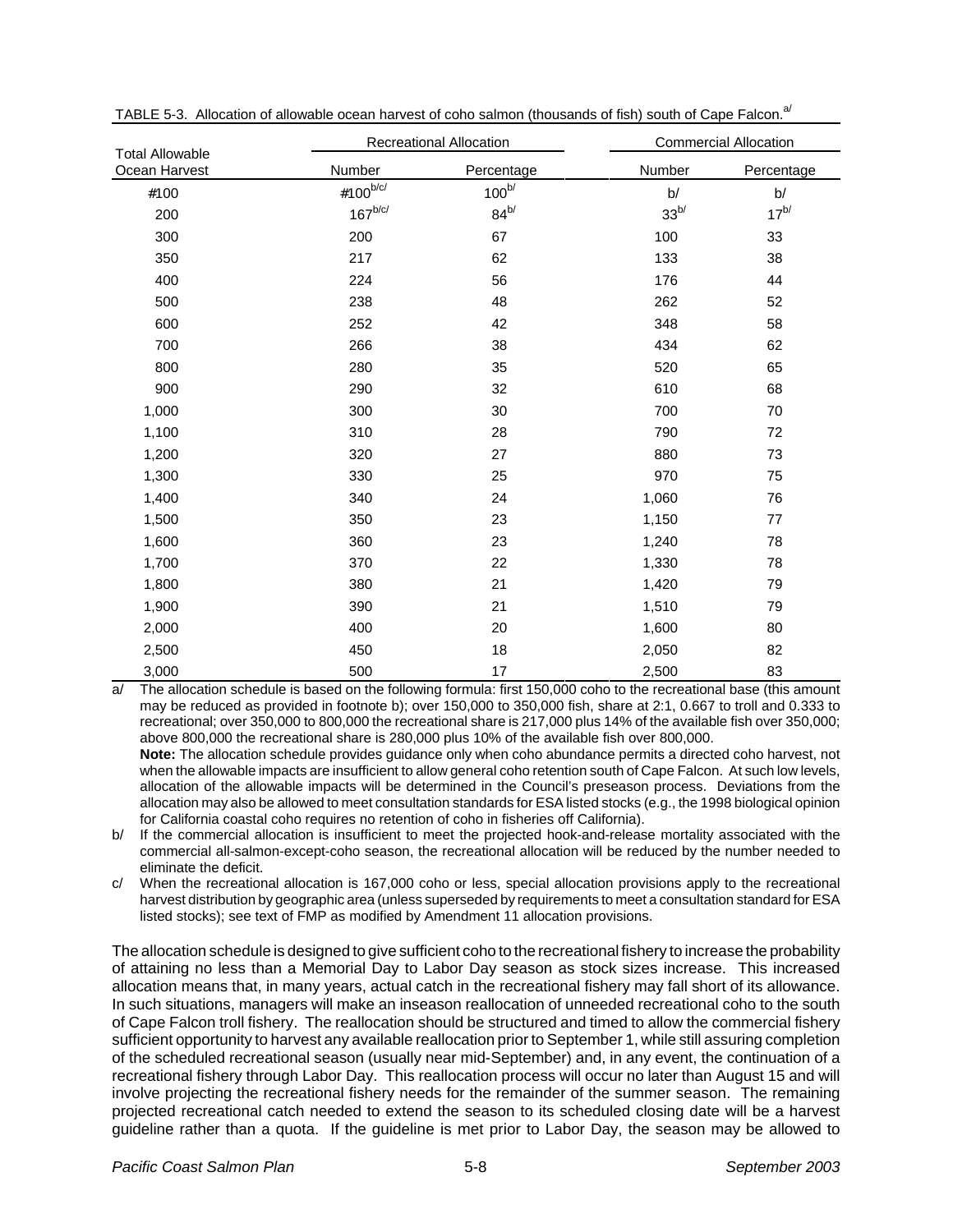TABLE 5-3. Allocation of allowable ocean harvest of coho salmon (thousands of fish) south of Cape Falcon.[a/]

| Total Allowable Ocean Harvest | Recreational Allocation | | Commercial Allocation | |
|---|---|---|---|---|
| | Number | Percentage | Number | Percentage |
| #100 | #100[b/c/] | 100[b/] | b/ | b/ |
| 200 | 167[b/c/] | 84[b/] | 33[b/] | 17[b/] |
| 300 | 200 | 67 | 100 | 33 |
| 350 | 217 | 62 | 133 | 38 |
| 400 | 224 | 56 | 176 | 44 |
| 500 | 238 | 48 | 262 | 52 |
| 600 | 252 | 42 | 348 | 58 |
| 700 | 266 | 38 | 434 | 62 |
| 800 | 280 | 35 | 520 | 65 |
| 900 | 290 | 32 | 610 | 68 |
| 1,000 | 300 | 30 | 700 | 70 |
| 1,100 | 310 | 28 | 790 | 72 |
| 1,200 | 320 | 27 | 880 | 73 |
| 1,300 | 330 | 25 | 970 | 75 |
| 1,400 | 340 | 24 | 1,060 | 76 |
| 1,500 | 350 | 23 | 1,150 | 77 |
| 1,600 | 360 | 23 | 1,240 | 78 |
| 1,700 | 370 | 22 | 1,330 | 78 |
| 1,800 | 380 | 21 | 1,420 | 79 |
| 1,900 | 390 | 21 | 1,510 | 79 |
| 2,000 | 400 | 20 | 1,600 | 80 |
| 2,500 | 450 | 18 | 2,050 | 82 |
| 3,000 | 500 | 17 | 2,500 | 83 |

a/ The allocation schedule is based on the following formula: first 150,000 coho to the recreational base (this amount may be reduced as provided in footnote b); over 150,000 to 350,000 fish, share at 2:1, 0.667 to troll and 0.333 to recreational; over 350,000 to 800,000 the recreational share is 217,000 plus 14% of the available fish over 350,000; above 800,000 the recreational share is 280,000 plus 10% of the available fish over 800,000.
**Note:** The allocation schedule provides guidance only when coho abundance permits a directed coho harvest, not when the allowable impacts are insufficient to allow general coho retention south of Cape Falcon. At such low levels, allocation of the allowable impacts will be determined in the Council's preseason process. Deviations from the allocation may also be allowed to meet consultation standards for ESA listed stocks (e.g., the 1998 biological opinion for California coastal coho requires no retention of coho in fisheries off California).

b/ If the commercial allocation is insufficient to meet the projected hook-and-release mortality associated with the commercial all-salmon-except-coho season, the recreational allocation will be reduced by the number needed to eliminate the deficit.

c/ When the recreational allocation is 167,000 coho or less, special allocation provisions apply to the recreational harvest distribution by geographic area (unless superseded by requirements to meet a consultation standard for ESA listed stocks); see text of FMP as modified by Amendment 11 allocation provisions.

The allocation schedule is designed to give sufficient coho to the recreational fishery to increase the probability of attaining no less than a Memorial Day to Labor Day season as stock sizes increase. This increased allocation means that, in many years, actual catch in the recreational fishery may fall short of its allowance. In such situations, managers will make an inseason reallocation of unneeded recreational coho to the south of Cape Falcon troll fishery. The reallocation should be structured and timed to allow the commercial fishery sufficient opportunity to harvest any available reallocation prior to September 1, while still assuring completion of the scheduled recreational season (usually near mid-September) and, in any event, the continuation of a recreational fishery through Labor Day. This reallocation process will occur no later than August 15 and will involve projecting the recreational fishery needs for the remainder of the summer season. The remaining projected recreational catch needed to extend the season to its scheduled closing date will be a harvest guideline rather than a quota. If the guideline is met prior to Labor Day, the season may be allowed to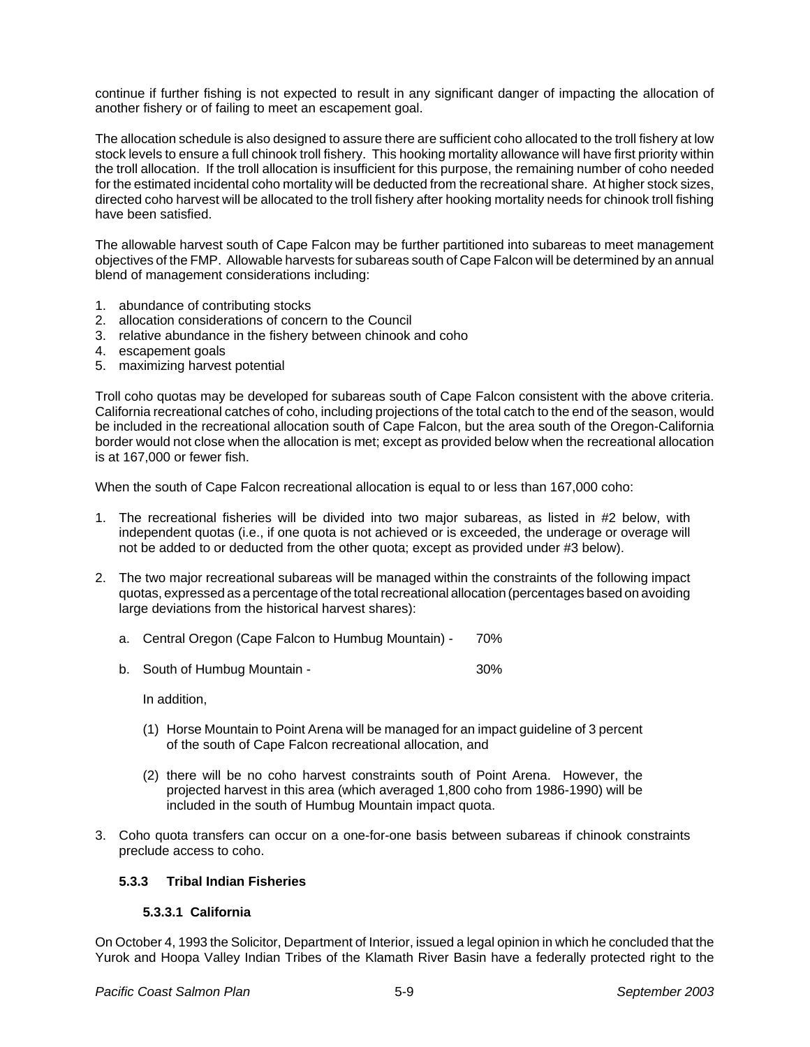continue if further fishing is not expected to result in any significant danger of impacting the allocation of another fishery or of failing to meet an escapement goal.

The allocation schedule is also designed to assure there are sufficient coho allocated to the troll fishery at low stock levels to ensure a full chinook troll fishery. This hooking mortality allowance will have first priority within the troll allocation. If the troll allocation is insufficient for this purpose, the remaining number of coho needed for the estimated incidental coho mortality will be deducted from the recreational share. At higher stock sizes, directed coho harvest will be allocated to the troll fishery after hooking mortality needs for chinook troll fishing have been satisfied.

The allowable harvest south of Cape Falcon may be further partitioned into subareas to meet management objectives of the FMP. Allowable harvests for subareas south of Cape Falcon will be determined by an annual blend of management considerations including:

1. abundance of contributing stocks
2. allocation considerations of concern to the Council
3. relative abundance in the fishery between chinook and coho
4. escapement goals
5. maximizing harvest potential

Troll coho quotas may be developed for subareas south of Cape Falcon consistent with the above criteria. California recreational catches of coho, including projections of the total catch to the end of the season, would be included in the recreational allocation south of Cape Falcon, but the area south of the Oregon-California border would not close when the allocation is met; except as provided below when the recreational allocation is at 167,000 or fewer fish.

When the south of Cape Falcon recreational allocation is equal to or less than 167,000 coho:

1. The recreational fisheries will be divided into two major subareas, as listed in #2 below, with independent quotas (i.e., if one quota is not achieved or is exceeded, the underage or overage will not be added to or deducted from the other quota; except as provided under #3 below).

2. The two major recreational subareas will be managed within the constraints of the following impact quotas, expressed as a percentage of the total recreational allocation (percentages based on avoiding large deviations from the historical harvest shares):

   a. Central Oregon (Cape Falcon to Humbug Mountain) - 70%

   b. South of Humbug Mountain - 30%

   In addition,

   (1) Horse Mountain to Point Arena will be managed for an impact guideline of 3 percent of the south of Cape Falcon recreational allocation, and

   (2) there will be no coho harvest constraints south of Point Arena. However, the projected harvest in this area (which averaged 1,800 coho from 1986-1990) will be included in the south of Humbug Mountain impact quota.

3. Coho quota transfers can occur on a one-for-one basis between subareas if chinook constraints preclude access to coho.

### 5.3.3 Tribal Indian Fisheries

#### 5.3.3.1 California

On October 4, 1993 the Solicitor, Department of Interior, issued a legal opinion in which he concluded that the Yurok and Hoopa Valley Indian Tribes of the Klamath River Basin have a federally protected right to the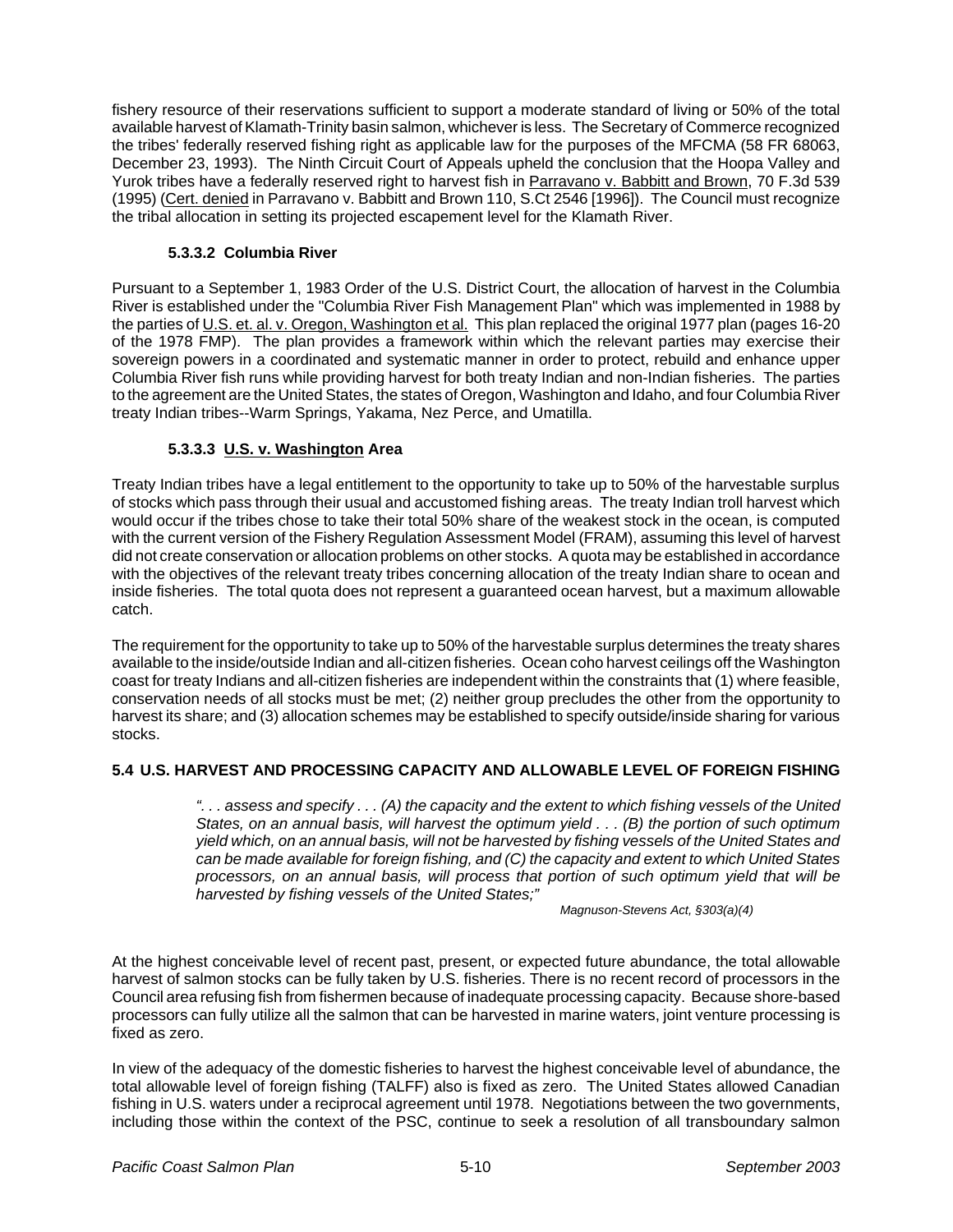fishery resource of their reservations sufficient to support a moderate standard of living or 50% of the total available harvest of Klamath-Trinity basin salmon, whichever is less. The Secretary of Commerce recognized the tribes' federally reserved fishing right as applicable law for the purposes of the MFCMA (58 FR 68063, December 23, 1993). The Ninth Circuit Court of Appeals upheld the conclusion that the Hoopa Valley and Yurok tribes have a federally reserved right to harvest fish in Parravano v. Babbitt and Brown, 70 F.3d 539 (1995) (Cert. denied in Parravano v. Babbitt and Brown 110, S.Ct 2546 [1996]). The Council must recognize the tribal allocation in setting its projected escapement level for the Klamath River.

#### 5.3.3.2 Columbia River

Pursuant to a September 1, 1983 Order of the U.S. District Court, the allocation of harvest in the Columbia River is established under the "Columbia River Fish Management Plan" which was implemented in 1988 by the parties of U.S. et. al. v. Oregon, Washington et al. This plan replaced the original 1977 plan (pages 16-20 of the 1978 FMP). The plan provides a framework within which the relevant parties may exercise their sovereign powers in a coordinated and systematic manner in order to protect, rebuild and enhance upper Columbia River fish runs while providing harvest for both treaty Indian and non-Indian fisheries. The parties to the agreement are the United States, the states of Oregon, Washington and Idaho, and four Columbia River treaty Indian tribes--Warm Springs, Yakama, Nez Perce, and Umatilla.

#### 5.3.3.3 U.S. v. Washington Area

Treaty Indian tribes have a legal entitlement to the opportunity to take up to 50% of the harvestable surplus of stocks which pass through their usual and accustomed fishing areas. The treaty Indian troll harvest which would occur if the tribes chose to take their total 50% share of the weakest stock in the ocean, is computed with the current version of the Fishery Regulation Assessment Model (FRAM), assuming this level of harvest did not create conservation or allocation problems on other stocks. A quota may be established in accordance with the objectives of the relevant treaty tribes concerning allocation of the treaty Indian share to ocean and inside fisheries. The total quota does not represent a guaranteed ocean harvest, but a maximum allowable catch.

The requirement for the opportunity to take up to 50% of the harvestable surplus determines the treaty shares available to the inside/outside Indian and all-citizen fisheries. Ocean coho harvest ceilings off the Washington coast for treaty Indians and all-citizen fisheries are independent within the constraints that (1) where feasible, conservation needs of all stocks must be met; (2) neither group precludes the other from the opportunity to harvest its share; and (3) allocation schemes may be established to specify outside/inside sharing for various stocks.

### 5.4 U.S. HARVEST AND PROCESSING CAPACITY AND ALLOWABLE LEVEL OF FOREIGN FISHING

> *". . . assess and specify . . . (A) the capacity and the extent to which fishing vessels of the United States, on an annual basis, will harvest the optimum yield . . . (B) the portion of such optimum yield which, on an annual basis, will not be harvested by fishing vessels of the United States and can be made available for foreign fishing, and (C) the capacity and extent to which United States processors, on an annual basis, will process that portion of such optimum yield that will be harvested by fishing vessels of the United States;"*
>
> *Magnuson-Stevens Act, §303(a)(4)*

At the highest conceivable level of recent past, present, or expected future abundance, the total allowable harvest of salmon stocks can be fully taken by U.S. fisheries. There is no recent record of processors in the Council area refusing fish from fishermen because of inadequate processing capacity. Because shore-based processors can fully utilize all the salmon that can be harvested in marine waters, joint venture processing is fixed as zero.

In view of the adequacy of the domestic fisheries to harvest the highest conceivable level of abundance, the total allowable level of foreign fishing (TALFF) also is fixed as zero. The United States allowed Canadian fishing in U.S. waters under a reciprocal agreement until 1978. Negotiations between the two governments, including those within the context of the PSC, continue to seek a resolution of all transboundary salmon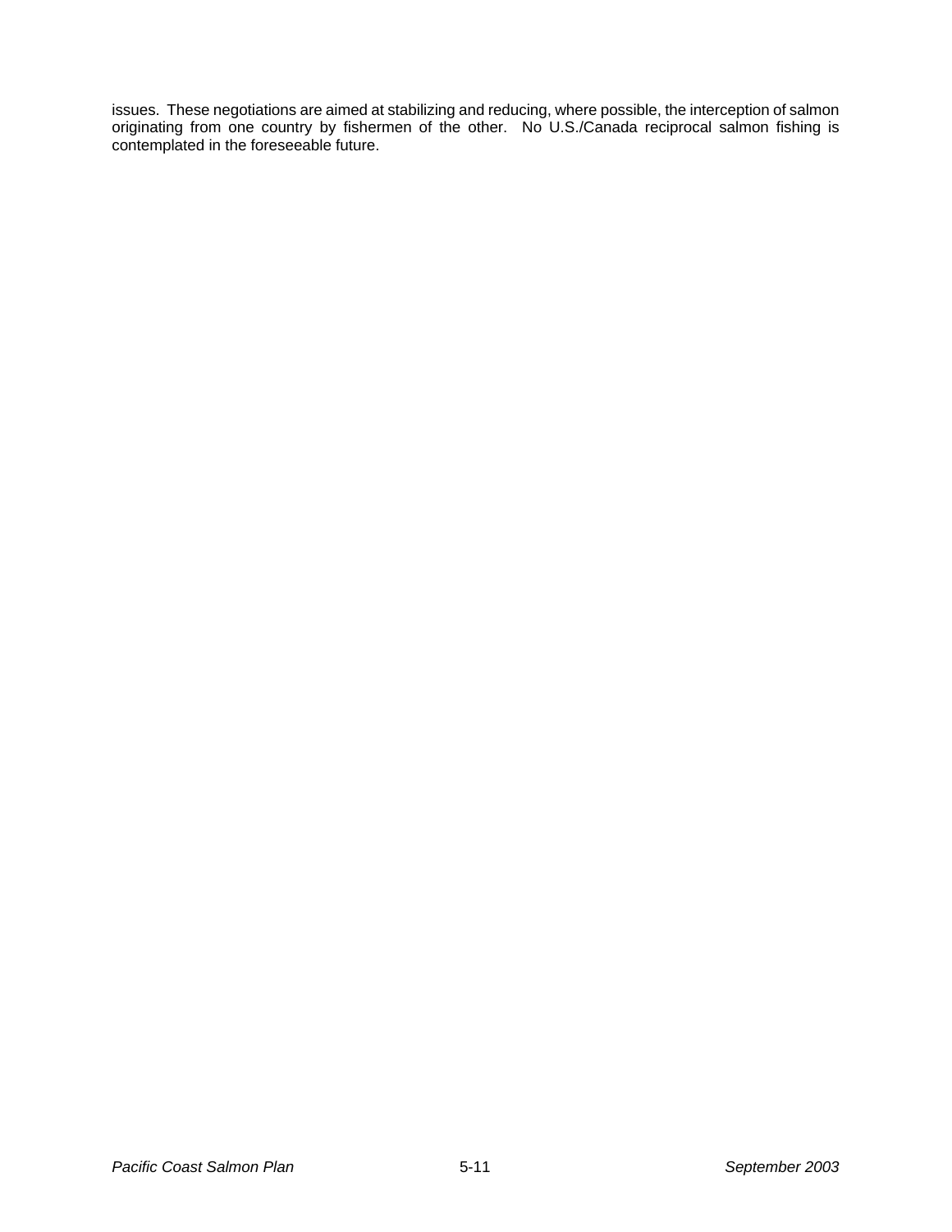issues. These negotiations are aimed at stabilizing and reducing, where possible, the interception of salmon originating from one country by fishermen of the other. No U.S./Canada reciprocal salmon fishing is contemplated in the foreseeable future.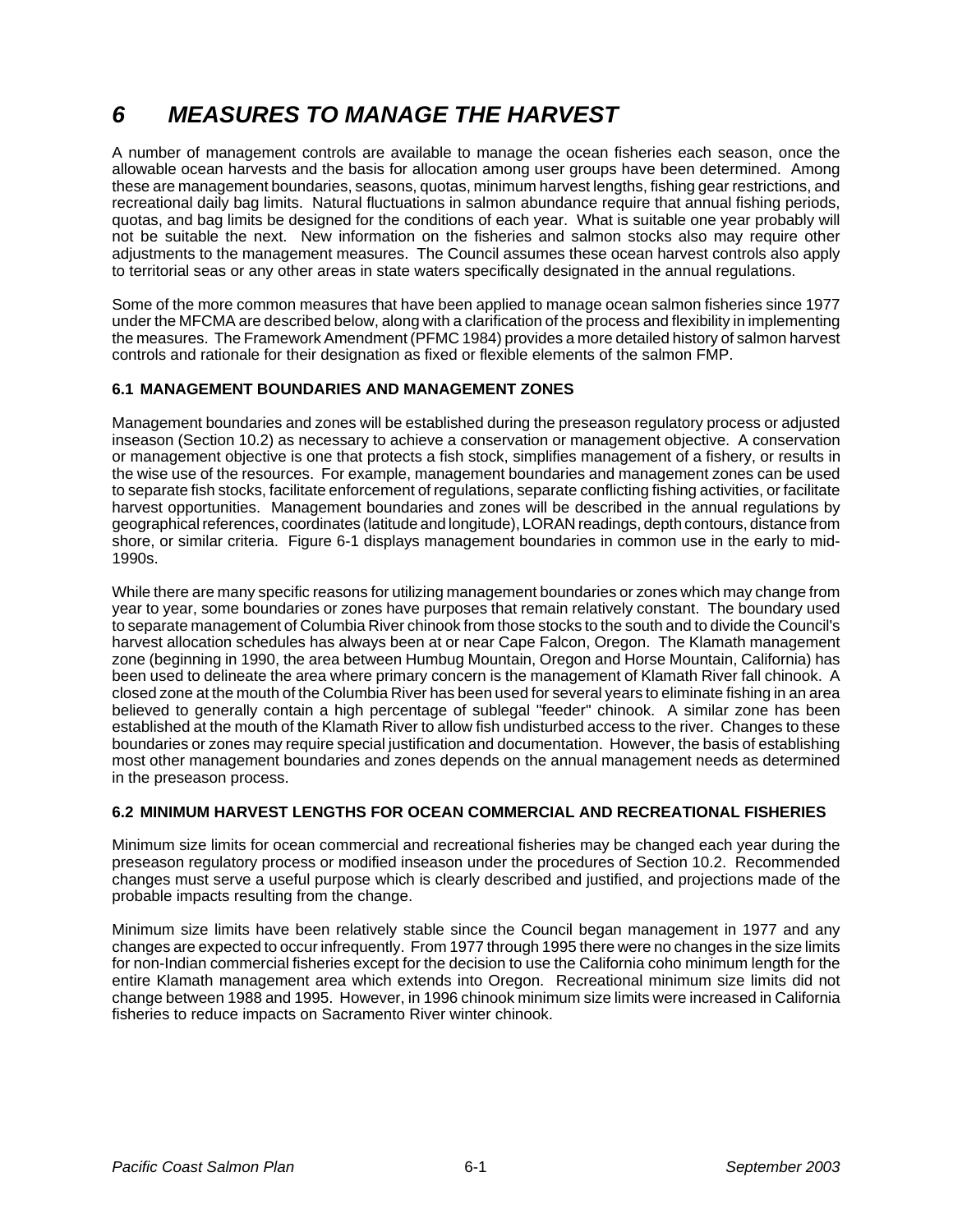# *6 MEASURES TO MANAGE THE HARVEST*

A number of management controls are available to manage the ocean fisheries each season, once the allowable ocean harvests and the basis for allocation among user groups have been determined. Among these are management boundaries, seasons, quotas, minimum harvest lengths, fishing gear restrictions, and recreational daily bag limits. Natural fluctuations in salmon abundance require that annual fishing periods, quotas, and bag limits be designed for the conditions of each year. What is suitable one year probably will not be suitable the next. New information on the fisheries and salmon stocks also may require other adjustments to the management measures. The Council assumes these ocean harvest controls also apply to territorial seas or any other areas in state waters specifically designated in the annual regulations.

Some of the more common measures that have been applied to manage ocean salmon fisheries since 1977 under the MFCMA are described below, along with a clarification of the process and flexibility in implementing the measures. The Framework Amendment (PFMC 1984) provides a more detailed history of salmon harvest controls and rationale for their designation as fixed or flexible elements of the salmon FMP.

### 6.1 MANAGEMENT BOUNDARIES AND MANAGEMENT ZONES

Management boundaries and zones will be established during the preseason regulatory process or adjusted inseason (Section 10.2) as necessary to achieve a conservation or management objective. A conservation or management objective is one that protects a fish stock, simplifies management of a fishery, or results in the wise use of the resources. For example, management boundaries and management zones can be used to separate fish stocks, facilitate enforcement of regulations, separate conflicting fishing activities, or facilitate harvest opportunities. Management boundaries and zones will be described in the annual regulations by geographical references, coordinates (latitude and longitude), LORAN readings, depth contours, distance from shore, or similar criteria. Figure 6-1 displays management boundaries in common use in the early to mid-1990s.

While there are many specific reasons for utilizing management boundaries or zones which may change from year to year, some boundaries or zones have purposes that remain relatively constant. The boundary used to separate management of Columbia River chinook from those stocks to the south and to divide the Council's harvest allocation schedules has always been at or near Cape Falcon, Oregon. The Klamath management zone (beginning in 1990, the area between Humbug Mountain, Oregon and Horse Mountain, California) has been used to delineate the area where primary concern is the management of Klamath River fall chinook. A closed zone at the mouth of the Columbia River has been used for several years to eliminate fishing in an area believed to generally contain a high percentage of sublegal "feeder" chinook. A similar zone has been established at the mouth of the Klamath River to allow fish undisturbed access to the river. Changes to these boundaries or zones may require special justification and documentation. However, the basis of establishing most other management boundaries and zones depends on the annual management needs as determined in the preseason process.

### 6.2 MINIMUM HARVEST LENGTHS FOR OCEAN COMMERCIAL AND RECREATIONAL FISHERIES

Minimum size limits for ocean commercial and recreational fisheries may be changed each year during the preseason regulatory process or modified inseason under the procedures of Section 10.2. Recommended changes must serve a useful purpose which is clearly described and justified, and projections made of the probable impacts resulting from the change.

Minimum size limits have been relatively stable since the Council began management in 1977 and any changes are expected to occur infrequently. From 1977 through 1995 there were no changes in the size limits for non-Indian commercial fisheries except for the decision to use the California coho minimum length for the entire Klamath management area which extends into Oregon. Recreational minimum size limits did not change between 1988 and 1995. However, in 1996 chinook minimum size limits were increased in California fisheries to reduce impacts on Sacramento River winter chinook.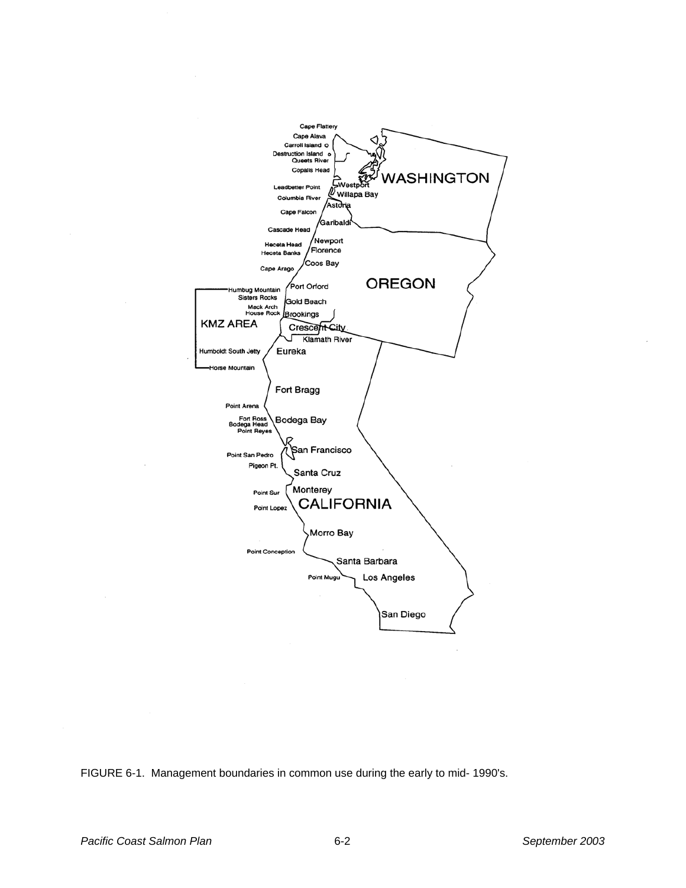FIGURE 6-1. Management boundaries in common use during the early to mid- 1990's.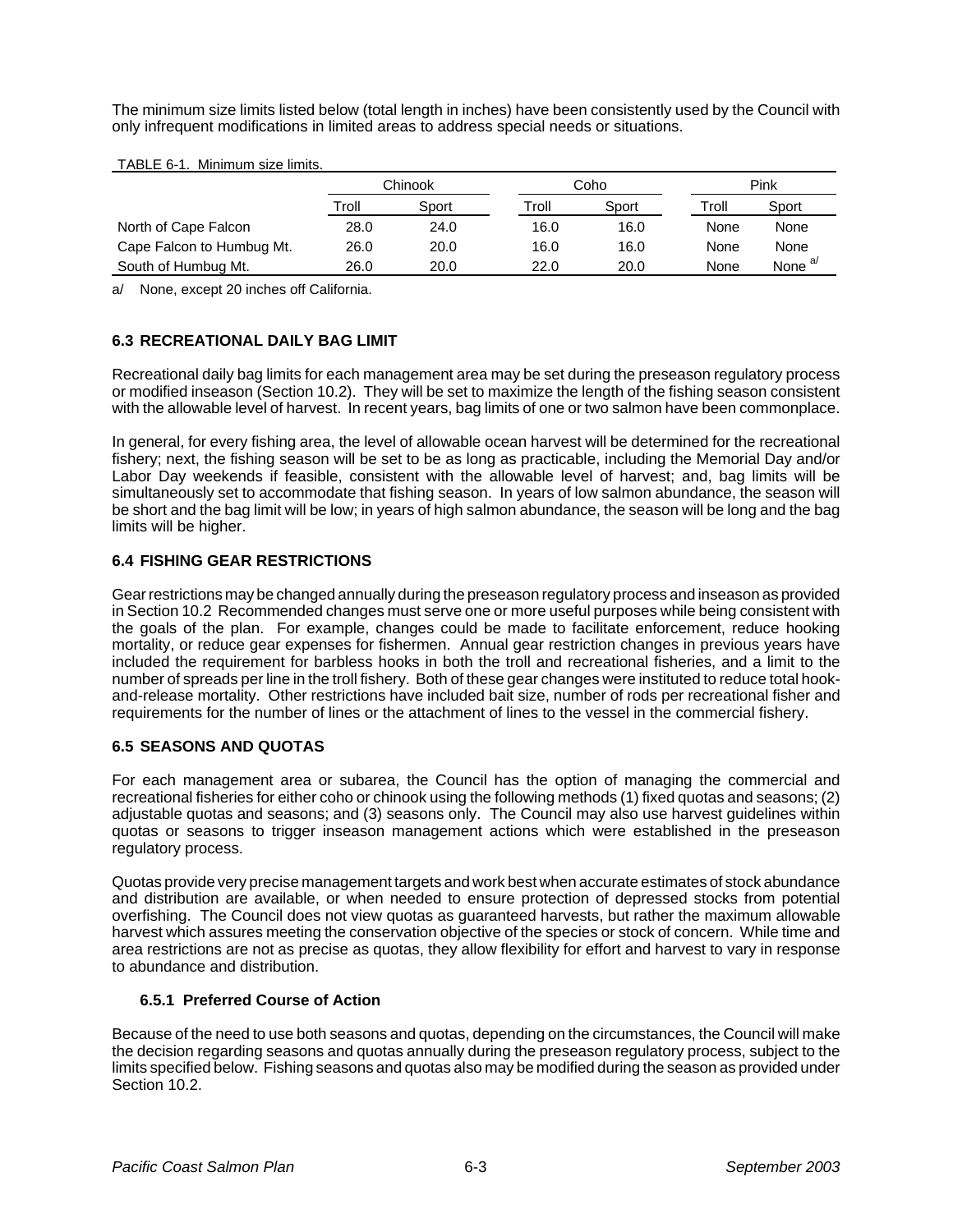The minimum size limits listed below (total length in inches) have been consistently used by the Council with only infrequent modifications in limited areas to address special needs or situations.

TABLE 6-1. Minimum size limits.

| | Chinook | | Coho | | Pink | |
|---|---|---|---|---|---|---|
| | Troll | Sport | Troll | Sport | Troll | Sport |
| North of Cape Falcon | 28.0 | 24.0 | 16.0 | 16.0 | None | None |
| Cape Falcon to Humbug Mt. | 26.0 | 20.0 | 16.0 | 16.0 | None | None |
| South of Humbug Mt. | 26.0 | 20.0 | 22.0 | 20.0 | None | None [a/] |

a/ None, except 20 inches off California.

## 6.3 RECREATIONAL DAILY BAG LIMIT

Recreational daily bag limits for each management area may be set during the preseason regulatory process or modified inseason (Section 10.2). They will be set to maximize the length of the fishing season consistent with the allowable level of harvest. In recent years, bag limits of one or two salmon have been commonplace.

In general, for every fishing area, the level of allowable ocean harvest will be determined for the recreational fishery; next, the fishing season will be set to be as long as practicable, including the Memorial Day and/or Labor Day weekends if feasible, consistent with the allowable level of harvest; and, bag limits will be simultaneously set to accommodate that fishing season. In years of low salmon abundance, the season will be short and the bag limit will be low; in years of high salmon abundance, the season will be long and the bag limits will be higher.

## 6.4 FISHING GEAR RESTRICTIONS

Gear restrictions may be changed annually during the preseason regulatory process and inseason as provided in Section 10.2 Recommended changes must serve one or more useful purposes while being consistent with the goals of the plan. For example, changes could be made to facilitate enforcement, reduce hooking mortality, or reduce gear expenses for fishermen. Annual gear restriction changes in previous years have included the requirement for barbless hooks in both the troll and recreational fisheries, and a limit to the number of spreads per line in the troll fishery. Both of these gear changes were instituted to reduce total hook-and-release mortality. Other restrictions have included bait size, number of rods per recreational fisher and requirements for the number of lines or the attachment of lines to the vessel in the commercial fishery.

## 6.5 SEASONS AND QUOTAS

For each management area or subarea, the Council has the option of managing the commercial and recreational fisheries for either coho or chinook using the following methods (1) fixed quotas and seasons; (2) adjustable quotas and seasons; and (3) seasons only. The Council may also use harvest guidelines within quotas or seasons to trigger inseason management actions which were established in the preseason regulatory process.

Quotas provide very precise management targets and work best when accurate estimates of stock abundance and distribution are available, or when needed to ensure protection of depressed stocks from potential overfishing. The Council does not view quotas as guaranteed harvests, but rather the maximum allowable harvest which assures meeting the conservation objective of the species or stock of concern. While time and area restrictions are not as precise as quotas, they allow flexibility for effort and harvest to vary in response to abundance and distribution.

### 6.5.1 Preferred Course of Action

Because of the need to use both seasons and quotas, depending on the circumstances, the Council will make the decision regarding seasons and quotas annually during the preseason regulatory process, subject to the limits specified below. Fishing seasons and quotas also may be modified during the season as provided under Section 10.2.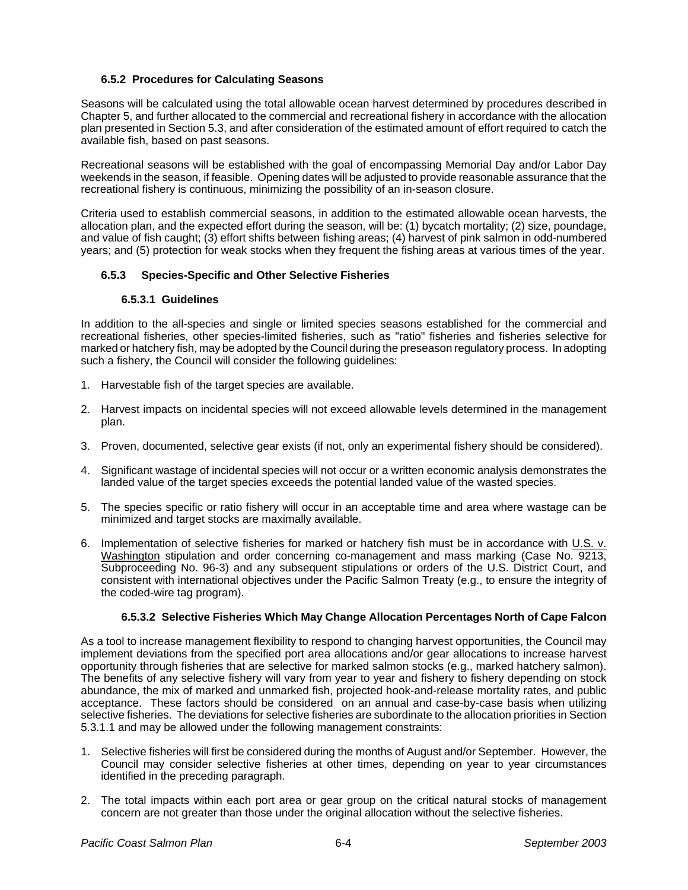### 6.5.2 Procedures for Calculating Seasons

Seasons will be calculated using the total allowable ocean harvest determined by procedures described in Chapter 5, and further allocated to the commercial and recreational fishery in accordance with the allocation plan presented in Section 5.3, and after consideration of the estimated amount of effort required to catch the available fish, based on past seasons.

Recreational seasons will be established with the goal of encompassing Memorial Day and/or Labor Day weekends in the season, if feasible. Opening dates will be adjusted to provide reasonable assurance that the recreational fishery is continuous, minimizing the possibility of an in-season closure.

Criteria used to establish commercial seasons, in addition to the estimated allowable ocean harvests, the allocation plan, and the expected effort during the season, will be: (1) bycatch mortality; (2) size, poundage, and value of fish caught; (3) effort shifts between fishing areas; (4) harvest of pink salmon in odd-numbered years; and (5) protection for weak stocks when they frequent the fishing areas at various times of the year.

### 6.5.3 Species-Specific and Other Selective Fisheries

#### 6.5.3.1 Guidelines

In addition to the all-species and single or limited species seasons established for the commercial and recreational fisheries, other species-limited fisheries, such as "ratio" fisheries and fisheries selective for marked or hatchery fish, may be adopted by the Council during the preseason regulatory process. In adopting such a fishery, the Council will consider the following guidelines:

1. Harvestable fish of the target species are available.
2. Harvest impacts on incidental species will not exceed allowable levels determined in the management plan.
3. Proven, documented, selective gear exists (if not, only an experimental fishery should be considered).
4. Significant wastage of incidental species will not occur or a written economic analysis demonstrates the landed value of the target species exceeds the potential landed value of the wasted species.
5. The species specific or ratio fishery will occur in an acceptable time and area where wastage can be minimized and target stocks are maximally available.
6. Implementation of selective fisheries for marked or hatchery fish must be in accordance with U.S. v. Washington stipulation and order concerning co-management and mass marking (Case No. 9213, Subproceeding No. 96-3) and any subsequent stipulations or orders of the U.S. District Court, and consistent with international objectives under the Pacific Salmon Treaty (e.g., to ensure the integrity of the coded-wire tag program).

#### 6.5.3.2 Selective Fisheries Which May Change Allocation Percentages North of Cape Falcon

As a tool to increase management flexibility to respond to changing harvest opportunities, the Council may implement deviations from the specified port area allocations and/or gear allocations to increase harvest opportunity through fisheries that are selective for marked salmon stocks (e.g., marked hatchery salmon). The benefits of any selective fishery will vary from year to year and fishery to fishery depending on stock abundance, the mix of marked and unmarked fish, projected hook-and-release mortality rates, and public acceptance. These factors should be considered on an annual and case-by-case basis when utilizing selective fisheries. The deviations for selective fisheries are subordinate to the allocation priorities in Section 5.3.1.1 and may be allowed under the following management constraints:

1. Selective fisheries will first be considered during the months of August and/or September. However, the Council may consider selective fisheries at other times, depending on year to year circumstances identified in the preceding paragraph.
2. The total impacts within each port area or gear group on the critical natural stocks of management concern are not greater than those under the original allocation without the selective fisheries.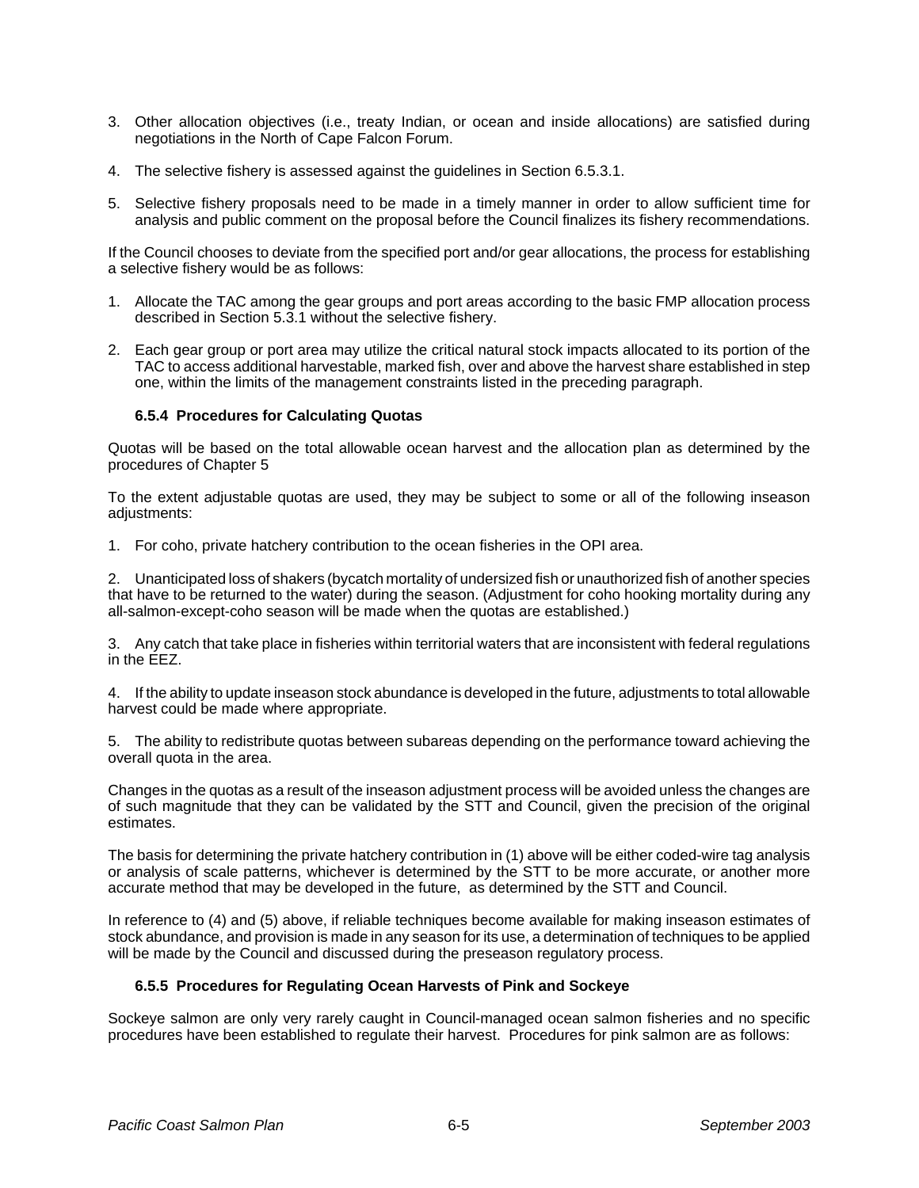3. Other allocation objectives (i.e., treaty Indian, or ocean and inside allocations) are satisfied during negotiations in the North of Cape Falcon Forum.

4. The selective fishery is assessed against the guidelines in Section 6.5.3.1.

5. Selective fishery proposals need to be made in a timely manner in order to allow sufficient time for analysis and public comment on the proposal before the Council finalizes its fishery recommendations.

If the Council chooses to deviate from the specified port and/or gear allocations, the process for establishing a selective fishery would be as follows:

1. Allocate the TAC among the gear groups and port areas according to the basic FMP allocation process described in Section 5.3.1 without the selective fishery.

2. Each gear group or port area may utilize the critical natural stock impacts allocated to its portion of the TAC to access additional harvestable, marked fish, over and above the harvest share established in step one, within the limits of the management constraints listed in the preceding paragraph.

### 6.5.4 Procedures for Calculating Quotas

Quotas will be based on the total allowable ocean harvest and the allocation plan as determined by the procedures of Chapter 5

To the extent adjustable quotas are used, they may be subject to some or all of the following inseason adjustments:

1. For coho, private hatchery contribution to the ocean fisheries in the OPI area.

2. Unanticipated loss of shakers (bycatch mortality of undersized fish or unauthorized fish of another species that have to be returned to the water) during the season. (Adjustment for coho hooking mortality during any all-salmon-except-coho season will be made when the quotas are established.)

3. Any catch that take place in fisheries within territorial waters that are inconsistent with federal regulations in the EEZ.

4. If the ability to update inseason stock abundance is developed in the future, adjustments to total allowable harvest could be made where appropriate.

5. The ability to redistribute quotas between subareas depending on the performance toward achieving the overall quota in the area.

Changes in the quotas as a result of the inseason adjustment process will be avoided unless the changes are of such magnitude that they can be validated by the STT and Council, given the precision of the original estimates.

The basis for determining the private hatchery contribution in (1) above will be either coded-wire tag analysis or analysis of scale patterns, whichever is determined by the STT to be more accurate, or another more accurate method that may be developed in the future, as determined by the STT and Council.

In reference to (4) and (5) above, if reliable techniques become available for making inseason estimates of stock abundance, and provision is made in any season for its use, a determination of techniques to be applied will be made by the Council and discussed during the preseason regulatory process.

### 6.5.5 Procedures for Regulating Ocean Harvests of Pink and Sockeye

Sockeye salmon are only very rarely caught in Council-managed ocean salmon fisheries and no specific procedures have been established to regulate their harvest. Procedures for pink salmon are as follows: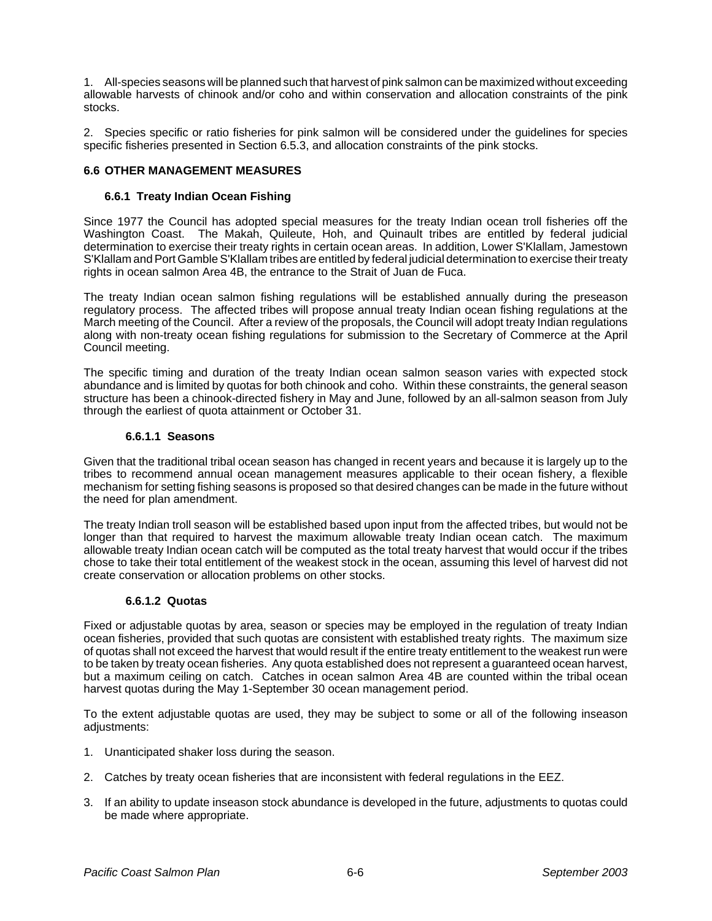1. All-species seasons will be planned such that harvest of pink salmon can be maximized without exceeding allowable harvests of chinook and/or coho and within conservation and allocation constraints of the pink stocks.

2. Species specific or ratio fisheries for pink salmon will be considered under the guidelines for species specific fisheries presented in Section 6.5.3, and allocation constraints of the pink stocks.

## 6.6 OTHER MANAGEMENT MEASURES

### 6.6.1 Treaty Indian Ocean Fishing

Since 1977 the Council has adopted special measures for the treaty Indian ocean troll fisheries off the Washington Coast. The Makah, Quileute, Hoh, and Quinault tribes are entitled by federal judicial determination to exercise their treaty rights in certain ocean areas. In addition, Lower S'Klallam, Jamestown S'Klallam and Port Gamble S'Klallam tribes are entitled by federal judicial determination to exercise their treaty rights in ocean salmon Area 4B, the entrance to the Strait of Juan de Fuca.

The treaty Indian ocean salmon fishing regulations will be established annually during the preseason regulatory process. The affected tribes will propose annual treaty Indian ocean fishing regulations at the March meeting of the Council. After a review of the proposals, the Council will adopt treaty Indian regulations along with non-treaty ocean fishing regulations for submission to the Secretary of Commerce at the April Council meeting.

The specific timing and duration of the treaty Indian ocean salmon season varies with expected stock abundance and is limited by quotas for both chinook and coho. Within these constraints, the general season structure has been a chinook-directed fishery in May and June, followed by an all-salmon season from July through the earliest of quota attainment or October 31.

#### 6.6.1.1 Seasons

Given that the traditional tribal ocean season has changed in recent years and because it is largely up to the tribes to recommend annual ocean management measures applicable to their ocean fishery, a flexible mechanism for setting fishing seasons is proposed so that desired changes can be made in the future without the need for plan amendment.

The treaty Indian troll season will be established based upon input from the affected tribes, but would not be longer than that required to harvest the maximum allowable treaty Indian ocean catch. The maximum allowable treaty Indian ocean catch will be computed as the total treaty harvest that would occur if the tribes chose to take their total entitlement of the weakest stock in the ocean, assuming this level of harvest did not create conservation or allocation problems on other stocks.

#### 6.6.1.2 Quotas

Fixed or adjustable quotas by area, season or species may be employed in the regulation of treaty Indian ocean fisheries, provided that such quotas are consistent with established treaty rights. The maximum size of quotas shall not exceed the harvest that would result if the entire treaty entitlement to the weakest run were to be taken by treaty ocean fisheries. Any quota established does not represent a guaranteed ocean harvest, but a maximum ceiling on catch. Catches in ocean salmon Area 4B are counted within the tribal ocean harvest quotas during the May 1-September 30 ocean management period.

To the extent adjustable quotas are used, they may be subject to some or all of the following inseason adjustments:

1. Unanticipated shaker loss during the season.

2. Catches by treaty ocean fisheries that are inconsistent with federal regulations in the EEZ.

3. If an ability to update inseason stock abundance is developed in the future, adjustments to quotas could be made where appropriate.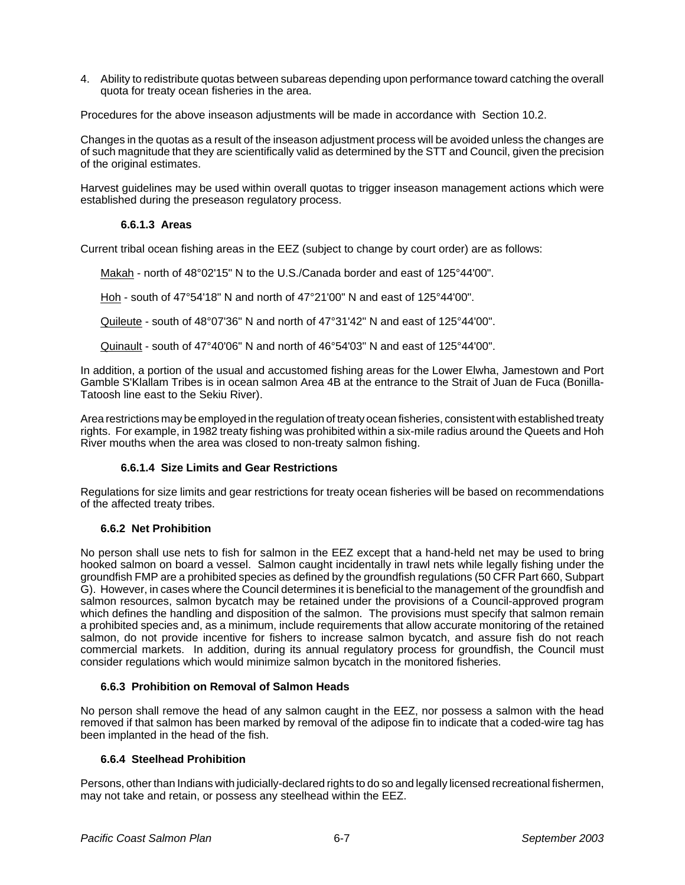4. Ability to redistribute quotas between subareas depending upon performance toward catching the overall quota for treaty ocean fisheries in the area.

Procedures for the above inseason adjustments will be made in accordance with Section 10.2.

Changes in the quotas as a result of the inseason adjustment process will be avoided unless the changes are of such magnitude that they are scientifically valid as determined by the STT and Council, given the precision of the original estimates.

Harvest guidelines may be used within overall quotas to trigger inseason management actions which were established during the preseason regulatory process.

#### 6.6.1.3 Areas

Current tribal ocean fishing areas in the EEZ (subject to change by court order) are as follows:

Makah - north of 48°02'15" N to the U.S./Canada border and east of 125°44'00".

Hoh - south of 47°54'18" N and north of 47°21'00" N and east of 125°44'00".

Quileute - south of 48°07'36" N and north of 47°31'42" N and east of 125°44'00".

Quinault - south of 47°40'06" N and north of 46°54'03" N and east of 125°44'00".

In addition, a portion of the usual and accustomed fishing areas for the Lower Elwha, Jamestown and Port Gamble S'Klallam Tribes is in ocean salmon Area 4B at the entrance to the Strait of Juan de Fuca (Bonilla-Tatoosh line east to the Sekiu River).

Area restrictions may be employed in the regulation of treaty ocean fisheries, consistent with established treaty rights. For example, in 1982 treaty fishing was prohibited within a six-mile radius around the Queets and Hoh River mouths when the area was closed to non-treaty salmon fishing.

#### 6.6.1.4 Size Limits and Gear Restrictions

Regulations for size limits and gear restrictions for treaty ocean fisheries will be based on recommendations of the affected treaty tribes.

### 6.6.2 Net Prohibition

No person shall use nets to fish for salmon in the EEZ except that a hand-held net may be used to bring hooked salmon on board a vessel. Salmon caught incidentally in trawl nets while legally fishing under the groundfish FMP are a prohibited species as defined by the groundfish regulations (50 CFR Part 660, Subpart G). However, in cases where the Council determines it is beneficial to the management of the groundfish and salmon resources, salmon bycatch may be retained under the provisions of a Council-approved program which defines the handling and disposition of the salmon. The provisions must specify that salmon remain a prohibited species and, as a minimum, include requirements that allow accurate monitoring of the retained salmon, do not provide incentive for fishers to increase salmon bycatch, and assure fish do not reach commercial markets. In addition, during its annual regulatory process for groundfish, the Council must consider regulations which would minimize salmon bycatch in the monitored fisheries.

### 6.6.3 Prohibition on Removal of Salmon Heads

No person shall remove the head of any salmon caught in the EEZ, nor possess a salmon with the head removed if that salmon has been marked by removal of the adipose fin to indicate that a coded-wire tag has been implanted in the head of the fish.

### 6.6.4 Steelhead Prohibition

Persons, other than Indians with judicially-declared rights to do so and legally licensed recreational fishermen, may not take and retain, or possess any steelhead within the EEZ.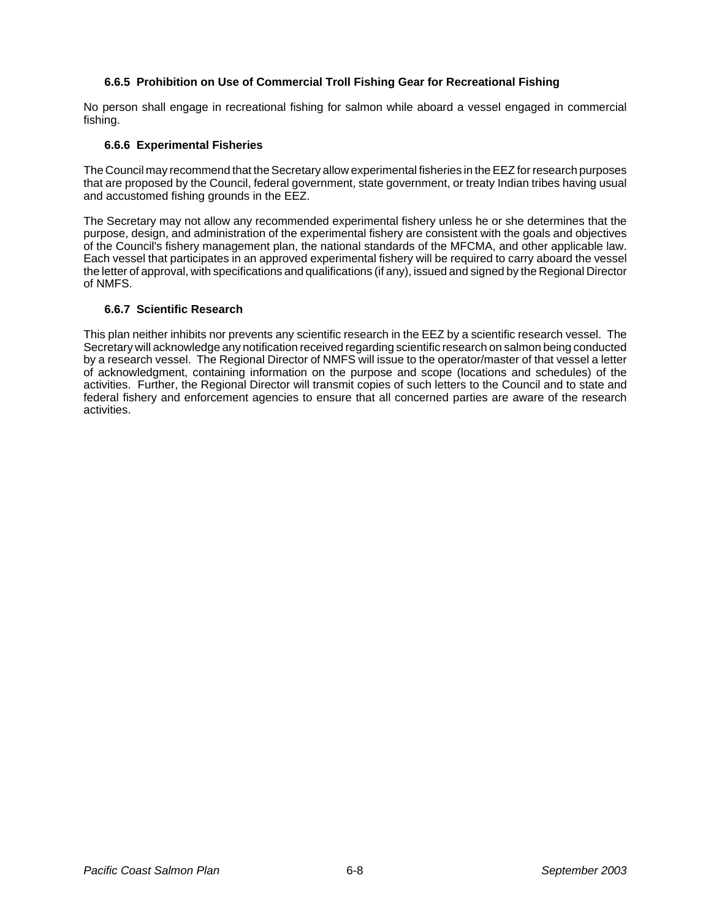### 6.6.5 Prohibition on Use of Commercial Troll Fishing Gear for Recreational Fishing

No person shall engage in recreational fishing for salmon while aboard a vessel engaged in commercial fishing.

### 6.6.6 Experimental Fisheries

The Council may recommend that the Secretary allow experimental fisheries in the EEZ for research purposes that are proposed by the Council, federal government, state government, or treaty Indian tribes having usual and accustomed fishing grounds in the EEZ.

The Secretary may not allow any recommended experimental fishery unless he or she determines that the purpose, design, and administration of the experimental fishery are consistent with the goals and objectives of the Council's fishery management plan, the national standards of the MFCMA, and other applicable law. Each vessel that participates in an approved experimental fishery will be required to carry aboard the vessel the letter of approval, with specifications and qualifications (if any), issued and signed by the Regional Director of NMFS.

### 6.6.7 Scientific Research

This plan neither inhibits nor prevents any scientific research in the EEZ by a scientific research vessel. The Secretary will acknowledge any notification received regarding scientific research on salmon being conducted by a research vessel. The Regional Director of NMFS will issue to the operator/master of that vessel a letter of acknowledgment, containing information on the purpose and scope (locations and schedules) of the activities. Further, the Regional Director will transmit copies of such letters to the Council and to state and federal fishery and enforcement agencies to ensure that all concerned parties are aware of the research activities.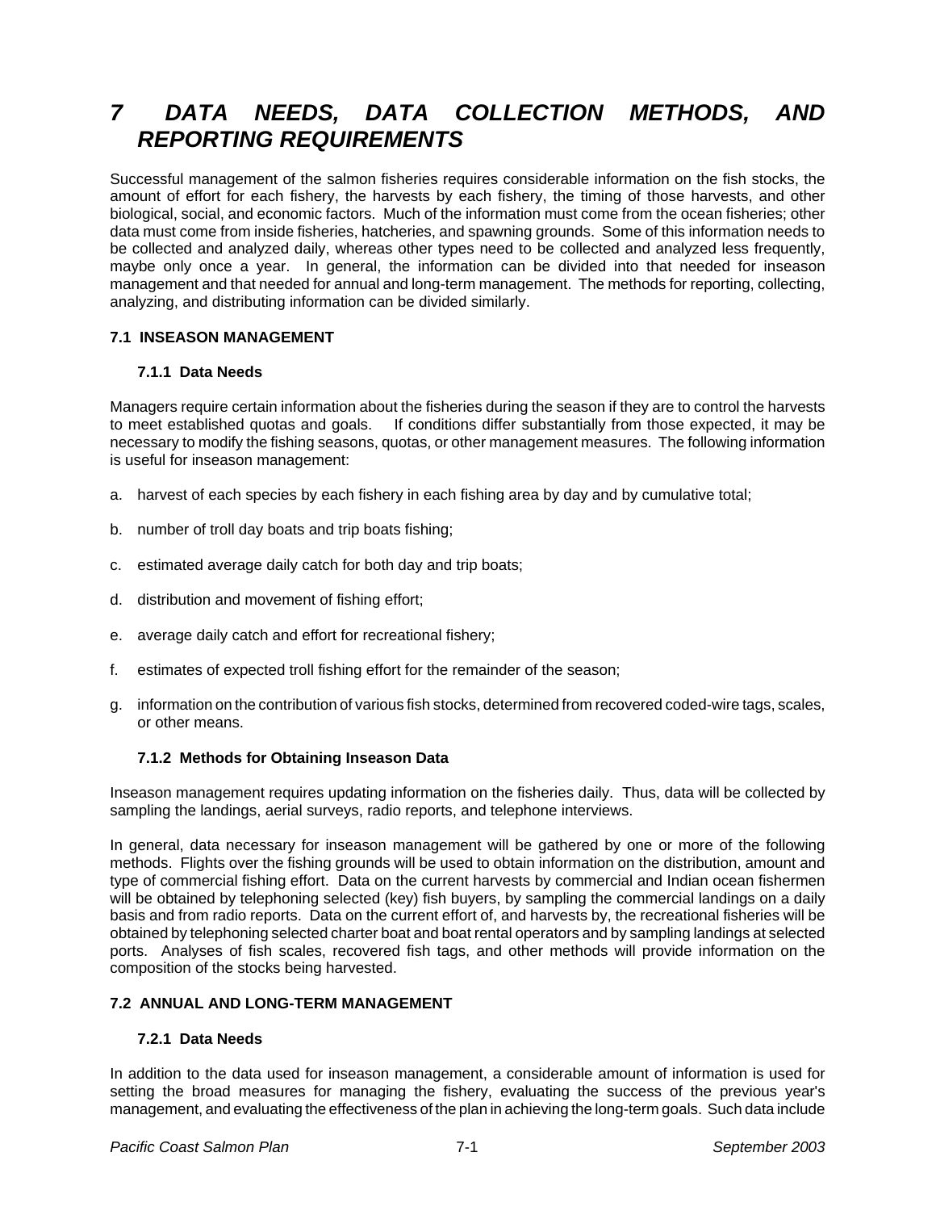# *7 DATA NEEDS, DATA COLLECTION METHODS, AND REPORTING REQUIREMENTS*

Successful management of the salmon fisheries requires considerable information on the fish stocks, the amount of effort for each fishery, the harvests by each fishery, the timing of those harvests, and other biological, social, and economic factors. Much of the information must come from the ocean fisheries; other data must come from inside fisheries, hatcheries, and spawning grounds. Some of this information needs to be collected and analyzed daily, whereas other types need to be collected and analyzed less frequently, maybe only once a year. In general, the information can be divided into that needed for inseason management and that needed for annual and long-term management. The methods for reporting, collecting, analyzing, and distributing information can be divided similarly.

## 7.1 INSEASON MANAGEMENT

### 7.1.1 Data Needs

Managers require certain information about the fisheries during the season if they are to control the harvests to meet established quotas and goals. If conditions differ substantially from those expected, it may be necessary to modify the fishing seasons, quotas, or other management measures. The following information is useful for inseason management:

a. harvest of each species by each fishery in each fishing area by day and by cumulative total;

b. number of troll day boats and trip boats fishing;

c. estimated average daily catch for both day and trip boats;

d. distribution and movement of fishing effort;

e. average daily catch and effort for recreational fishery;

f. estimates of expected troll fishing effort for the remainder of the season;

g. information on the contribution of various fish stocks, determined from recovered coded-wire tags, scales, or other means.

### 7.1.2 Methods for Obtaining Inseason Data

Inseason management requires updating information on the fisheries daily. Thus, data will be collected by sampling the landings, aerial surveys, radio reports, and telephone interviews.

In general, data necessary for inseason management will be gathered by one or more of the following methods. Flights over the fishing grounds will be used to obtain information on the distribution, amount and type of commercial fishing effort. Data on the current harvests by commercial and Indian ocean fishermen will be obtained by telephoning selected (key) fish buyers, by sampling the commercial landings on a daily basis and from radio reports. Data on the current effort of, and harvests by, the recreational fisheries will be obtained by telephoning selected charter boat and boat rental operators and by sampling landings at selected ports. Analyses of fish scales, recovered fish tags, and other methods will provide information on the composition of the stocks being harvested.

## 7.2 ANNUAL AND LONG-TERM MANAGEMENT

### 7.2.1 Data Needs

In addition to the data used for inseason management, a considerable amount of information is used for setting the broad measures for managing the fishery, evaluating the success of the previous year's management, and evaluating the effectiveness of the plan in achieving the long-term goals. Such data include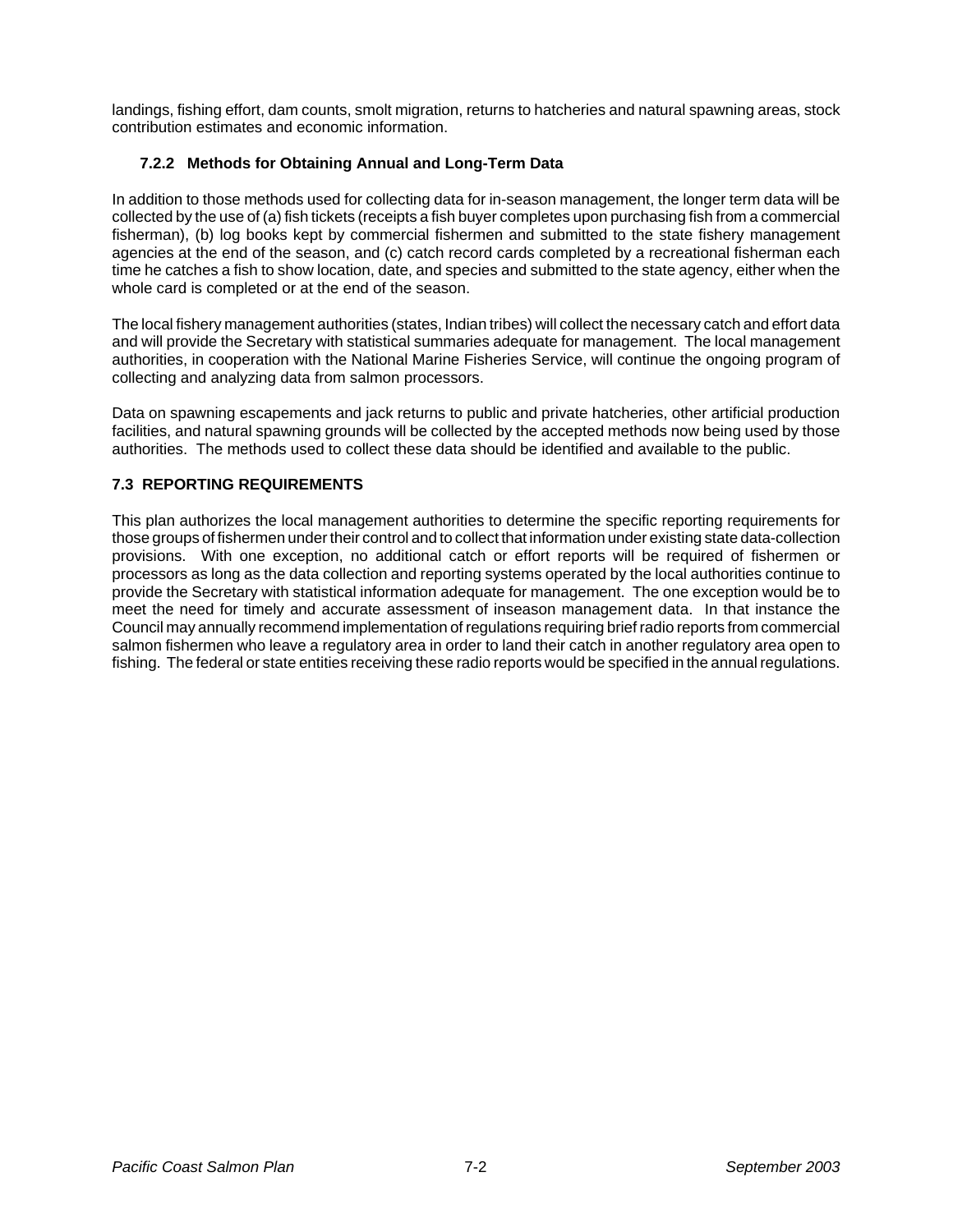landings, fishing effort, dam counts, smolt migration, returns to hatcheries and natural spawning areas, stock contribution estimates and economic information.

### 7.2.2 Methods for Obtaining Annual and Long-Term Data

In addition to those methods used for collecting data for in-season management, the longer term data will be collected by the use of (a) fish tickets (receipts a fish buyer completes upon purchasing fish from a commercial fisherman), (b) log books kept by commercial fishermen and submitted to the state fishery management agencies at the end of the season, and (c) catch record cards completed by a recreational fisherman each time he catches a fish to show location, date, and species and submitted to the state agency, either when the whole card is completed or at the end of the season.

The local fishery management authorities (states, Indian tribes) will collect the necessary catch and effort data and will provide the Secretary with statistical summaries adequate for management. The local management authorities, in cooperation with the National Marine Fisheries Service, will continue the ongoing program of collecting and analyzing data from salmon processors.

Data on spawning escapements and jack returns to public and private hatcheries, other artificial production facilities, and natural spawning grounds will be collected by the accepted methods now being used by those authorities. The methods used to collect these data should be identified and available to the public.

## 7.3 REPORTING REQUIREMENTS

This plan authorizes the local management authorities to determine the specific reporting requirements for those groups of fishermen under their control and to collect that information under existing state data-collection provisions. With one exception, no additional catch or effort reports will be required of fishermen or processors as long as the data collection and reporting systems operated by the local authorities continue to provide the Secretary with statistical information adequate for management. The one exception would be to meet the need for timely and accurate assessment of inseason management data. In that instance the Council may annually recommend implementation of regulations requiring brief radio reports from commercial salmon fishermen who leave a regulatory area in order to land their catch in another regulatory area open to fishing. The federal or state entities receiving these radio reports would be specified in the annual regulations.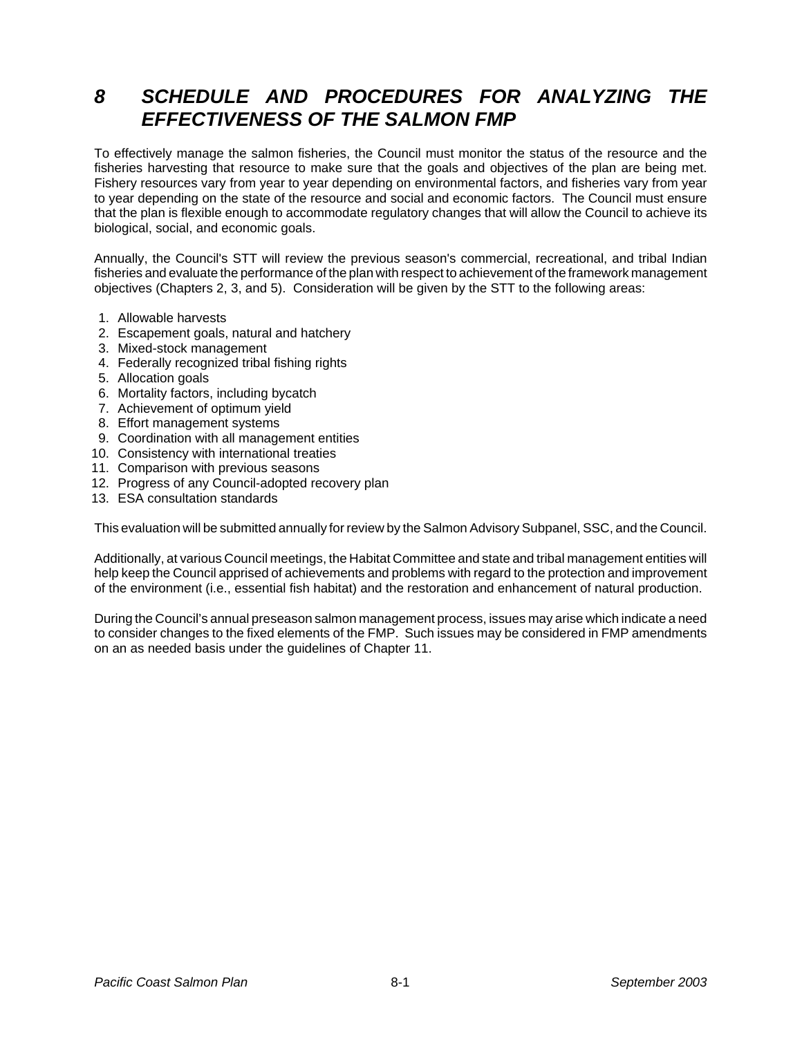# *8 SCHEDULE AND PROCEDURES FOR ANALYZING THE EFFECTIVENESS OF THE SALMON FMP*

To effectively manage the salmon fisheries, the Council must monitor the status of the resource and the fisheries harvesting that resource to make sure that the goals and objectives of the plan are being met. Fishery resources vary from year to year depending on environmental factors, and fisheries vary from year to year depending on the state of the resource and social and economic factors. The Council must ensure that the plan is flexible enough to accommodate regulatory changes that will allow the Council to achieve its biological, social, and economic goals.

Annually, the Council's STT will review the previous season's commercial, recreational, and tribal Indian fisheries and evaluate the performance of the plan with respect to achievement of the framework management objectives (Chapters 2, 3, and 5). Consideration will be given by the STT to the following areas:

1. Allowable harvests
2. Escapement goals, natural and hatchery
3. Mixed-stock management
4. Federally recognized tribal fishing rights
5. Allocation goals
6. Mortality factors, including bycatch
7. Achievement of optimum yield
8. Effort management systems
9. Coordination with all management entities
10. Consistency with international treaties
11. Comparison with previous seasons
12. Progress of any Council-adopted recovery plan
13. ESA consultation standards

This evaluation will be submitted annually for review by the Salmon Advisory Subpanel, SSC, and the Council.

Additionally, at various Council meetings, the Habitat Committee and state and tribal management entities will help keep the Council apprised of achievements and problems with regard to the protection and improvement of the environment (i.e., essential fish habitat) and the restoration and enhancement of natural production.

During the Council's annual preseason salmon management process, issues may arise which indicate a need to consider changes to the fixed elements of the FMP. Such issues may be considered in FMP amendments on an as needed basis under the guidelines of Chapter 11.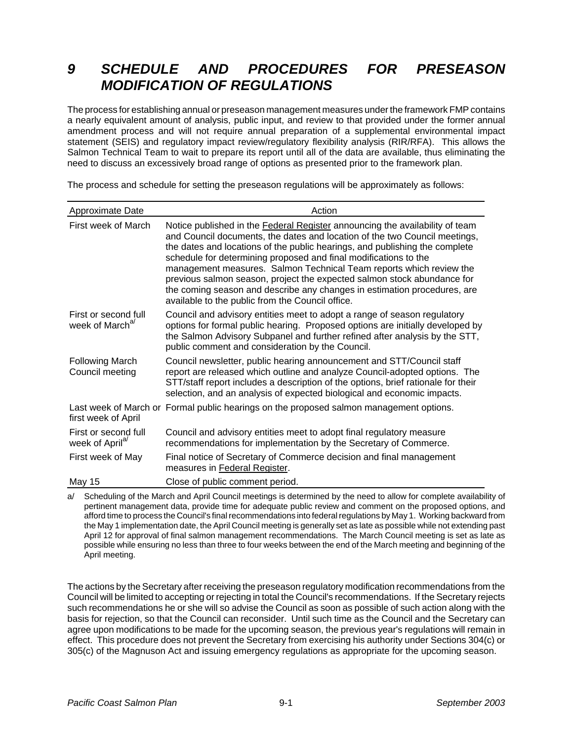# 9 SCHEDULE AND PROCEDURES FOR PRESEASON MODIFICATION OF REGULATIONS

The process for establishing annual or preseason management measures under the framework FMP contains a nearly equivalent amount of analysis, public input, and review to that provided under the former annual amendment process and will not require annual preparation of a supplemental environmental impact statement (SEIS) and regulatory impact review/regulatory flexibility analysis (RIR/RFA). This allows the Salmon Technical Team to wait to prepare its report until all of the data are available, thus eliminating the need to discuss an excessively broad range of options as presented prior to the framework plan.

The process and schedule for setting the preseason regulations will be approximately as follows:

| Approximate Date | Action |
|---|---|
| First week of March | Notice published in the Federal Register announcing the availability of team and Council documents, the dates and location of the two Council meetings, the dates and locations of the public hearings, and publishing the complete schedule for determining proposed and final modifications to the management measures. Salmon Technical Team reports which review the previous salmon season, project the expected salmon stock abundance for the coming season and describe any changes in estimation procedures, are available to the public from the Council office. |
| First or second full week of March[a/] | Council and advisory entities meet to adopt a range of season regulatory options for formal public hearing. Proposed options are initially developed by the Salmon Advisory Subpanel and further refined after analysis by the STT, public comment and consideration by the Council. |
| Following March Council meeting | Council newsletter, public hearing announcement and STT/Council staff report are released which outline and analyze Council-adopted options. The STT/staff report includes a description of the options, brief rationale for their selection, and an analysis of expected biological and economic impacts. |
| Last week of March or first week of April | Formal public hearings on the proposed salmon management options. |
| First or second full week of April[a/] | Council and advisory entities meet to adopt final regulatory measure recommendations for implementation by the Secretary of Commerce. |
| First week of May | Final notice of Secretary of Commerce decision and final management measures in Federal Register. |
| May 15 | Close of public comment period. |

a/ Scheduling of the March and April Council meetings is determined by the need to allow for complete availability of pertinent management data, provide time for adequate public review and comment on the proposed options, and afford time to process the Council's final recommendations into federal regulations by May 1. Working backward from the May 1 implementation date, the April Council meeting is generally set as late as possible while not extending past April 12 for approval of final salmon management recommendations. The March Council meeting is set as late as possible while ensuring no less than three to four weeks between the end of the March meeting and beginning of the April meeting.

The actions by the Secretary after receiving the preseason regulatory modification recommendations from the Council will be limited to accepting or rejecting in total the Council's recommendations. If the Secretary rejects such recommendations he or she will so advise the Council as soon as possible of such action along with the basis for rejection, so that the Council can reconsider. Until such time as the Council and the Secretary can agree upon modifications to be made for the upcoming season, the previous year's regulations will remain in effect. This procedure does not prevent the Secretary from exercising his authority under Sections 304(c) or 305(c) of the Magnuson Act and issuing emergency regulations as appropriate for the upcoming season.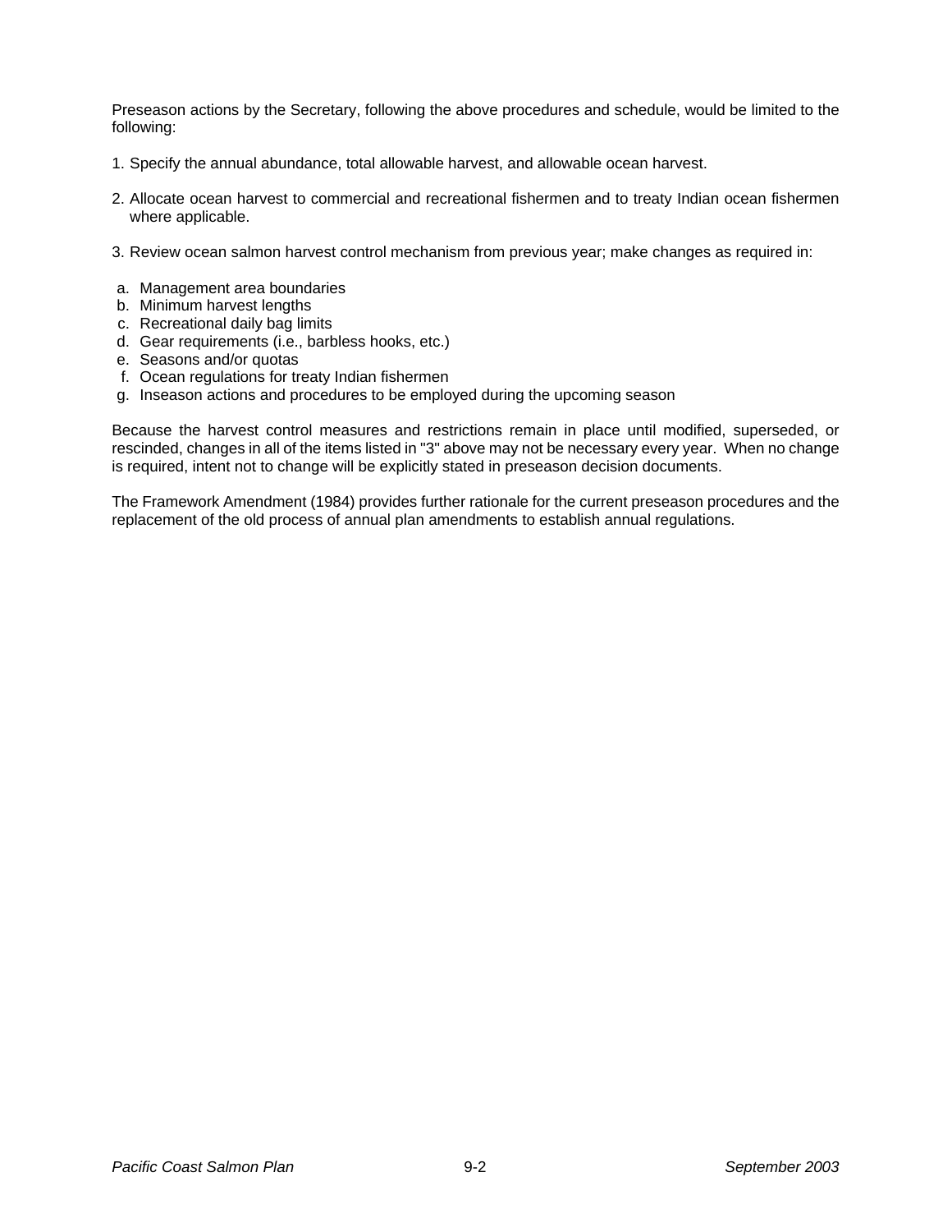Preseason actions by the Secretary, following the above procedures and schedule, would be limited to the following:

1. Specify the annual abundance, total allowable harvest, and allowable ocean harvest.

2. Allocate ocean harvest to commercial and recreational fishermen and to treaty Indian ocean fishermen where applicable.

3. Review ocean salmon harvest control mechanism from previous year; make changes as required in:

   a. Management area boundaries
   b. Minimum harvest lengths
   c. Recreational daily bag limits
   d. Gear requirements (i.e., barbless hooks, etc.)
   e. Seasons and/or quotas
   f. Ocean regulations for treaty Indian fishermen
   g. Inseason actions and procedures to be employed during the upcoming season

Because the harvest control measures and restrictions remain in place until modified, superseded, or rescinded, changes in all of the items listed in "3" above may not be necessary every year. When no change is required, intent not to change will be explicitly stated in preseason decision documents.

The Framework Amendment (1984) provides further rationale for the current preseason procedures and the replacement of the old process of annual plan amendments to establish annual regulations.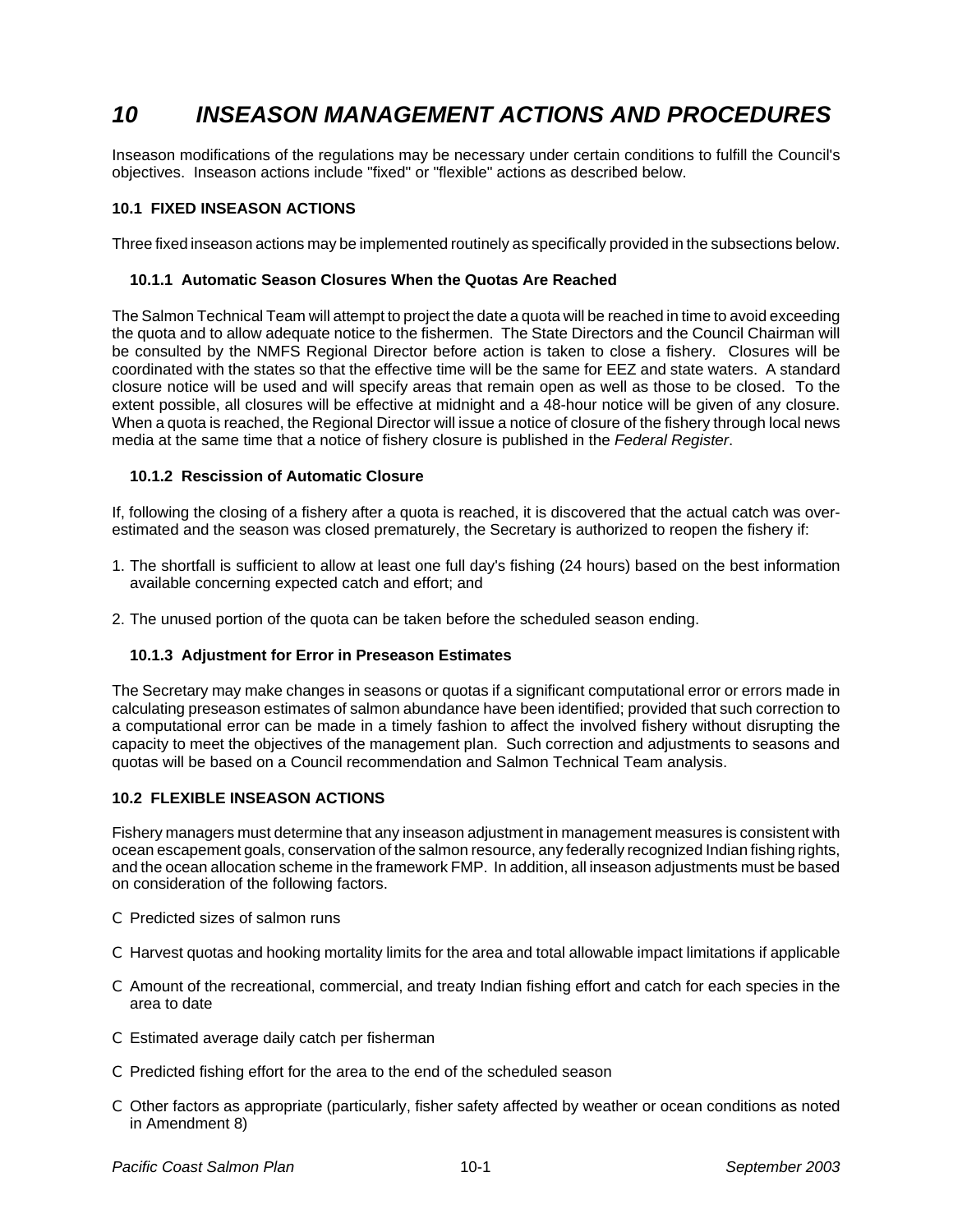# 10 INSEASON MANAGEMENT ACTIONS AND PROCEDURES

Inseason modifications of the regulations may be necessary under certain conditions to fulfill the Council's objectives. Inseason actions include "fixed" or "flexible" actions as described below.

## 10.1 FIXED INSEASON ACTIONS

Three fixed inseason actions may be implemented routinely as specifically provided in the subsections below.

### 10.1.1 Automatic Season Closures When the Quotas Are Reached

The Salmon Technical Team will attempt to project the date a quota will be reached in time to avoid exceeding the quota and to allow adequate notice to the fishermen. The State Directors and the Council Chairman will be consulted by the NMFS Regional Director before action is taken to close a fishery. Closures will be coordinated with the states so that the effective time will be the same for EEZ and state waters. A standard closure notice will be used and will specify areas that remain open as well as those to be closed. To the extent possible, all closures will be effective at midnight and a 48-hour notice will be given of any closure. When a quota is reached, the Regional Director will issue a notice of closure of the fishery through local news media at the same time that a notice of fishery closure is published in the *Federal Register*.

### 10.1.2 Rescission of Automatic Closure

If, following the closing of a fishery after a quota is reached, it is discovered that the actual catch was over-estimated and the season was closed prematurely, the Secretary is authorized to reopen the fishery if:

1. The shortfall is sufficient to allow at least one full day's fishing (24 hours) based on the best information available concerning expected catch and effort; and

2. The unused portion of the quota can be taken before the scheduled season ending.

### 10.1.3 Adjustment for Error in Preseason Estimates

The Secretary may make changes in seasons or quotas if a significant computational error or errors made in calculating preseason estimates of salmon abundance have been identified; provided that such correction to a computational error can be made in a timely fashion to affect the involved fishery without disrupting the capacity to meet the objectives of the management plan. Such correction and adjustments to seasons and quotas will be based on a Council recommendation and Salmon Technical Team analysis.

## 10.2 FLEXIBLE INSEASON ACTIONS

Fishery managers must determine that any inseason adjustment in management measures is consistent with ocean escapement goals, conservation of the salmon resource, any federally recognized Indian fishing rights, and the ocean allocation scheme in the framework FMP. In addition, all inseason adjustments must be based on consideration of the following factors.

- Predicted sizes of salmon runs
- Harvest quotas and hooking mortality limits for the area and total allowable impact limitations if applicable
- Amount of the recreational, commercial, and treaty Indian fishing effort and catch for each species in the area to date
- Estimated average daily catch per fisherman
- Predicted fishing effort for the area to the end of the scheduled season
- Other factors as appropriate (particularly, fisher safety affected by weather or ocean conditions as noted in Amendment 8)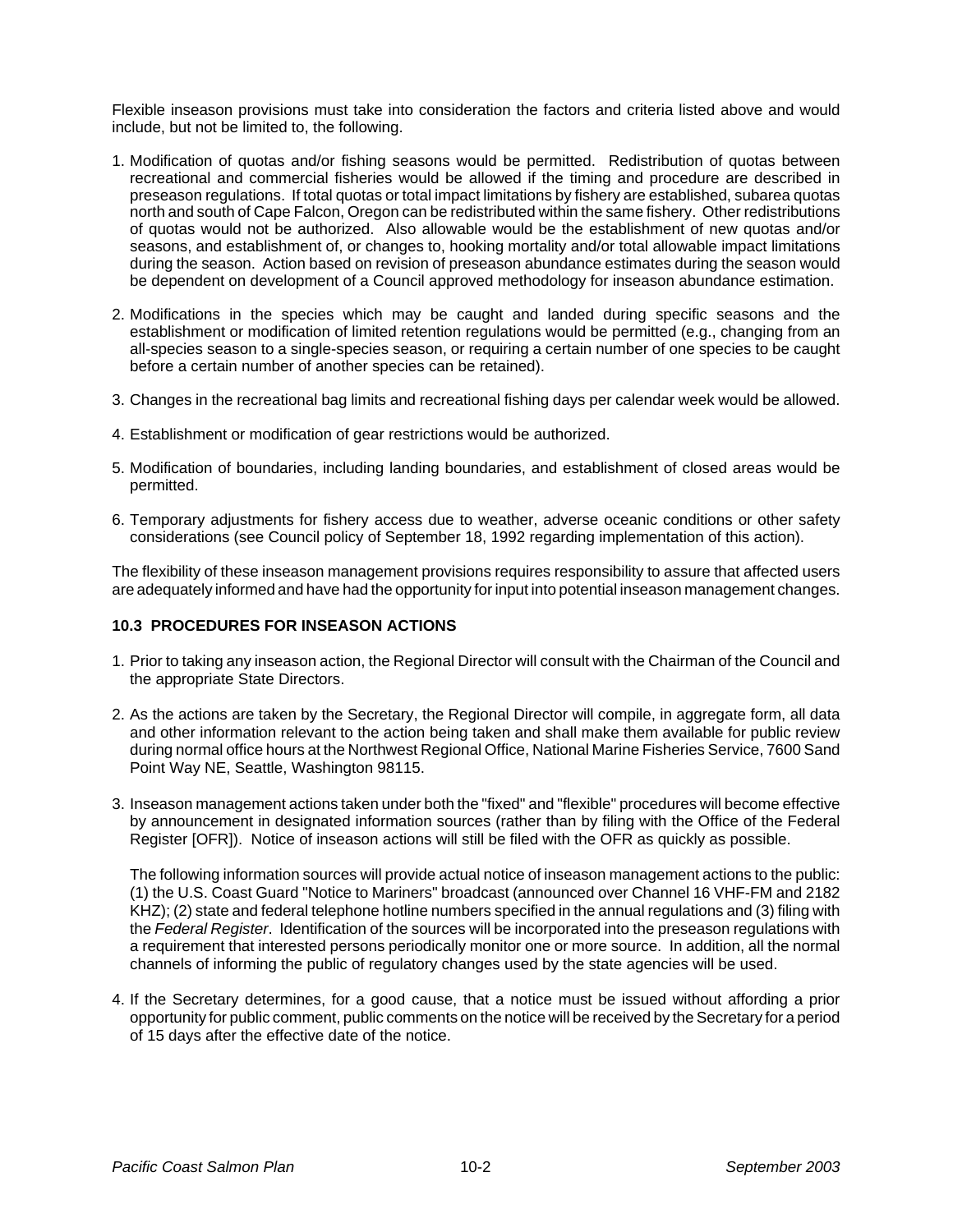Flexible inseason provisions must take into consideration the factors and criteria listed above and would include, but not be limited to, the following.

1. Modification of quotas and/or fishing seasons would be permitted. Redistribution of quotas between recreational and commercial fisheries would be allowed if the timing and procedure are described in preseason regulations. If total quotas or total impact limitations by fishery are established, subarea quotas north and south of Cape Falcon, Oregon can be redistributed within the same fishery. Other redistributions of quotas would not be authorized. Also allowable would be the establishment of new quotas and/or seasons, and establishment of, or changes to, hooking mortality and/or total allowable impact limitations during the season. Action based on revision of preseason abundance estimates during the season would be dependent on development of a Council approved methodology for inseason abundance estimation.

2. Modifications in the species which may be caught and landed during specific seasons and the establishment or modification of limited retention regulations would be permitted (e.g., changing from an all-species season to a single-species season, or requiring a certain number of one species to be caught before a certain number of another species can be retained).

3. Changes in the recreational bag limits and recreational fishing days per calendar week would be allowed.

4. Establishment or modification of gear restrictions would be authorized.

5. Modification of boundaries, including landing boundaries, and establishment of closed areas would be permitted.

6. Temporary adjustments for fishery access due to weather, adverse oceanic conditions or other safety considerations (see Council policy of September 18, 1992 regarding implementation of this action).

The flexibility of these inseason management provisions requires responsibility to assure that affected users are adequately informed and have had the opportunity for input into potential inseason management changes.

### 10.3 PROCEDURES FOR INSEASON ACTIONS

1. Prior to taking any inseason action, the Regional Director will consult with the Chairman of the Council and the appropriate State Directors.

2. As the actions are taken by the Secretary, the Regional Director will compile, in aggregate form, all data and other information relevant to the action being taken and shall make them available for public review during normal office hours at the Northwest Regional Office, National Marine Fisheries Service, 7600 Sand Point Way NE, Seattle, Washington 98115.

3. Inseason management actions taken under both the "fixed" and "flexible" procedures will become effective by announcement in designated information sources (rather than by filing with the Office of the Federal Register [OFR]). Notice of inseason actions will still be filed with the OFR as quickly as possible.

   The following information sources will provide actual notice of inseason management actions to the public: (1) the U.S. Coast Guard "Notice to Mariners" broadcast (announced over Channel 16 VHF-FM and 2182 KHZ); (2) state and federal telephone hotline numbers specified in the annual regulations and (3) filing with the *Federal Register*. Identification of the sources will be incorporated into the preseason regulations with a requirement that interested persons periodically monitor one or more source. In addition, all the normal channels of informing the public of regulatory changes used by the state agencies will be used.

4. If the Secretary determines, for a good cause, that a notice must be issued without affording a prior opportunity for public comment, public comments on the notice will be received by the Secretary for a period of 15 days after the effective date of the notice.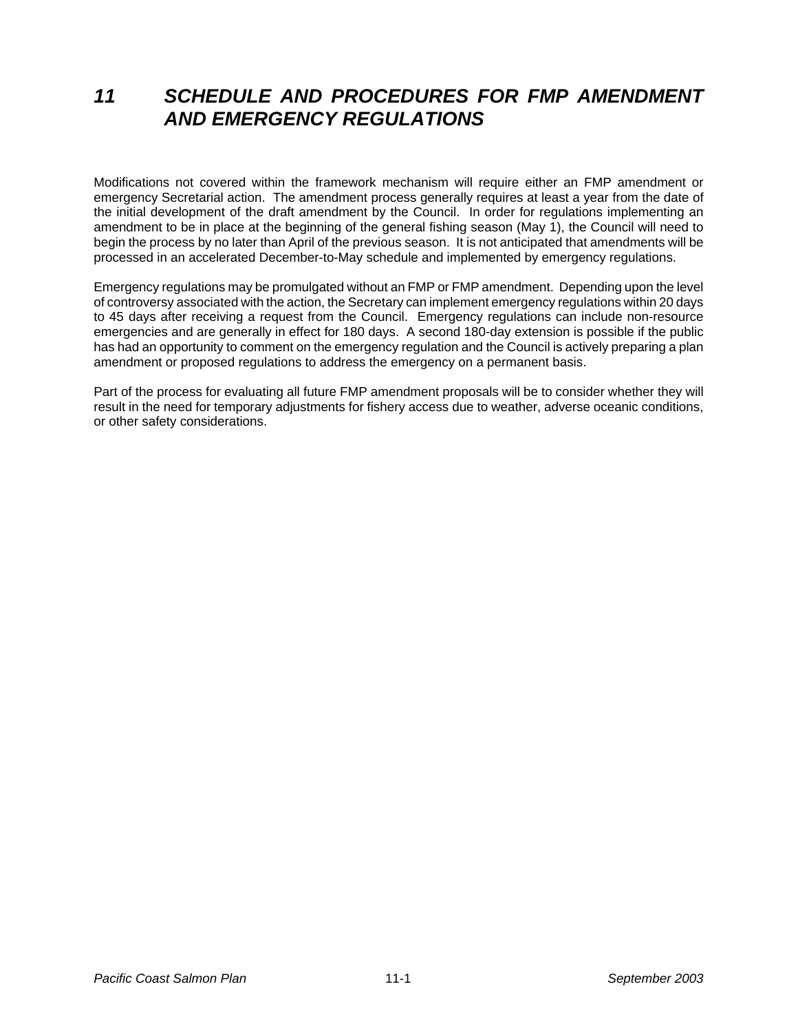# *11 SCHEDULE AND PROCEDURES FOR FMP AMENDMENT AND EMERGENCY REGULATIONS*

Modifications not covered within the framework mechanism will require either an FMP amendment or emergency Secretarial action. The amendment process generally requires at least a year from the date of the initial development of the draft amendment by the Council. In order for regulations implementing an amendment to be in place at the beginning of the general fishing season (May 1), the Council will need to begin the process by no later than April of the previous season. It is not anticipated that amendments will be processed in an accelerated December-to-May schedule and implemented by emergency regulations.

Emergency regulations may be promulgated without an FMP or FMP amendment. Depending upon the level of controversy associated with the action, the Secretary can implement emergency regulations within 20 days to 45 days after receiving a request from the Council. Emergency regulations can include non-resource emergencies and are generally in effect for 180 days. A second 180-day extension is possible if the public has had an opportunity to comment on the emergency regulation and the Council is actively preparing a plan amendment or proposed regulations to address the emergency on a permanent basis.

Part of the process for evaluating all future FMP amendment proposals will be to consider whether they will result in the need for temporary adjustments for fishery access due to weather, adverse oceanic conditions, or other safety considerations.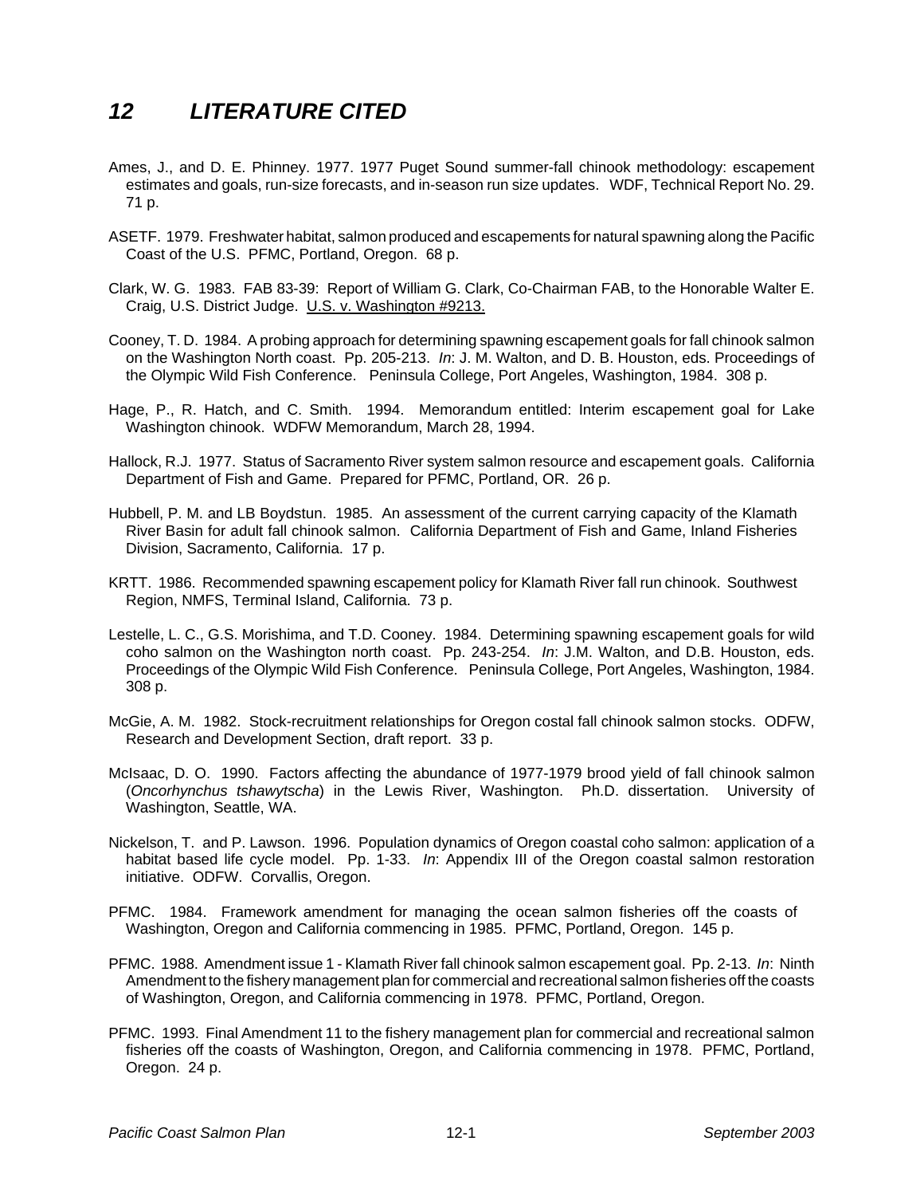# 12 LITERATURE CITED

Ames, J., and D. E. Phinney. 1977. 1977 Puget Sound summer-fall chinook methodology: escapement estimates and goals, run-size forecasts, and in-season run size updates. WDF, Technical Report No. 29. 71 p.

ASETF. 1979. Freshwater habitat, salmon produced and escapements for natural spawning along the Pacific Coast of the U.S. PFMC, Portland, Oregon. 68 p.

Clark, W. G. 1983. FAB 83-39: Report of William G. Clark, Co-Chairman FAB, to the Honorable Walter E. Craig, U.S. District Judge. U.S. v. Washington #9213.

Cooney, T. D. 1984. A probing approach for determining spawning escapement goals for fall chinook salmon on the Washington North coast. Pp. 205-213. *In*: J. M. Walton, and D. B. Houston, eds. Proceedings of the Olympic Wild Fish Conference. Peninsula College, Port Angeles, Washington, 1984. 308 p.

Hage, P., R. Hatch, and C. Smith. 1994. Memorandum entitled: Interim escapement goal for Lake Washington chinook. WDFW Memorandum, March 28, 1994.

Hallock, R.J. 1977. Status of Sacramento River system salmon resource and escapement goals. California Department of Fish and Game. Prepared for PFMC, Portland, OR. 26 p.

Hubbell, P. M. and LB Boydstun. 1985. An assessment of the current carrying capacity of the Klamath River Basin for adult fall chinook salmon. California Department of Fish and Game, Inland Fisheries Division, Sacramento, California. 17 p.

KRTT. 1986. Recommended spawning escapement policy for Klamath River fall run chinook. Southwest Region, NMFS, Terminal Island, California. 73 p.

Lestelle, L. C., G.S. Morishima, and T.D. Cooney. 1984. Determining spawning escapement goals for wild coho salmon on the Washington north coast. Pp. 243-254. *In*: J.M. Walton, and D.B. Houston, eds. Proceedings of the Olympic Wild Fish Conference. Peninsula College, Port Angeles, Washington, 1984. 308 p.

McGie, A. M. 1982. Stock-recruitment relationships for Oregon costal fall chinook salmon stocks. ODFW, Research and Development Section, draft report. 33 p.

McIsaac, D. O. 1990. Factors affecting the abundance of 1977-1979 brood yield of fall chinook salmon (*Oncorhynchus tshawytscha*) in the Lewis River, Washington. Ph.D. dissertation. University of Washington, Seattle, WA.

Nickelson, T. and P. Lawson. 1996. Population dynamics of Oregon coastal coho salmon: application of a habitat based life cycle model. Pp. 1-33. *In*: Appendix III of the Oregon coastal salmon restoration initiative. ODFW. Corvallis, Oregon.

PFMC. 1984. Framework amendment for managing the ocean salmon fisheries off the coasts of Washington, Oregon and California commencing in 1985. PFMC, Portland, Oregon. 145 p.

PFMC. 1988. Amendment issue 1 - Klamath River fall chinook salmon escapement goal. Pp. 2-13. *In*: Ninth Amendment to the fishery management plan for commercial and recreational salmon fisheries off the coasts of Washington, Oregon, and California commencing in 1978. PFMC, Portland, Oregon.

PFMC. 1993. Final Amendment 11 to the fishery management plan for commercial and recreational salmon fisheries off the coasts of Washington, Oregon, and California commencing in 1978. PFMC, Portland, Oregon. 24 p.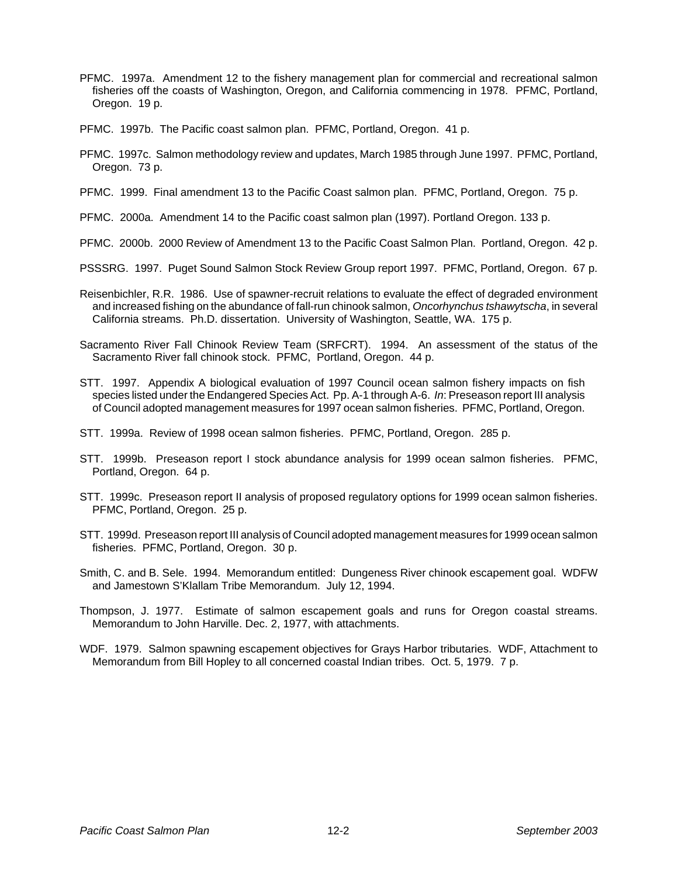PFMC. 1997a. Amendment 12 to the fishery management plan for commercial and recreational salmon fisheries off the coasts of Washington, Oregon, and California commencing in 1978. PFMC, Portland, Oregon. 19 p.

PFMC. 1997b. The Pacific coast salmon plan. PFMC, Portland, Oregon. 41 p.

PFMC. 1997c. Salmon methodology review and updates, March 1985 through June 1997. PFMC, Portland, Oregon. 73 p.

PFMC. 1999. Final amendment 13 to the Pacific Coast salmon plan. PFMC, Portland, Oregon. 75 p.

PFMC. 2000a. Amendment 14 to the Pacific coast salmon plan (1997). Portland Oregon. 133 p.

PFMC. 2000b. 2000 Review of Amendment 13 to the Pacific Coast Salmon Plan. Portland, Oregon. 42 p.

PSSSRG. 1997. Puget Sound Salmon Stock Review Group report 1997. PFMC, Portland, Oregon. 67 p.

Reisenbichler, R.R. 1986. Use of spawner-recruit relations to evaluate the effect of degraded environment and increased fishing on the abundance of fall-run chinook salmon, *Oncorhynchus tshawytscha*, in several California streams. Ph.D. dissertation. University of Washington, Seattle, WA. 175 p.

Sacramento River Fall Chinook Review Team (SRFCRT). 1994. An assessment of the status of the Sacramento River fall chinook stock. PFMC, Portland, Oregon. 44 p.

STT. 1997. Appendix A biological evaluation of 1997 Council ocean salmon fishery impacts on fish species listed under the Endangered Species Act. Pp. A-1 through A-6. *In*: Preseason report III analysis of Council adopted management measures for 1997 ocean salmon fisheries. PFMC, Portland, Oregon.

STT. 1999a. Review of 1998 ocean salmon fisheries. PFMC, Portland, Oregon. 285 p.

STT. 1999b. Preseason report I stock abundance analysis for 1999 ocean salmon fisheries. PFMC, Portland, Oregon. 64 p.

STT. 1999c. Preseason report II analysis of proposed regulatory options for 1999 ocean salmon fisheries. PFMC, Portland, Oregon. 25 p.

STT. 1999d. Preseason report III analysis of Council adopted management measures for 1999 ocean salmon fisheries. PFMC, Portland, Oregon. 30 p.

Smith, C. and B. Sele. 1994. Memorandum entitled: Dungeness River chinook escapement goal. WDFW and Jamestown S'Klallam Tribe Memorandum. July 12, 1994.

Thompson, J. 1977. Estimate of salmon escapement goals and runs for Oregon coastal streams. Memorandum to John Harville. Dec. 2, 1977, with attachments.

WDF. 1979. Salmon spawning escapement objectives for Grays Harbor tributaries. WDF, Attachment to Memorandum from Bill Hopley to all concerned coastal Indian tribes. Oct. 5, 1979. 7 p.